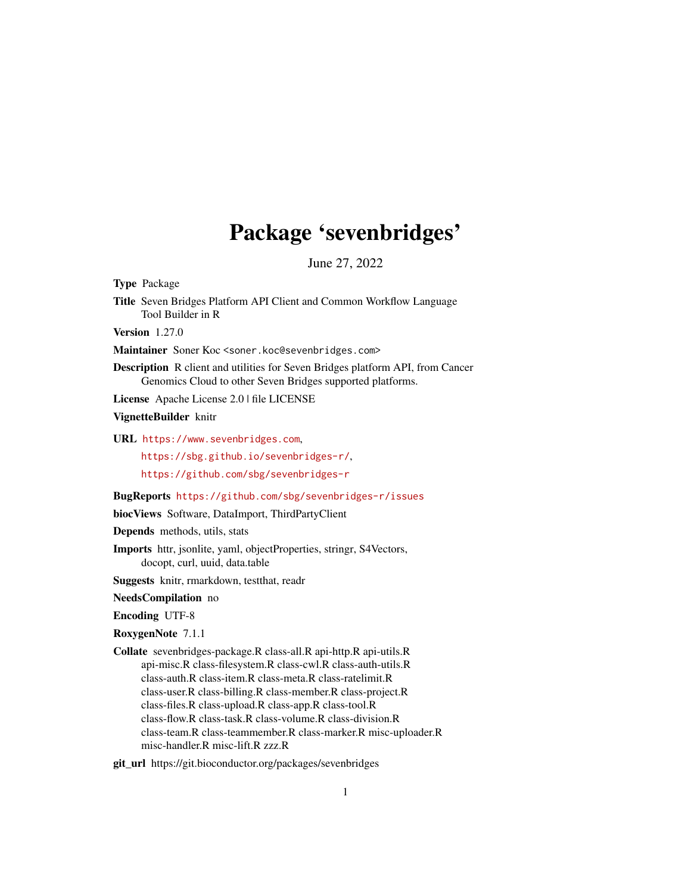# Package 'sevenbridges'

June 27, 2022

**Type** Package

**Title** Seven Bridges Platform API Client and Common Workflow Language Tool Builder in R

**Version** 1.27.0

**Maintainer** Soner Koc <soner.koc@sevenbridges.com>

**Description** R client and utilities for Seven Bridges platform API, from Cancer Genomics Cloud to other Seven Bridges supported platforms.

**License** Apache License 2.0 | file LICENSE

**VignetteBuilder** knitr

**URL** https://www.sevenbridges.com,
https://sbg.github.io/sevenbridges-r/,
https://github.com/sbg/sevenbridges-r

**BugReports** https://github.com/sbg/sevenbridges-r/issues

**biocViews** Software, DataImport, ThirdPartyClient

**Depends** methods, utils, stats

**Imports** httr, jsonlite, yaml, objectProperties, stringr, S4Vectors, docopt, curl, uuid, data.table

**Suggests** knitr, rmarkdown, testthat, readr

**NeedsCompilation** no

**Encoding** UTF-8

**RoxygenNote** 7.1.1

**Collate** sevenbridges-package.R class-all.R api-http.R api-utils.R api-misc.R class-filesystem.R class-cwl.R class-auth-utils.R class-auth.R class-item.R class-meta.R class-ratelimit.R class-user.R class-billing.R class-member.R class-project.R class-files.R class-upload.R class-app.R class-tool.R class-flow.R class-task.R class-volume.R class-division.R class-team.R class-teammember.R class-marker.R misc-uploader.R misc-handler.R misc-lift.R zzz.R

**git_url** https://git.bioconductor.org/packages/sevenbridges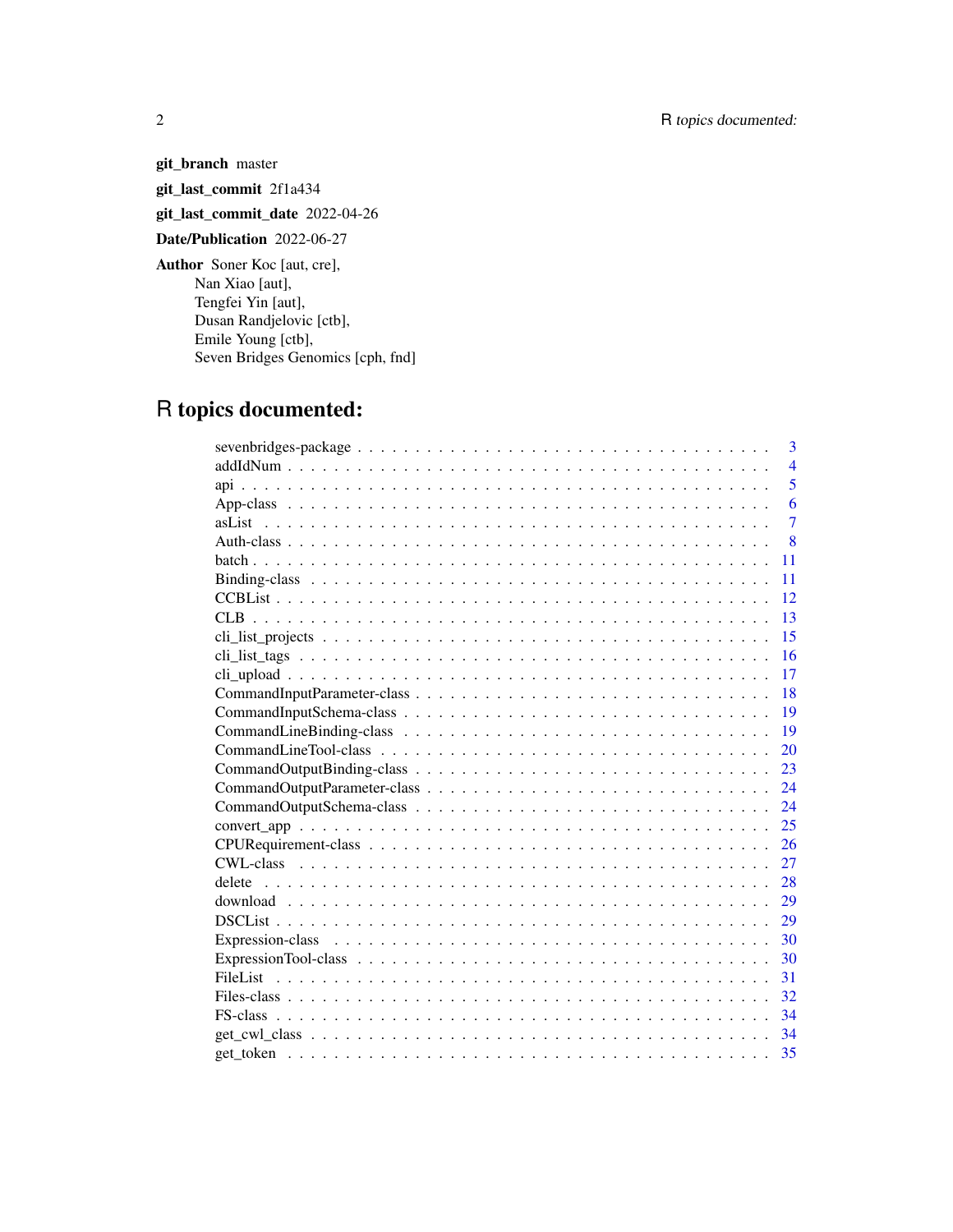**git_branch** master

**git_last_commit** 2f1a434

**git_last_commit_date** 2022-04-26

**Date/Publication** 2022-06-27

**Author** Soner Koc [aut, cre],
Nan Xiao [aut],
Tengfei Yin [aut],
Dusan Randjelovic [ctb],
Emile Young [ctb],
Seven Bridges Genomics [cph, fnd]

# R topics documented:

| | |
|---|---|
| sevenbridges-package | 3 |
| addIdNum | 4 |
| api | 5 |
| App-class | 6 |
| asList | 7 |
| Auth-class | 8 |
| batch | 11 |
| Binding-class | 11 |
| CCBList | 12 |
| CLB | 13 |
| cli_list_projects | 15 |
| cli_list_tags | 16 |
| cli_upload | 17 |
| CommandInputParameter-class | 18 |
| CommandInputSchema-class | 19 |
| CommandLineBinding-class | 19 |
| CommandLineTool-class | 20 |
| CommandOutputBinding-class | 23 |
| CommandOutputParameter-class | 24 |
| CommandOutputSchema-class | 24 |
| convert_app | 25 |
| CPURequirement-class | 26 |
| CWL-class | 27 |
| delete | 28 |
| download | 29 |
| DSCList | 29 |
| Expression-class | 30 |
| ExpressionTool-class | 30 |
| FileList | 31 |
| Files-class | 32 |
| FS-class | 34 |
| get_cwl_class | 34 |
| get_token | 35 |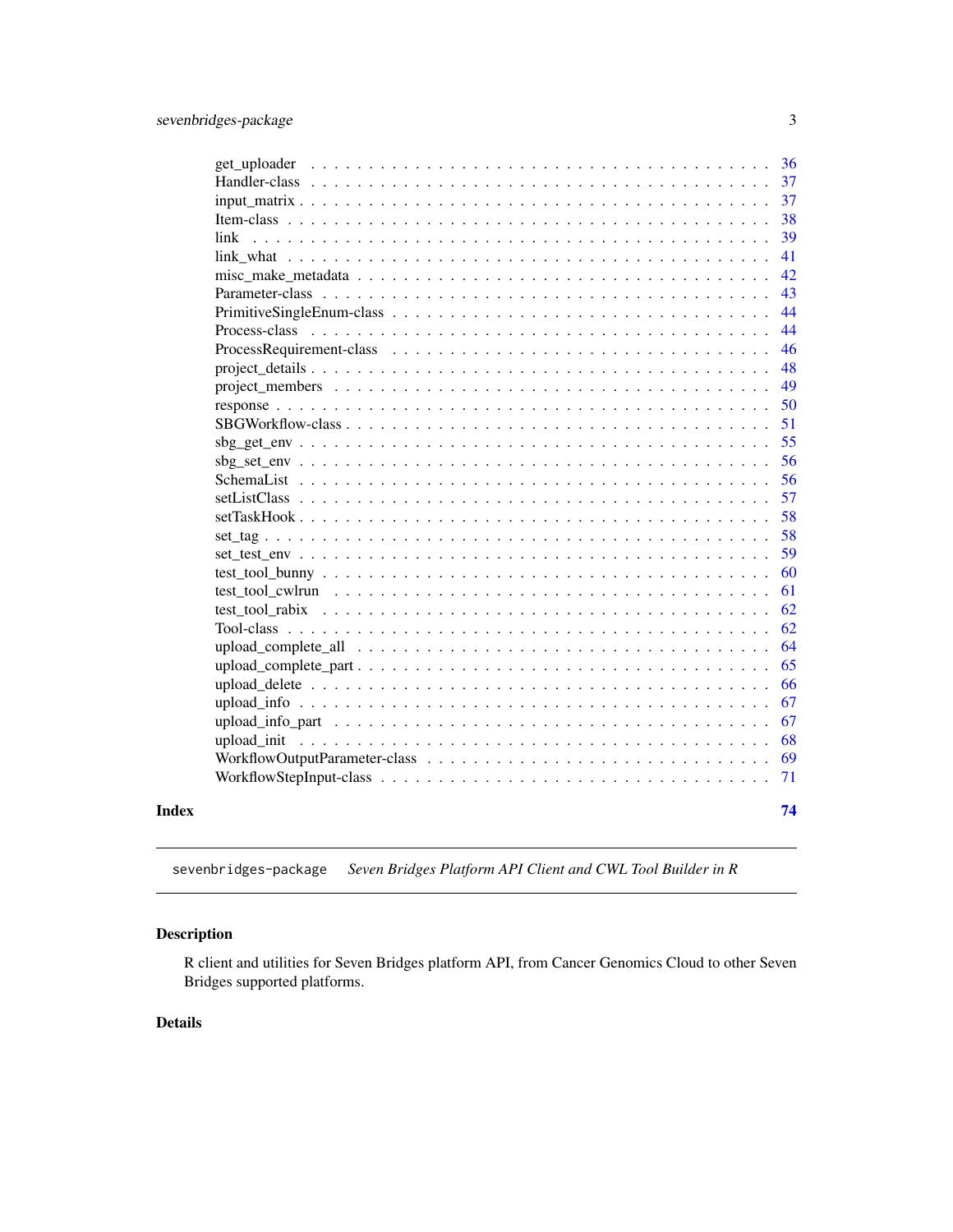get_uploader . . . . . . . . . . . . . . . . . . . . . . . . . . . . . . . . . . . . 36
Handler-class . . . . . . . . . . . . . . . . . . . . . . . . . . . . . . . . . . . . 37
input_matrix . . . . . . . . . . . . . . . . . . . . . . . . . . . . . . . . . . . . 37
Item-class . . . . . . . . . . . . . . . . . . . . . . . . . . . . . . . . . . . . 38
link . . . . . . . . . . . . . . . . . . . . . . . . . . . . . . . . . . . . 39
link_what . . . . . . . . . . . . . . . . . . . . . . . . . . . . . . . . . . . . 41
misc_make_metadata . . . . . . . . . . . . . . . . . . . . . . . . . . . . . . . . . . . . 42
Parameter-class . . . . . . . . . . . . . . . . . . . . . . . . . . . . . . . . . . . . 43
PrimitiveSingleEnum-class . . . . . . . . . . . . . . . . . . . . . . . . . . . . . . . . . . . . 44
Process-class . . . . . . . . . . . . . . . . . . . . . . . . . . . . . . . . . . . . 44
ProcessRequirement-class . . . . . . . . . . . . . . . . . . . . . . . . . . . . . . . . . . . . 46
project_details . . . . . . . . . . . . . . . . . . . . . . . . . . . . . . . . . . . . 48
project_members . . . . . . . . . . . . . . . . . . . . . . . . . . . . . . . . . . . . 49
response . . . . . . . . . . . . . . . . . . . . . . . . . . . . . . . . . . . . 50
SBGWorkflow-class . . . . . . . . . . . . . . . . . . . . . . . . . . . . . . . . . . . . 51
sbg_get_env . . . . . . . . . . . . . . . . . . . . . . . . . . . . . . . . . . . . 55
sbg_set_env . . . . . . . . . . . . . . . . . . . . . . . . . . . . . . . . . . . . 56
SchemaList . . . . . . . . . . . . . . . . . . . . . . . . . . . . . . . . . . . . 56
setListClass . . . . . . . . . . . . . . . . . . . . . . . . . . . . . . . . . . . . 57
setTaskHook . . . . . . . . . . . . . . . . . . . . . . . . . . . . . . . . . . . . 58
set_tag . . . . . . . . . . . . . . . . . . . . . . . . . . . . . . . . . . . . 58
set_test_env . . . . . . . . . . . . . . . . . . . . . . . . . . . . . . . . . . . . 59
test_tool_bunny . . . . . . . . . . . . . . . . . . . . . . . . . . . . . . . . . . . . 60
test_tool_cwlrun . . . . . . . . . . . . . . . . . . . . . . . . . . . . . . . . . . . . 61
test_tool_rabix . . . . . . . . . . . . . . . . . . . . . . . . . . . . . . . . . . . . 62
Tool-class . . . . . . . . . . . . . . . . . . . . . . . . . . . . . . . . . . . . 62
upload_complete_all . . . . . . . . . . . . . . . . . . . . . . . . . . . . . . . . . . . . 64
upload_complete_part . . . . . . . . . . . . . . . . . . . . . . . . . . . . . . . . . . . . 65
upload_delete . . . . . . . . . . . . . . . . . . . . . . . . . . . . . . . . . . . . 66
upload_info . . . . . . . . . . . . . . . . . . . . . . . . . . . . . . . . . . . . 67
upload_info_part . . . . . . . . . . . . . . . . . . . . . . . . . . . . . . . . . . . . 67
upload_init . . . . . . . . . . . . . . . . . . . . . . . . . . . . . . . . . . . . 68
WorkflowOutputParameter-class . . . . . . . . . . . . . . . . . . . . . . . . . . . . . . . . . . . . 69
WorkflowStepInput-class . . . . . . . . . . . . . . . . . . . . . . . . . . . . . . . . . . . . 71

**Index** **74**

---

`sevenbridges-package` *Seven Bridges Platform API Client and CWL Tool Builder in R*

---

## Description

R client and utilities for Seven Bridges platform API, from Cancer Genomics Cloud to other Seven Bridges supported platforms.

## Details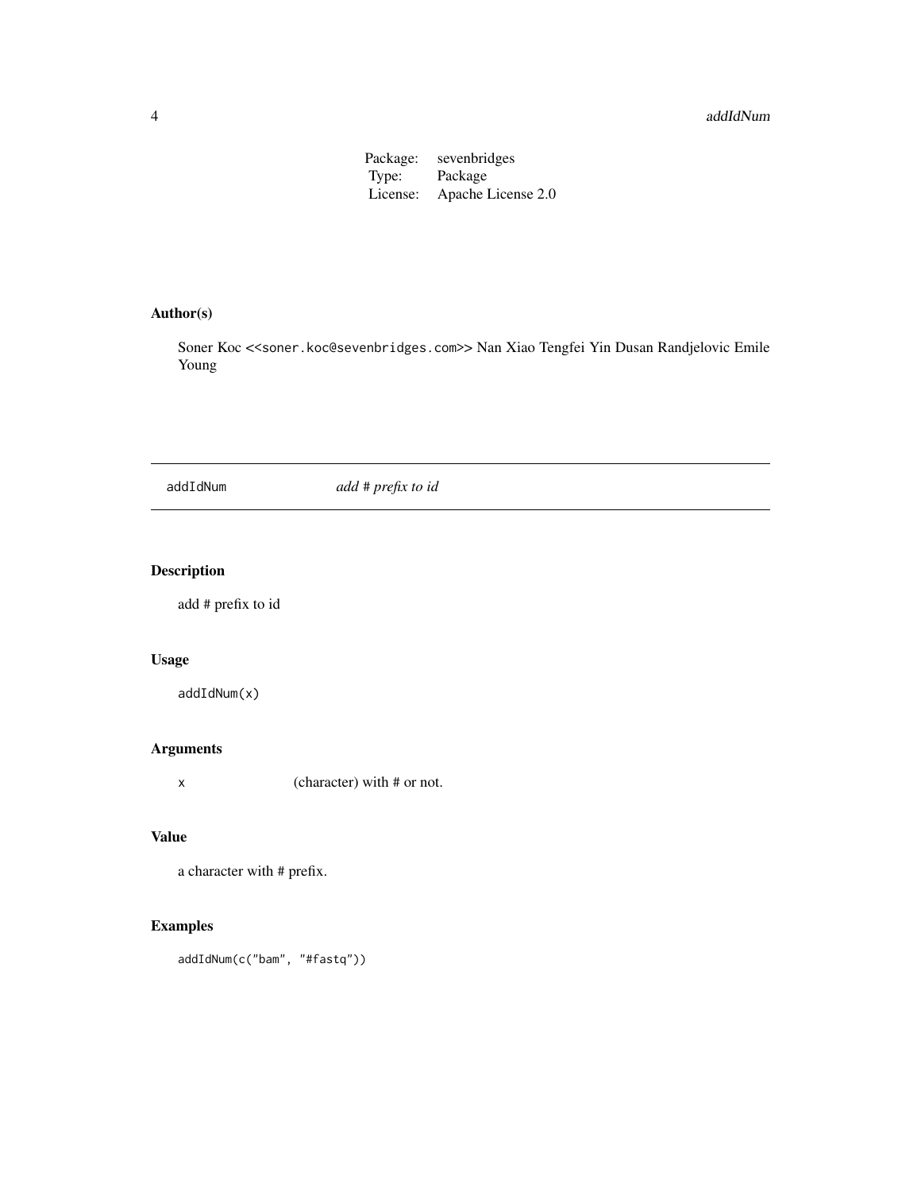| | |
|---|---|
| Package: | sevenbridges |
| Type: | Package |
| License: | Apache License 2.0 |

## Author(s)

Soner Koc <<soner.koc@sevenbridges.com>> Nan Xiao Tengfei Yin Dusan Randjelovic Emile Young

---

`addIdNum` *add # prefix to id*

---

## Description

add # prefix to id

## Usage

```
addIdNum(x)
```

## Arguments

| | |
|---|---|
| x | (character) with # or not. |

## Value

a character with # prefix.

## Examples

```
addIdNum(c("bam", "#fastq"))
```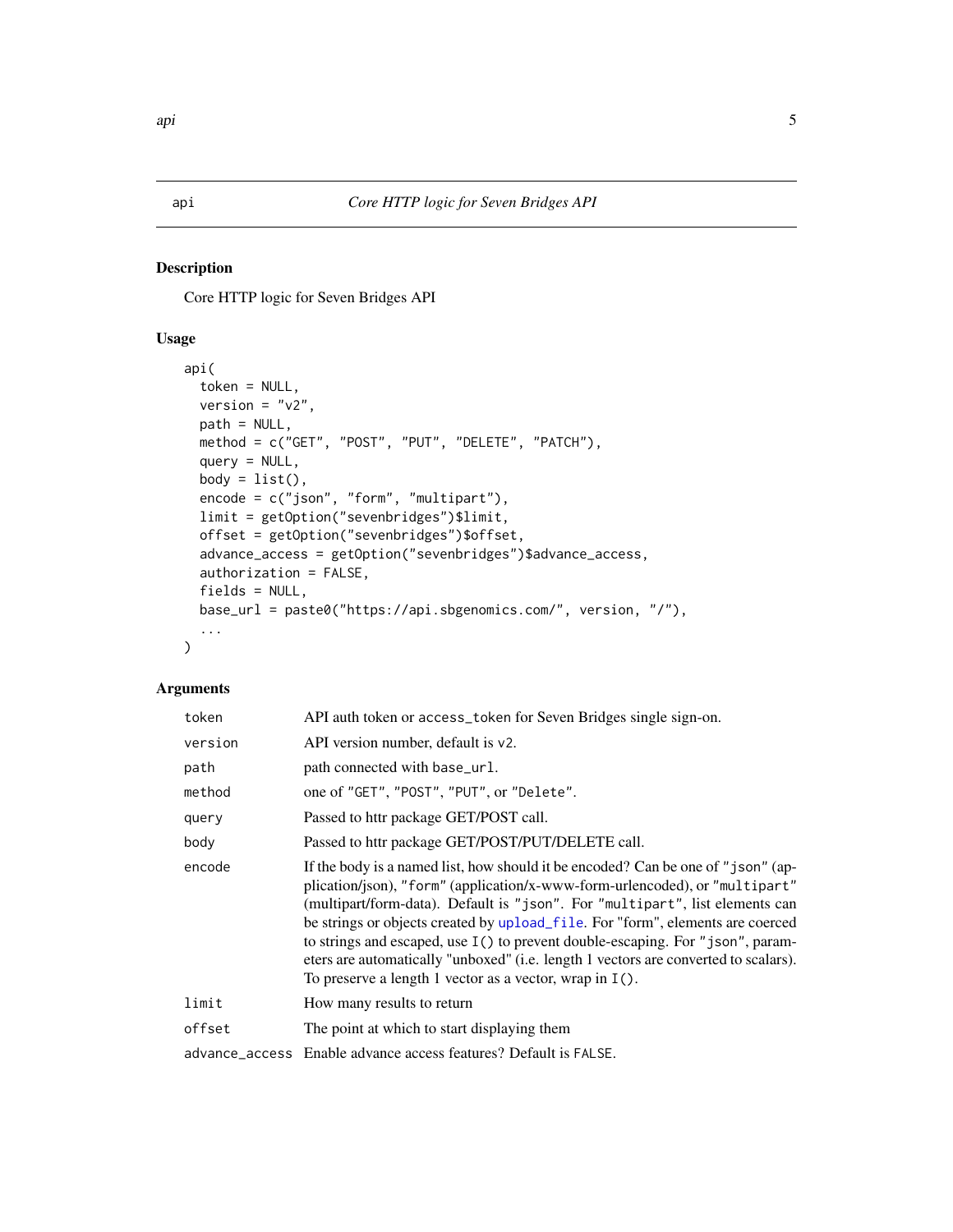api *Core HTTP logic for Seven Bridges API*

## Description

Core HTTP logic for Seven Bridges API

## Usage

```
api(
  token = NULL,
  version = "v2",
  path = NULL,
  method = c("GET", "POST", "PUT", "DELETE", "PATCH"),
  query = NULL,
  body = list(),
  encode = c("json", "form", "multipart"),
  limit = getOption("sevenbridges")$limit,
  offset = getOption("sevenbridges")$offset,
  advance_access = getOption("sevenbridges")$advance_access,
  authorization = FALSE,
  fields = NULL,
  base_url = paste0("https://api.sbgenomics.com/", version, "/"),
  ...
)
```

## Arguments

| | |
|---|---|
| `token` | API auth token or `access_token` for Seven Bridges single sign-on. |
| `version` | API version number, default is `v2`. |
| `path` | path connected with `base_url`. |
| `method` | one of `"GET"`, `"POST"`, `"PUT"`, or `"Delete"`. |
| `query` | Passed to httr package GET/POST call. |
| `body` | Passed to httr package GET/POST/PUT/DELETE call. |
| `encode` | If the body is a named list, how should it be encoded? Can be one of `"json"` (application/json), `"form"` (application/x-www-form-urlencoded), or `"multipart"` (multipart/form-data). Default is `"json"`. For `"multipart"`, list elements can be strings or objects created by `upload_file`. For "form", elements are coerced to strings and escaped, use `I()` to prevent double-escaping. For `"json"`, parameters are automatically "unboxed" (i.e. length 1 vectors are converted to scalars). To preserve a length 1 vector as a vector, wrap in `I()`. |
| `limit` | How many results to return |
| `offset` | The point at which to start displaying them |
| `advance_access` | Enable advance access features? Default is `FALSE`. |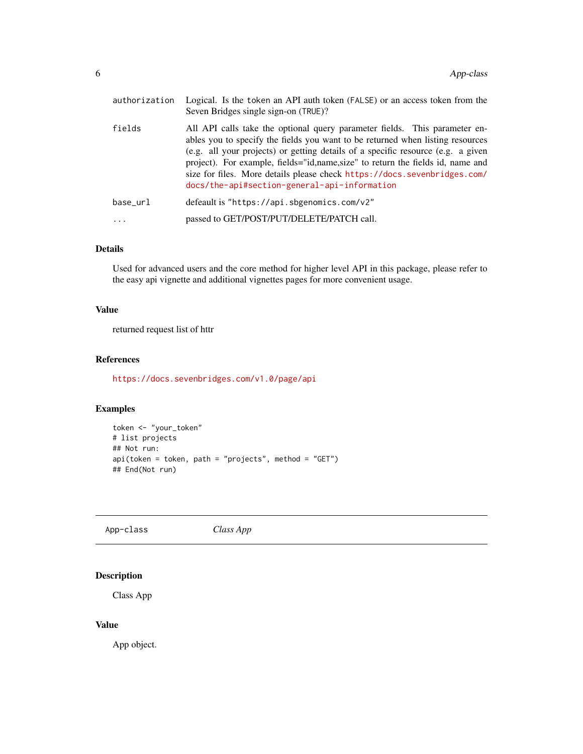| | |
|---|---|
| authorization | Logical. Is the token an API auth token (FALSE) or an access token from the Seven Bridges single sign-on (TRUE)? |
| fields | All API calls take the optional query parameter fields. This parameter enables you to specify the fields you want to be returned when listing resources (e.g. all your projects) or getting details of a specific resource (e.g. a given project). For example, fields="id,name,size" to return the fields id, name and size for files. More details please check https://docs.sevenbridges.com/docs/the-api#section-general-api-information |
| base_url | default is "https://api.sbgenomics.com/v2" |
| ... | passed to GET/POST/PUT/DELETE/PATCH call. |

### Details

Used for advanced users and the core method for higher level API in this package, please refer to the easy api vignette and additional vignettes pages for more convenient usage.

### Value

returned request list of httr

### References

https://docs.sevenbridges.com/v1.0/page/api

### Examples

```
token <- "your_token"
# list projects
## Not run:
api(token = token, path = "projects", method = "GET")
## End(Not run)
```

---

## App-class — *Class App*

---

### Description

Class App

### Value

App object.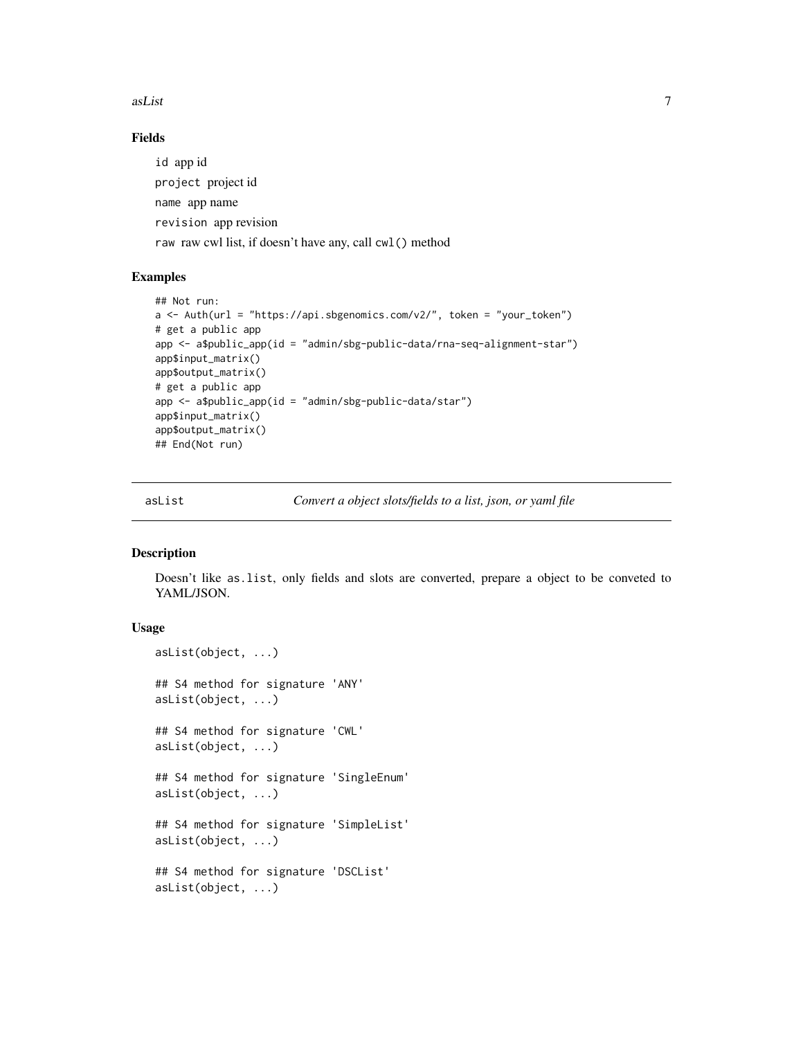### Fields

`id` app id

`project` project id

`name` app name

`revision` app revision

`raw` raw cwl list, if doesn't have any, call `cwl()` method

### Examples

```
## Not run:
a <- Auth(url = "https://api.sbgenomics.com/v2/", token = "your_token")
# get a public app
app <- a$public_app(id = "admin/sbg-public-data/rna-seq-alignment-star")
app$input_matrix()
app$output_matrix()
# get a public app
app <- a$public_app(id = "admin/sbg-public-data/star")
app$input_matrix()
app$output_matrix()
## End(Not run)
```

---

## asList — *Convert a object slots/fields to a list, json, or yaml file*

---

### Description

Doesn't like `as.list`, only fields and slots are converted, prepare a object to be conveted to YAML/JSON.

### Usage

```
asList(object, ...)

## S4 method for signature 'ANY'
asList(object, ...)

## S4 method for signature 'CWL'
asList(object, ...)

## S4 method for signature 'SingleEnum'
asList(object, ...)

## S4 method for signature 'SimpleList'
asList(object, ...)

## S4 method for signature 'DSCList'
asList(object, ...)
```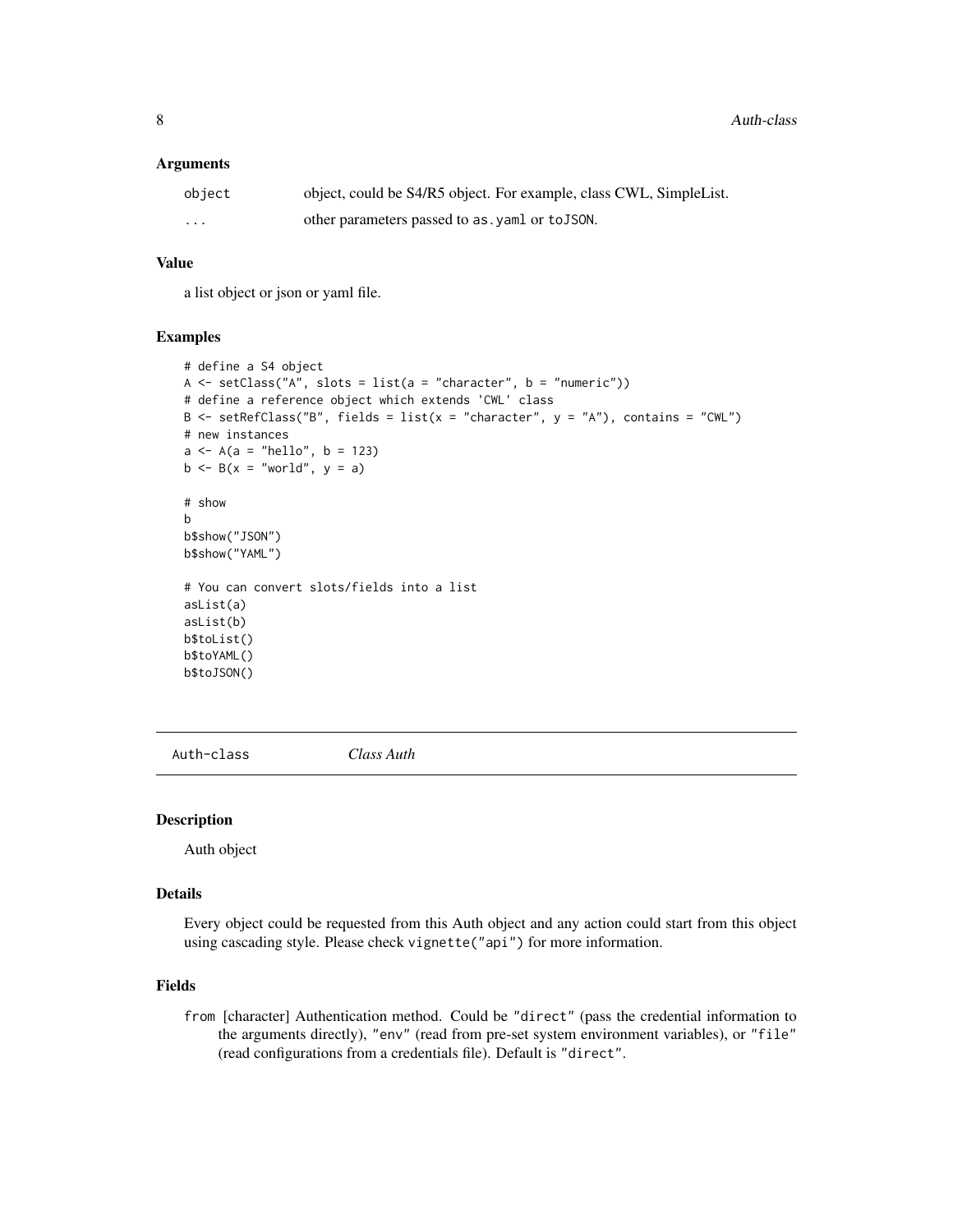### Arguments

| | |
|---|---|
| `object` | object, could be S4/R5 object. For example, class CWL, SimpleList. |
| `...` | other parameters passed to `as.yaml` or `toJSON`. |

### Value

a list object or json or yaml file.

### Examples

```
# define a S4 object
A <- setClass("A", slots = list(a = "character", b = "numeric"))
# define a reference object which extends 'CWL' class
B <- setRefClass("B", fields = list(x = "character", y = "A"), contains = "CWL")
# new instances
a <- A(a = "hello", b = 123)
b <- B(x = "world", y = a)

# show
b
b$show("JSON")
b$show("YAML")

# You can convert slots/fields into a list
asList(a)
asList(b)
b$toList()
b$toYAML()
b$toJSON()
```

---

## Auth-class *Class Auth*

### Description

Auth object

### Details

Every object could be requested from this Auth object and any action could start from this object using cascading style. Please check `vignette("api")` for more information.

### Fields

`from` [character] Authentication method. Could be `"direct"` (pass the credential information to the arguments directly), `"env"` (read from pre-set system environment variables), or `"file"` (read configurations from a credentials file). Default is `"direct"`.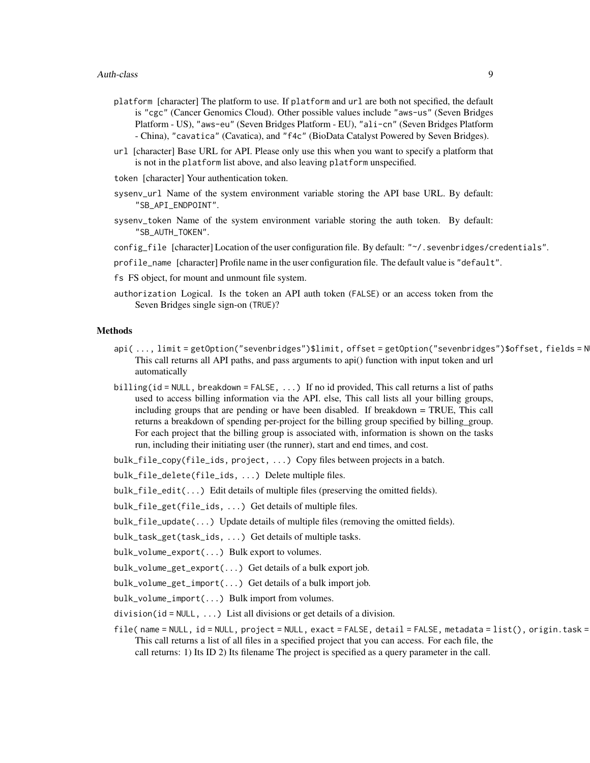`platform` [character] The platform to use. If `platform` and `url` are both not specified, the default is `"cgc"` (Cancer Genomics Cloud). Other possible values include `"aws-us"` (Seven Bridges Platform - US), `"aws-eu"` (Seven Bridges Platform - EU), `"ali-cn"` (Seven Bridges Platform - China), `"cavatica"` (Cavatica), and `"f4c"` (BioData Catalyst Powered by Seven Bridges).

`url` [character] Base URL for API. Please only use this when you want to specify a platform that is not in the `platform` list above, and also leaving `platform` unspecified.

`token` [character] Your authentication token.

`sysenv_url` Name of the system environment variable storing the API base URL. By default: `"SB_API_ENDPOINT"`.

`sysenv_token` Name of the system environment variable storing the auth token. By default: `"SB_AUTH_TOKEN"`.

`config_file` [character] Location of the user configuration file. By default: `"~/.sevenbridges/credentials"`.

`profile_name` [character] Profile name in the user configuration file. The default value is `"default"`.

`fs` FS object, for mount and unmount file system.

`authorization` Logical. Is the `token` an API auth token (`FALSE`) or an access token from the Seven Bridges single sign-on (`TRUE`)?

## Methods

`api( ..., limit = getOption("sevenbridges")$limit, offset = getOption("sevenbridges")$offset, fields = NU` This call returns all API paths, and pass arguments to api() function with input token and url automatically

`billing(id = NULL, breakdown = FALSE, ...)` If no id provided, This call returns a list of paths used to access billing information via the API. else, This call lists all your billing groups, including groups that are pending or have been disabled. If breakdown = TRUE, This call returns a breakdown of spending per-project for the billing group specified by billing_group. For each project that the billing group is associated with, information is shown on the tasks run, including their initiating user (the runner), start and end times, and cost.

`bulk_file_copy(file_ids, project, ...)` Copy files between projects in a batch.

`bulk_file_delete(file_ids, ...)` Delete multiple files.

`bulk_file_edit(...)` Edit details of multiple files (preserving the omitted fields).

`bulk_file_get(file_ids, ...)` Get details of multiple files.

`bulk_file_update(...)` Update details of multiple files (removing the omitted fields).

`bulk_task_get(task_ids, ...)` Get details of multiple tasks.

`bulk_volume_export(...)` Bulk export to volumes.

`bulk_volume_get_export(...)` Get details of a bulk export job.

`bulk_volume_get_import(...)` Get details of a bulk import job.

`bulk_volume_import(...)` Bulk import from volumes.

`division(id = NULL, ...)` List all divisions or get details of a division.

`file( name = NULL, id = NULL, project = NULL, exact = FALSE, detail = FALSE, metadata = list(), origin.task =` This call returns a list of all files in a specified project that you can access. For each file, the call returns: 1) Its ID 2) Its filename The project is specified as a query parameter in the call.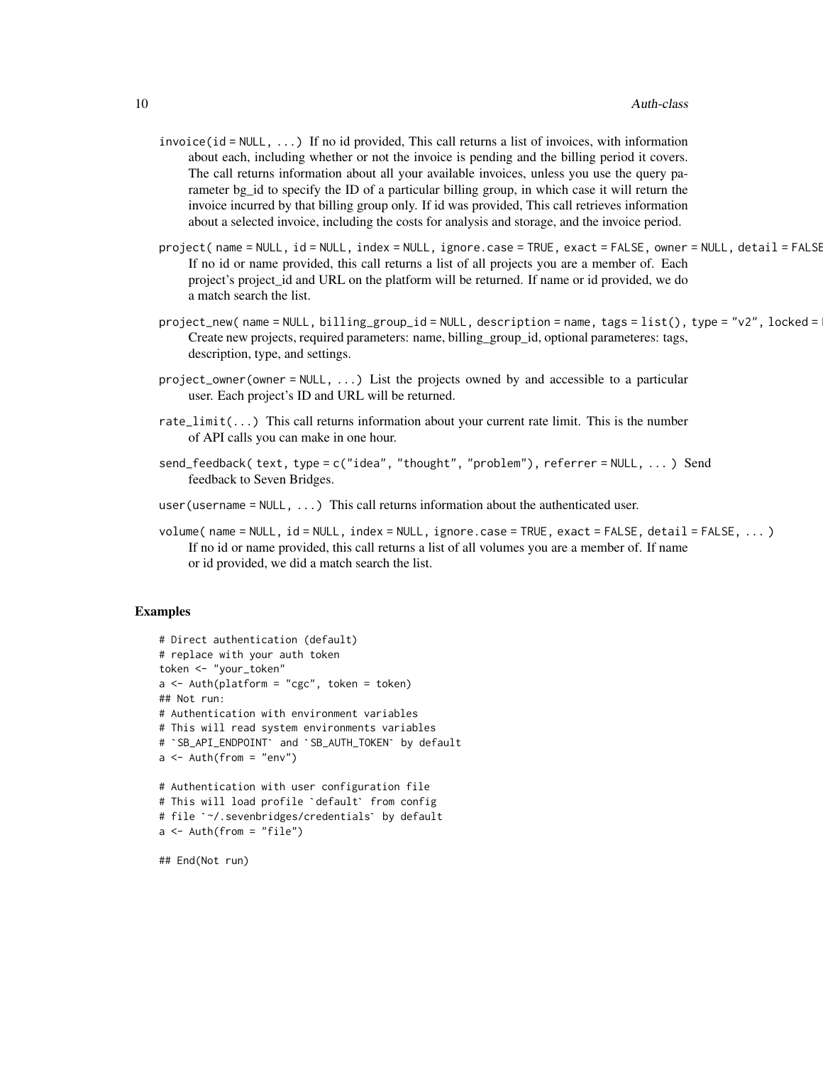`invoice(id = NULL, ...)` If no id provided, This call returns a list of invoices, with information about each, including whether or not the invoice is pending and the billing period it covers. The call returns information about all your available invoices, unless you use the query parameter bg_id to specify the ID of a particular billing group, in which case it will return the invoice incurred by that billing group only. If id was provided, This call retrieves information about a selected invoice, including the costs for analysis and storage, and the invoice period.

`project( name = NULL, id = NULL, index = NULL, ignore.case = TRUE, exact = FALSE, owner = NULL, detail = FALSE` If no id or name provided, this call returns a list of all projects you are a member of. Each project's project_id and URL on the platform will be returned. If name or id provided, we do a match search the list.

`project_new( name = NULL, billing_group_id = NULL, description = name, tags = list(), type = "v2", locked =` Create new projects, required parameters: name, billing_group_id, optional parameteres: tags, description, type, and settings.

`project_owner(owner = NULL, ...)` List the projects owned by and accessible to a particular user. Each project's ID and URL will be returned.

`rate_limit(...)` This call returns information about your current rate limit. This is the number of API calls you can make in one hour.

`send_feedback( text, type = c("idea", "thought", "problem"), referrer = NULL, ... )` Send feedback to Seven Bridges.

`user(username = NULL, ...)` This call returns information about the authenticated user.

`volume( name = NULL, id = NULL, index = NULL, ignore.case = TRUE, exact = FALSE, detail = FALSE, ... )` If no id or name provided, this call returns a list of all volumes you are a member of. If name or id provided, we did a match search the list.

## Examples

```
# Direct authentication (default)
# replace with your auth token
token <- "your_token"
a <- Auth(platform = "cgc", token = token)
## Not run:
# Authentication with environment variables
# This will read system environments variables
# `SB_API_ENDPOINT` and `SB_AUTH_TOKEN` by default
a <- Auth(from = "env")

# Authentication with user configuration file
# This will load profile `default` from config
# file `~/.sevenbridges/credentials` by default
a <- Auth(from = "file")

## End(Not run)
```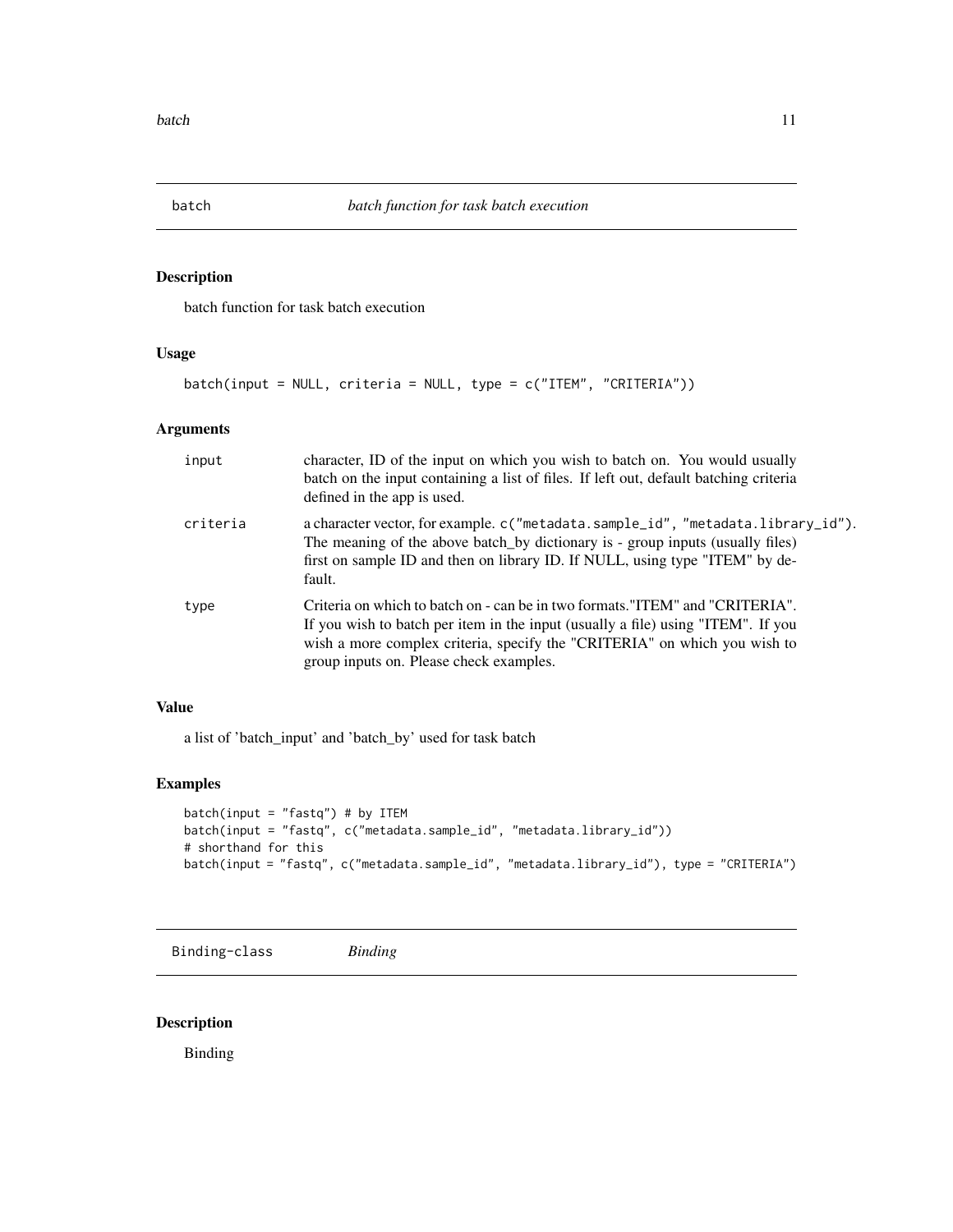# batch — *batch function for task batch execution*

## Description

batch function for task batch execution

## Usage

```
batch(input = NULL, criteria = NULL, type = c("ITEM", "CRITERIA"))
```

## Arguments

| | |
|---|---|
| input | character, ID of the input on which you wish to batch on. You would usually batch on the input containing a list of files. If left out, default batching criteria defined in the app is used. |
| criteria | a character vector, for example. `c("metadata.sample_id", "metadata.library_id")`. The meaning of the above batch_by dictionary is - group inputs (usually files) first on sample ID and then on library ID. If NULL, using type "ITEM" by default. |
| type | Criteria on which to batch on - can be in two formats."ITEM" and "CRITERIA". If you wish to batch per item in the input (usually a file) using "ITEM". If you wish a more complex criteria, specify the "CRITERIA" on which you wish to group inputs on. Please check examples. |

## Value

a list of 'batch_input' and 'batch_by' used for task batch

## Examples

```
batch(input = "fastq") # by ITEM
batch(input = "fastq", c("metadata.sample_id", "metadata.library_id"))
# shorthand for this
batch(input = "fastq", c("metadata.sample_id", "metadata.library_id"), type = "CRITERIA")
```

# Binding-class — *Binding*

## Description

Binding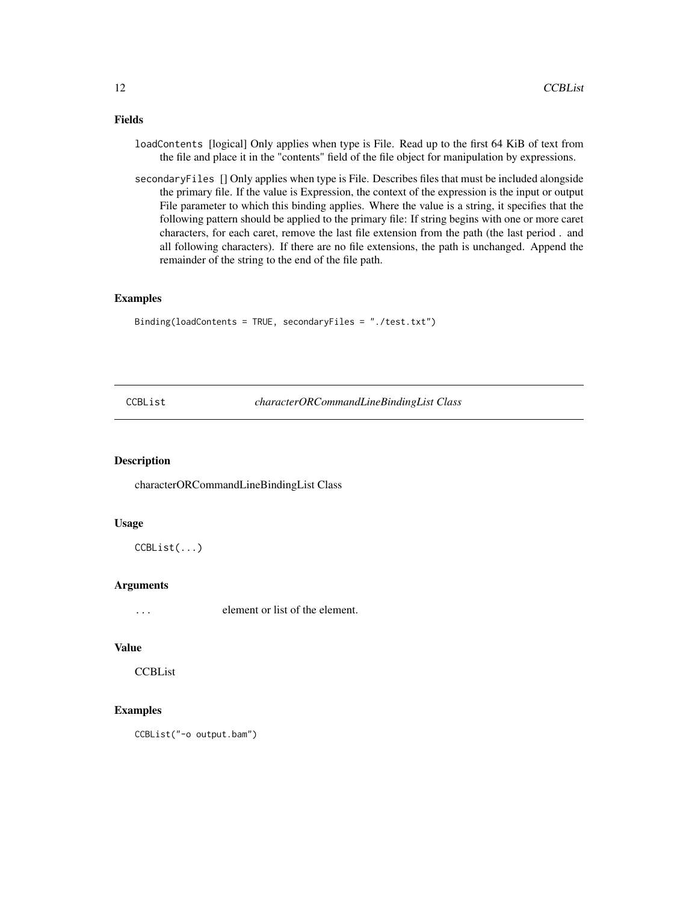### Fields

`loadContents` [logical] Only applies when type is File. Read up to the first 64 KiB of text from the file and place it in the "contents" field of the file object for manipulation by expressions.

`secondaryFiles` [] Only applies when type is File. Describes files that must be included alongside the primary file. If the value is Expression, the context of the expression is the input or output File parameter to which this binding applies. Where the value is a string, it specifies that the following pattern should be applied to the primary file: If string begins with one or more caret characters, for each caret, remove the last file extension from the path (the last period . and all following characters). If there are no file extensions, the path is unchanged. Append the remainder of the string to the end of the file path.

### Examples

```
Binding(loadContents = TRUE, secondaryFiles = "./test.txt")
```

---

## CCBList — *characterORCommandLineBindingList Class*

---

### Description

characterORCommandLineBindingList Class

### Usage

```
CCBList(...)
```

### Arguments

`...` element or list of the element.

### Value

CCBList

### Examples

```
CCBList("-o output.bam")
```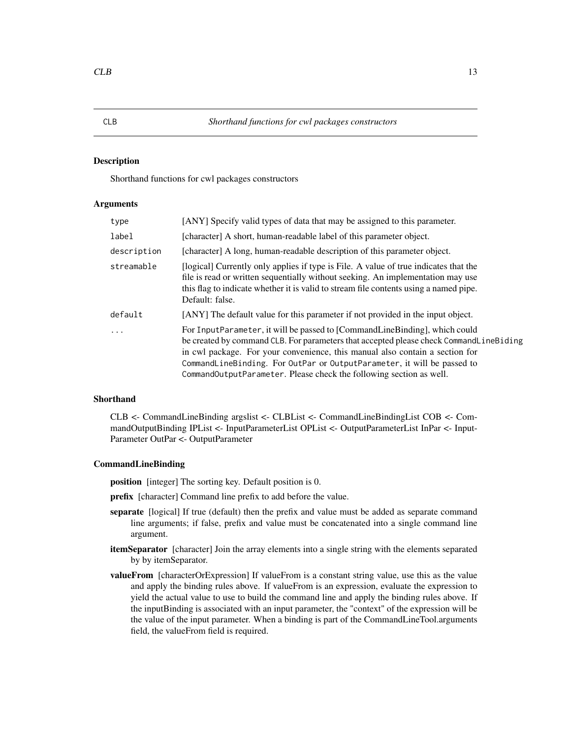CLB — *Shorthand functions for cwl packages constructors*

### Description

Shorthand functions for cwl packages constructors

### Arguments

| | |
|---|---|
| `type` | [ANY] Specify valid types of data that may be assigned to this parameter. |
| `label` | [character] A short, human-readable label of this parameter object. |
| `description` | [character] A long, human-readable description of this parameter object. |
| `streamable` | [logical] Currently only applies if type is File. A value of true indicates that the file is read or written sequentially without seeking. An implementation may use this flag to indicate whether it is valid to stream file contents using a named pipe. Default: false. |
| `default` | [ANY] The default value for this parameter if not provided in the input object. |
| `...` | For `InputParameter`, it will be passed to [CommandLineBinding], which could be created by command `CLB`. For parameters that accepted please check `CommandLineBiding` in cwl package. For your convenience, this manual also contain a section for `CommandLineBinding`. For `OutPar` or `OutputParameter`, it will be passed to `CommandOutputParameter`. Please check the following section as well. |

### Shorthand

CLB <- CommandLineBinding argslist <- CLBList <- CommandLineBindingList COB <- CommandOutputBinding IPList <- InputParameterList OPList <- OutputParameterList InPar <- InputParameter OutPar <- OutputParameter

### CommandLineBinding

**position** [integer] The sorting key. Default position is 0.

**prefix** [character] Command line prefix to add before the value.

**separate** [logical] If true (default) then the prefix and value must be added as separate command line arguments; if false, prefix and value must be concatenated into a single command line argument.

**itemSeparator** [character] Join the array elements into a single string with the elements separated by by itemSeparator.

**valueFrom** [characterOrExpression] If valueFrom is a constant string value, use this as the value and apply the binding rules above. If valueFrom is an expression, evaluate the expression to yield the actual value to use to build the command line and apply the binding rules above. If the inputBinding is associated with an input parameter, the "context" of the expression will be the value of the input parameter. When a binding is part of the CommandLineTool.arguments field, the valueFrom field is required.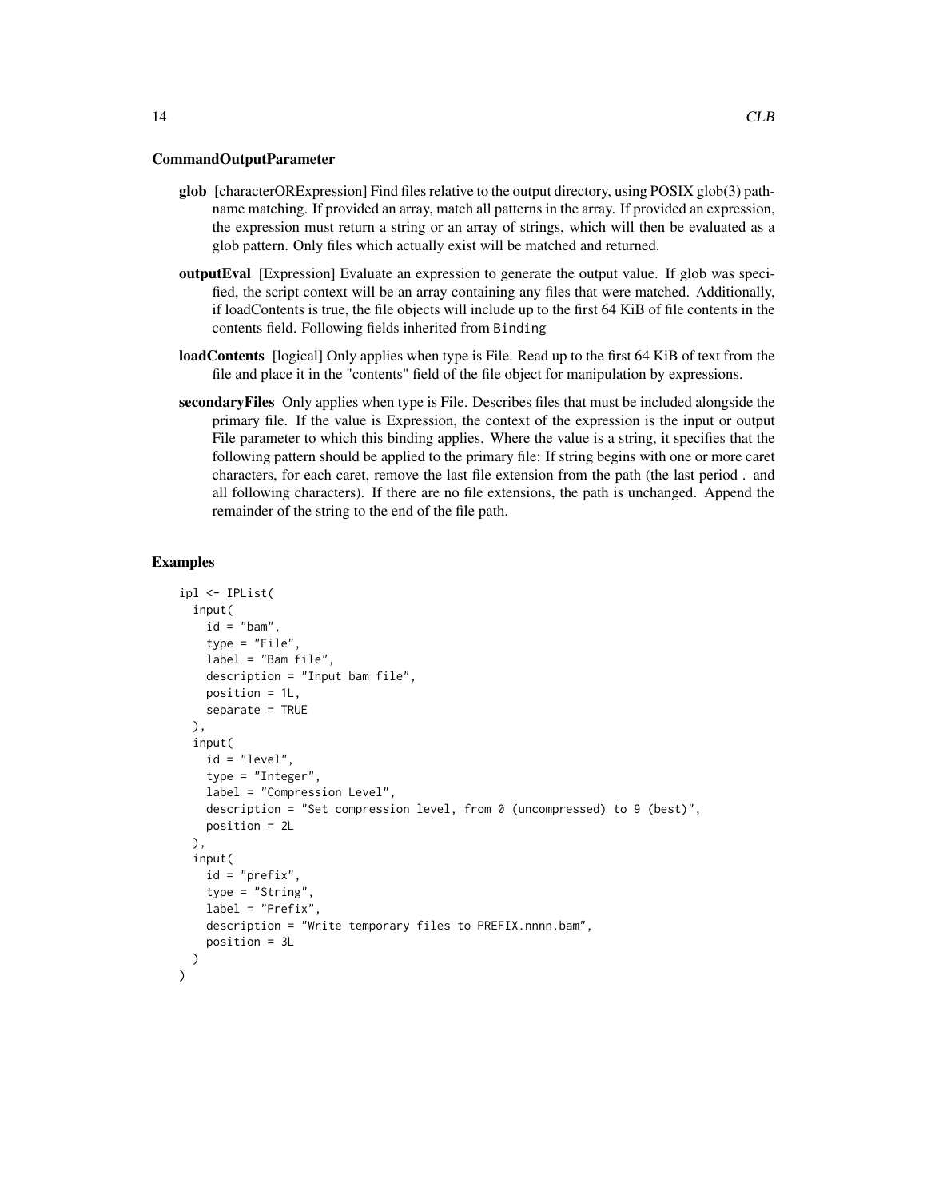### CommandOutputParameter

**glob** [characterORExpression] Find files relative to the output directory, using POSIX glob(3) pathname matching. If provided an array, match all patterns in the array. If provided an expression, the expression must return a string or an array of strings, which will then be evaluated as a glob pattern. Only files which actually exist will be matched and returned.

**outputEval** [Expression] Evaluate an expression to generate the output value. If glob was specified, the script context will be an array containing any files that were matched. Additionally, if loadContents is true, the file objects will include up to the first 64 KiB of file contents in the contents field. Following fields inherited from `Binding`

**loadContents** [logical] Only applies when type is File. Read up to the first 64 KiB of text from the file and place it in the "contents" field of the file object for manipulation by expressions.

**secondaryFiles** Only applies when type is File. Describes files that must be included alongside the primary file. If the value is Expression, the context of the expression is the input or output File parameter to which this binding applies. Where the value is a string, it specifies that the following pattern should be applied to the primary file: If string begins with one or more caret characters, for each caret, remove the last file extension from the path (the last period . and all following characters). If there are no file extensions, the path is unchanged. Append the remainder of the string to the end of the file path.

## Examples

```
ipl <- IPList(
  input(
    id = "bam",
    type = "File",
    label = "Bam file",
    description = "Input bam file",
    position = 1L,
    separate = TRUE
  ),
  input(
    id = "level",
    type = "Integer",
    label = "Compression Level",
    description = "Set compression level, from 0 (uncompressed) to 9 (best)",
    position = 2L
  ),
  input(
    id = "prefix",
    type = "String",
    label = "Prefix",
    description = "Write temporary files to PREFIX.nnnn.bam",
    position = 3L
  )
)
```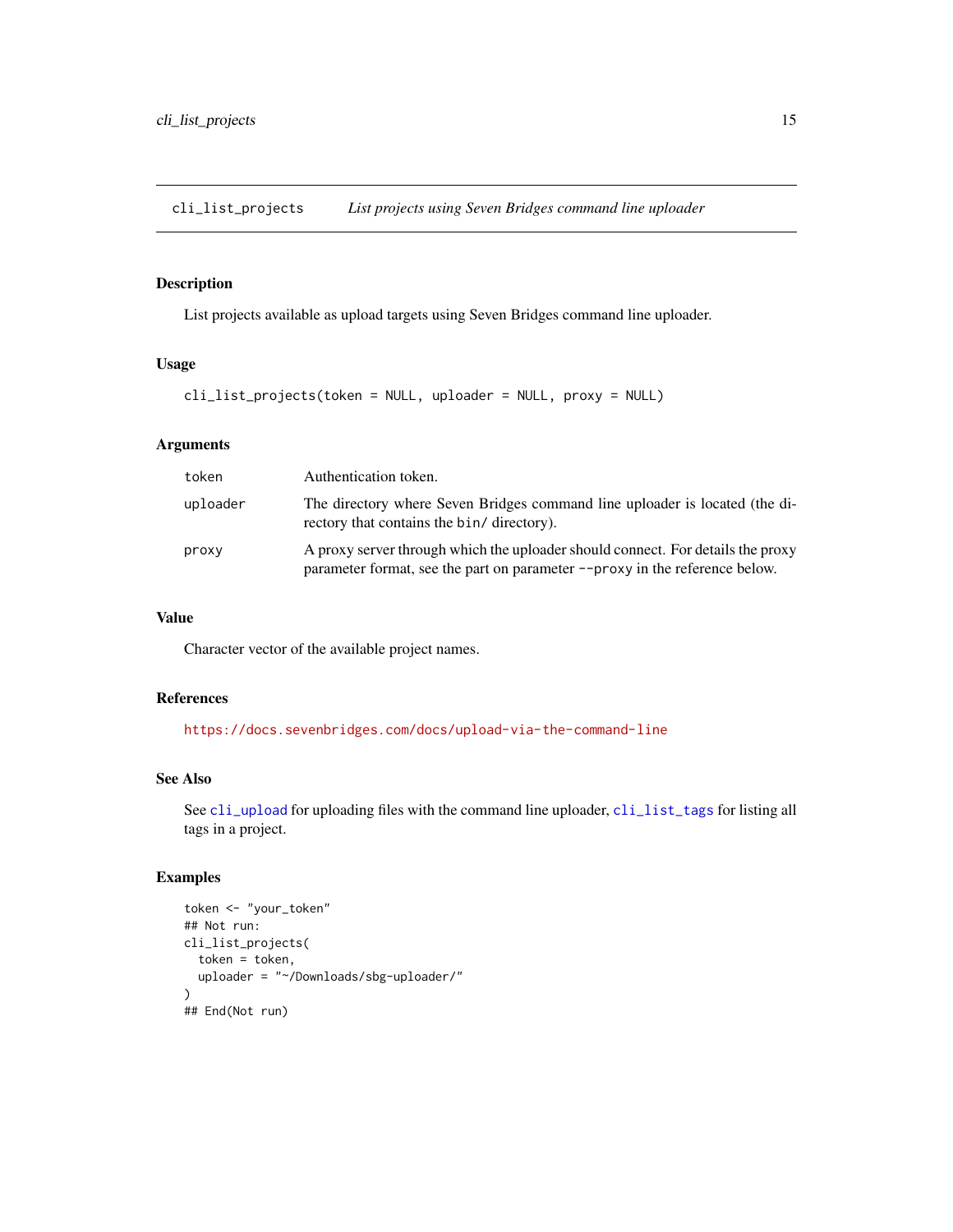## cli_list_projects — *List projects using Seven Bridges command line uploader*

### Description

List projects available as upload targets using Seven Bridges command line uploader.

### Usage

```
cli_list_projects(token = NULL, uploader = NULL, proxy = NULL)
```

### Arguments

| | |
|---|---|
| `token` | Authentication token. |
| `uploader` | The directory where Seven Bridges command line uploader is located (the directory that contains the `bin/` directory). |
| `proxy` | A proxy server through which the uploader should connect. For details the proxy parameter format, see the part on parameter `--proxy` in the reference below. |

### Value

Character vector of the available project names.

### References

https://docs.sevenbridges.com/docs/upload-via-the-command-line

### See Also

See `cli_upload` for uploading files with the command line uploader, `cli_list_tags` for listing all tags in a project.

### Examples

```
token <- "your_token"
## Not run:
cli_list_projects(
  token = token,
  uploader = "~/Downloads/sbg-uploader/"
)
## End(Not run)
```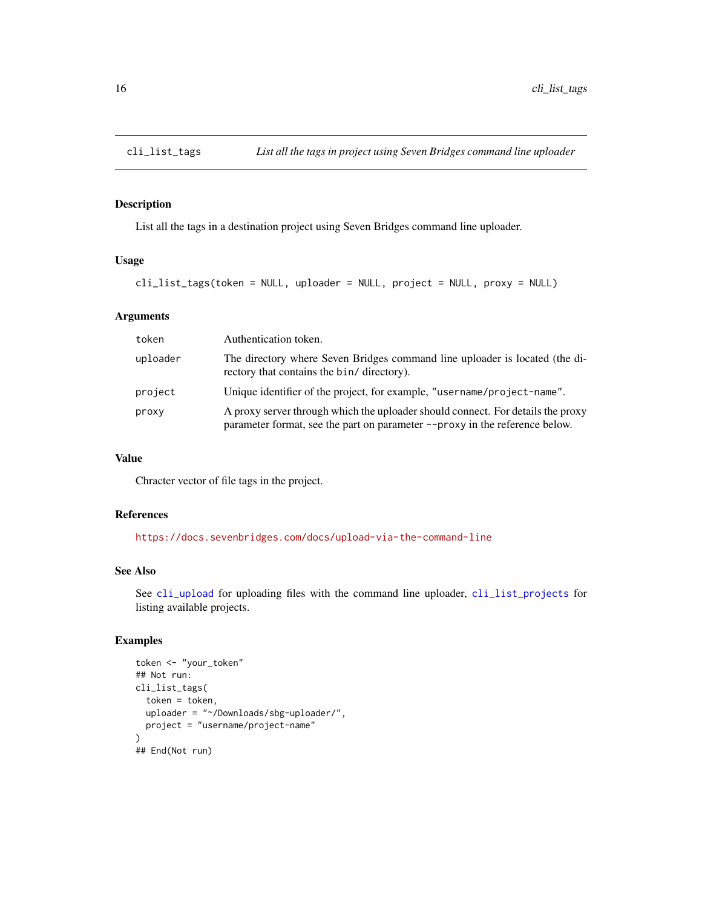# cli_list_tags

*List all the tags in project using Seven Bridges command line uploader*

## Description

List all the tags in a destination project using Seven Bridges command line uploader.

## Usage

```
cli_list_tags(token = NULL, uploader = NULL, project = NULL, proxy = NULL)
```

## Arguments

| | |
|---|---|
| token | Authentication token. |
| uploader | The directory where Seven Bridges command line uploader is located (the directory that contains the `bin/` directory). |
| project | Unique identifier of the project, for example, `"username/project-name"`. |
| proxy | A proxy server through which the uploader should connect. For details the proxy parameter format, see the part on parameter `--proxy` in the reference below. |

## Value

Chracter vector of file tags in the project.

## References

https://docs.sevenbridges.com/docs/upload-via-the-command-line

## See Also

See `cli_upload` for uploading files with the command line uploader, `cli_list_projects` for listing available projects.

## Examples

```
token <- "your_token"
## Not run:
cli_list_tags(
  token = token,
  uploader = "~/Downloads/sbg-uploader/",
  project = "username/project-name"
)
## End(Not run)
```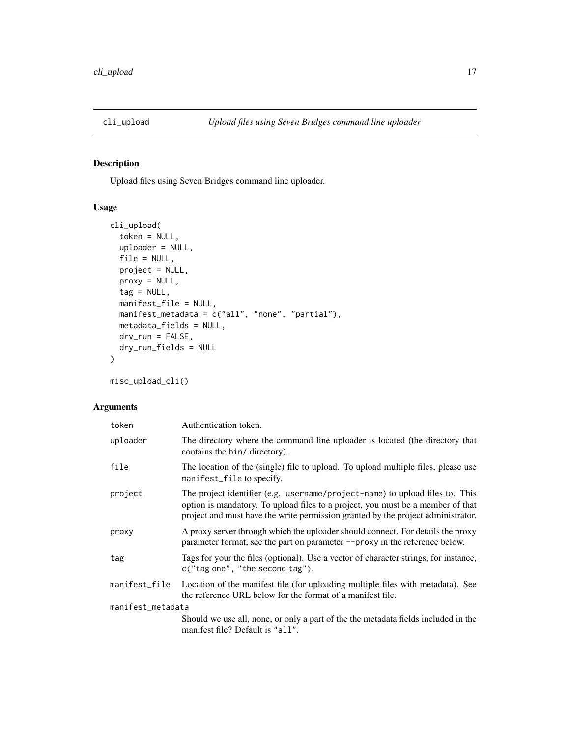# cli_upload *Upload files using Seven Bridges command line uploader*

## Description

Upload files using Seven Bridges command line uploader.

## Usage

```
cli_upload(
  token = NULL,
  uploader = NULL,
  file = NULL,
  project = NULL,
  proxy = NULL,
  tag = NULL,
  manifest_file = NULL,
  manifest_metadata = c("all", "none", "partial"),
  metadata_fields = NULL,
  dry_run = FALSE,
  dry_run_fields = NULL
)

misc_upload_cli()
```

## Arguments

| | |
|---|---|
| `token` | Authentication token. |
| `uploader` | The directory where the command line uploader is located (the directory that contains the `bin/` directory). |
| `file` | The location of the (single) file to upload. To upload multiple files, please use `manifest_file` to specify. |
| `project` | The project identifier (e.g. `username/project-name`) to upload files to. This option is mandatory. To upload files to a project, you must be a member of that project and must have the write permission granted by the project administrator. |
| `proxy` | A proxy server through which the uploader should connect. For details the proxy parameter format, see the part on parameter `--proxy` in the reference below. |
| `tag` | Tags for your the files (optional). Use a vector of character strings, for instance, `c("tag one", "the second tag")`. |
| `manifest_file` | Location of the manifest file (for uploading multiple files with metadata). See the reference URL below for the format of a manifest file. |
| `manifest_metadata` | Should we use all, none, or only a part of the the metadata fields included in the manifest file? Default is `"all"`. |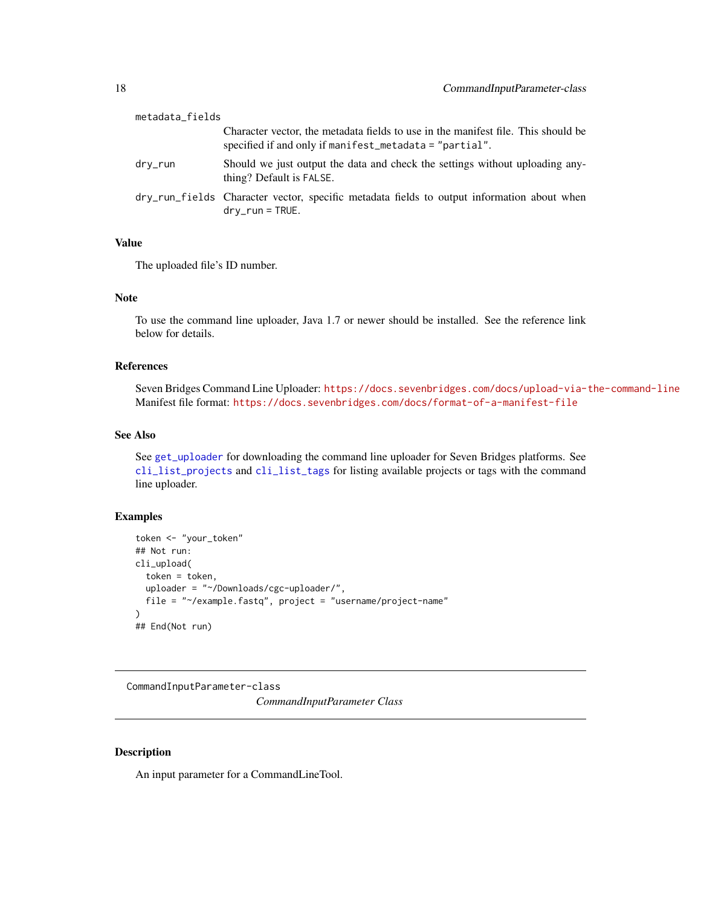metadata_fields
: Character vector, the metadata fields to use in the manifest file. This should be specified if and only if `manifest_metadata = "partial"`.

dry_run
: Should we just output the data and check the settings without uploading anything? Default is `FALSE`.

dry_run_fields
: Character vector, specific metadata fields to output information about when `dry_run = TRUE`.

### Value

The uploaded file's ID number.

### Note

To use the command line uploader, Java 1.7 or newer should be installed. See the reference link below for details.

### References

Seven Bridges Command Line Uploader: https://docs.sevenbridges.com/docs/upload-via-the-command-line
Manifest file format: https://docs.sevenbridges.com/docs/format-of-a-manifest-file

### See Also

See `get_uploader` for downloading the command line uploader for Seven Bridges platforms. See `cli_list_projects` and `cli_list_tags` for listing available projects or tags with the command line uploader.

### Examples

```
token <- "your_token"
## Not run:
cli_upload(
  token = token,
  uploader = "~/Downloads/cgc-uploader/",
  file = "~/example.fastq", project = "username/project-name"
)
## End(Not run)
```

---

## CommandInputParameter-class *CommandInputParameter Class*

---

### Description

An input parameter for a CommandLineTool.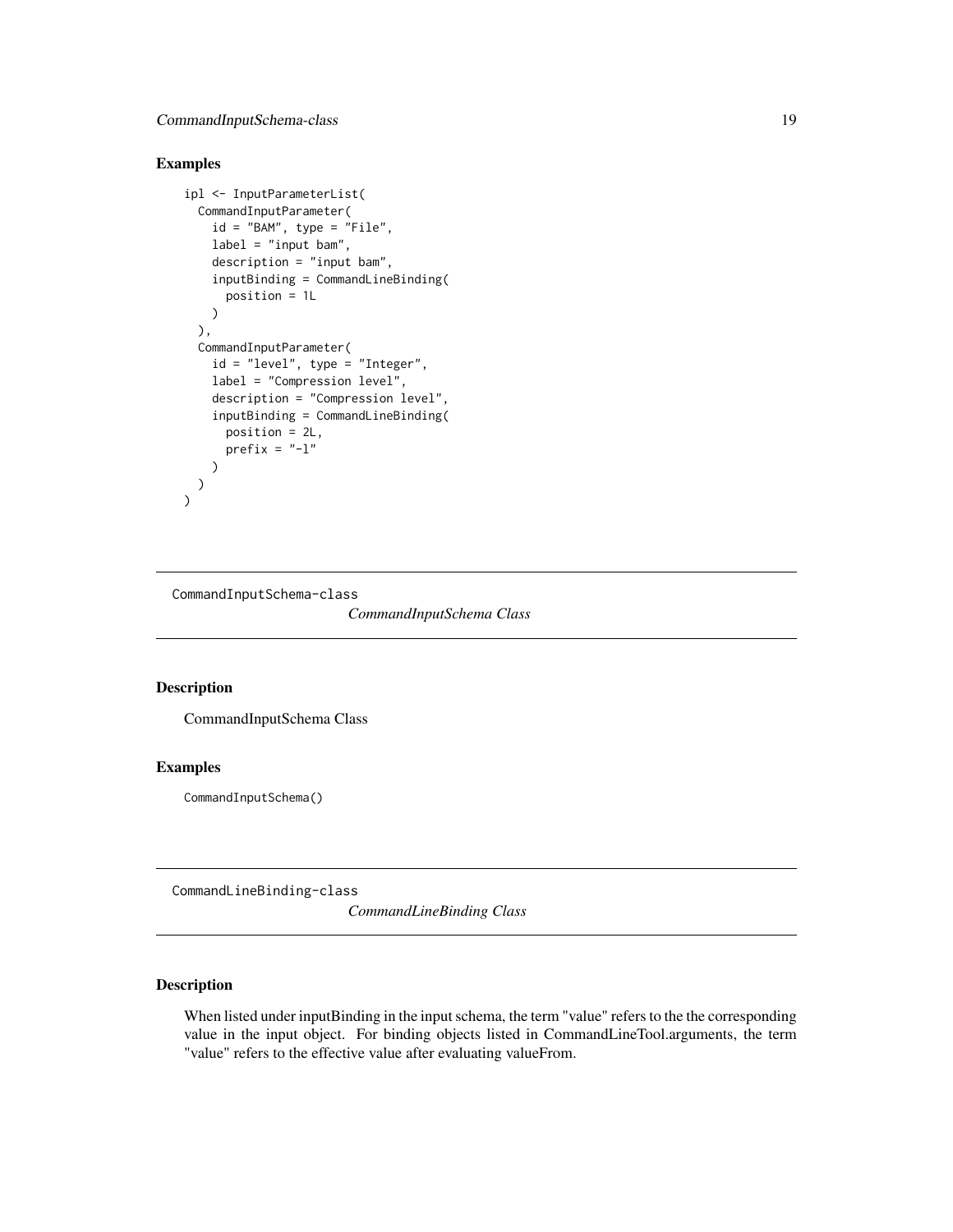## Examples

```
ipl <- InputParameterList(
  CommandInputParameter(
    id = "BAM", type = "File",
    label = "input bam",
    description = "input bam",
    inputBinding = CommandLineBinding(
      position = 1L
    )
  ),
  CommandInputParameter(
    id = "level", type = "Integer",
    label = "Compression level",
    description = "Compression level",
    inputBinding = CommandLineBinding(
      position = 2L,
      prefix = "-l"
    )
  )
)
```

---

# CommandInputSchema-class *CommandInputSchema Class*

---

## Description

CommandInputSchema Class

## Examples

```
CommandInputSchema()
```

---

# CommandLineBinding-class *CommandLineBinding Class*

---

## Description

When listed under inputBinding in the input schema, the term "value" refers to the the corresponding value in the input object. For binding objects listed in CommandLineTool.arguments, the term "value" refers to the effective value after evaluating valueFrom.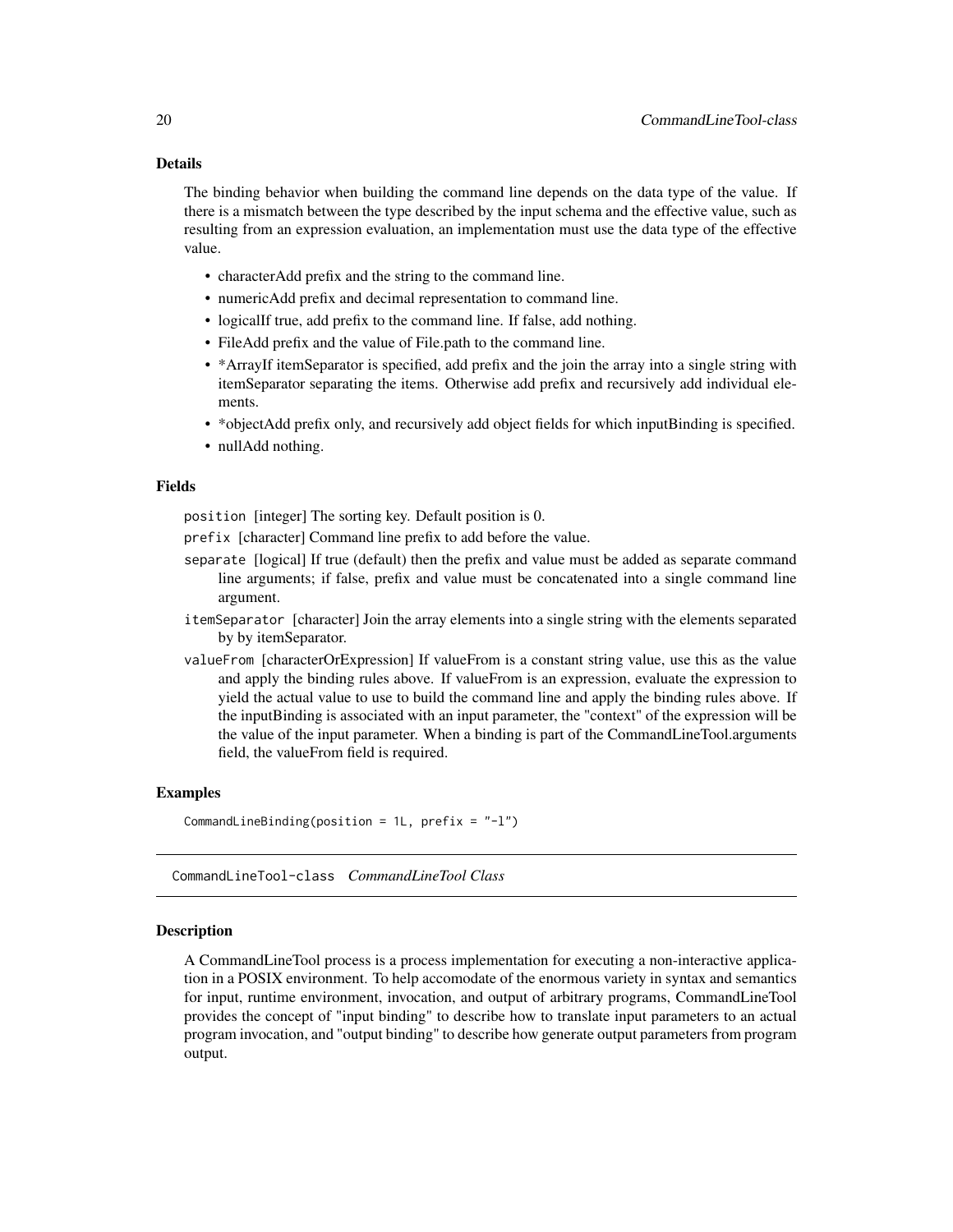### Details

The binding behavior when building the command line depends on the data type of the value. If there is a mismatch between the type described by the input schema and the effective value, such as resulting from an expression evaluation, an implementation must use the data type of the effective value.

- characterAdd prefix and the string to the command line.
- numericAdd prefix and decimal representation to command line.
- logicalIf true, add prefix to the command line. If false, add nothing.
- FileAdd prefix and the value of File.path to the command line.
- *ArrayIf itemSeparator is specified, add prefix and the join the array into a single string with itemSeparator separating the items. Otherwise add prefix and recursively add individual elements.
- *objectAdd prefix only, and recursively add object fields for which inputBinding is specified.
- nullAdd nothing.

### Fields

`position` [integer] The sorting key. Default position is 0.

`prefix` [character] Command line prefix to add before the value.

`separate` [logical] If true (default) then the prefix and value must be added as separate command line arguments; if false, prefix and value must be concatenated into a single command line argument.

`itemSeparator` [character] Join the array elements into a single string with the elements separated by by itemSeparator.

`valueFrom` [characterOrExpression] If valueFrom is a constant string value, use this as the value and apply the binding rules above. If valueFrom is an expression, evaluate the expression to yield the actual value to use to build the command line and apply the binding rules above. If the inputBinding is associated with an input parameter, the "context" of the expression will be the value of the input parameter. When a binding is part of the CommandLineTool.arguments field, the valueFrom field is required.

### Examples

```
CommandLineBinding(position = 1L, prefix = "-l")
```

---

## CommandLineTool-class *CommandLineTool Class*

### Description

A CommandLineTool process is a process implementation for executing a non-interactive application in a POSIX environment. To help accomodate of the enormous variety in syntax and semantics for input, runtime environment, invocation, and output of arbitrary programs, CommandLineTool provides the concept of "input binding" to describe how to translate input parameters to an actual program invocation, and "output binding" to describe how generate output parameters from program output.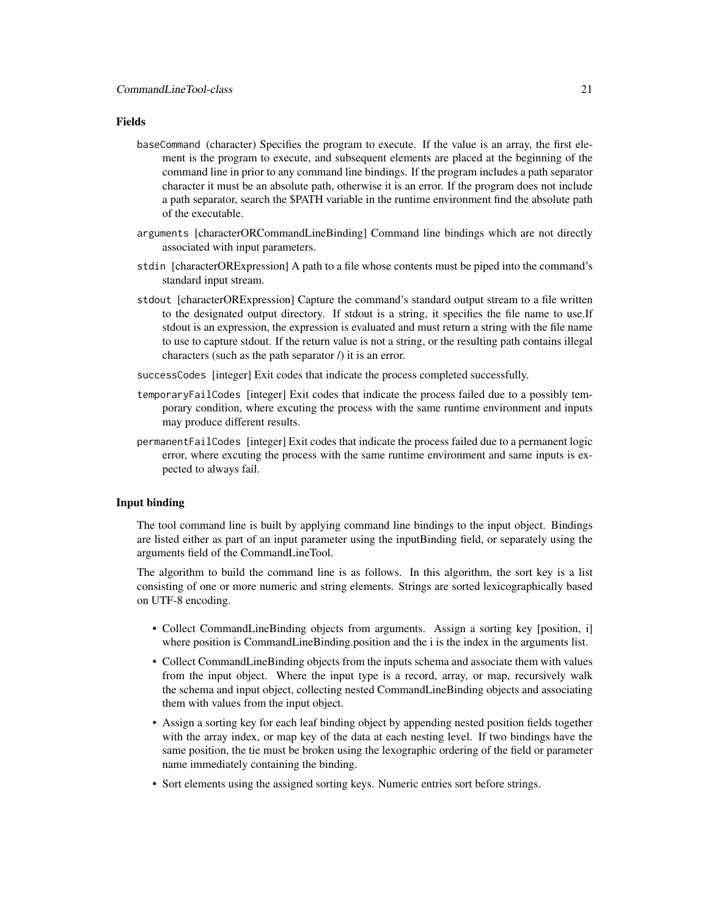### Fields

`baseCommand` (character) Specifies the program to execute. If the value is an array, the first element is the program to execute, and subsequent elements are placed at the beginning of the command line in prior to any command line bindings. If the program includes a path separator character it must be an absolute path, otherwise it is an error. If the program does not include a path separator, search the $PATH variable in the runtime environment find the absolute path of the executable.

`arguments` [characterORCommandLineBinding] Command line bindings which are not directly associated with input parameters.

`stdin` [characterORExpression] A path to a file whose contents must be piped into the command's standard input stream.

`stdout` [characterORExpression] Capture the command's standard output stream to a file written to the designated output directory. If stdout is a string, it specifies the file name to use.If stdout is an expression, the expression is evaluated and must return a string with the file name to use to capture stdout. If the return value is not a string, or the resulting path contains illegal characters (such as the path separator /) it is an error.

`successCodes` [integer] Exit codes that indicate the process completed successfully.

`temporaryFailCodes` [integer] Exit codes that indicate the process failed due to a possibly temporary condition, where excuting the process with the same runtime environment and inputs may produce different results.

`permanentFailCodes` [integer] Exit codes that indicate the process failed due to a permanent logic error, where excuting the process with the same runtime environment and same inputs is expected to always fail.

### Input binding

The tool command line is built by applying command line bindings to the input object. Bindings are listed either as part of an input parameter using the inputBinding field, or separately using the arguments field of the CommandLineTool.

The algorithm to build the command line is as follows. In this algorithm, the sort key is a list consisting of one or more numeric and string elements. Strings are sorted lexicographically based on UTF-8 encoding.

- Collect CommandLineBinding objects from arguments. Assign a sorting key [position, i] where position is CommandLineBinding.position and the i is the index in the arguments list.
- Collect CommandLineBinding objects from the inputs schema and associate them with values from the input object. Where the input type is a record, array, or map, recursively walk the schema and input object, collecting nested CommandLineBinding objects and associating them with values from the input object.
- Assign a sorting key for each leaf binding object by appending nested position fields together with the array index, or map key of the data at each nesting level. If two bindings have the same position, the tie must be broken using the lexographic ordering of the field or parameter name immediately containing the binding.
- Sort elements using the assigned sorting keys. Numeric entries sort before strings.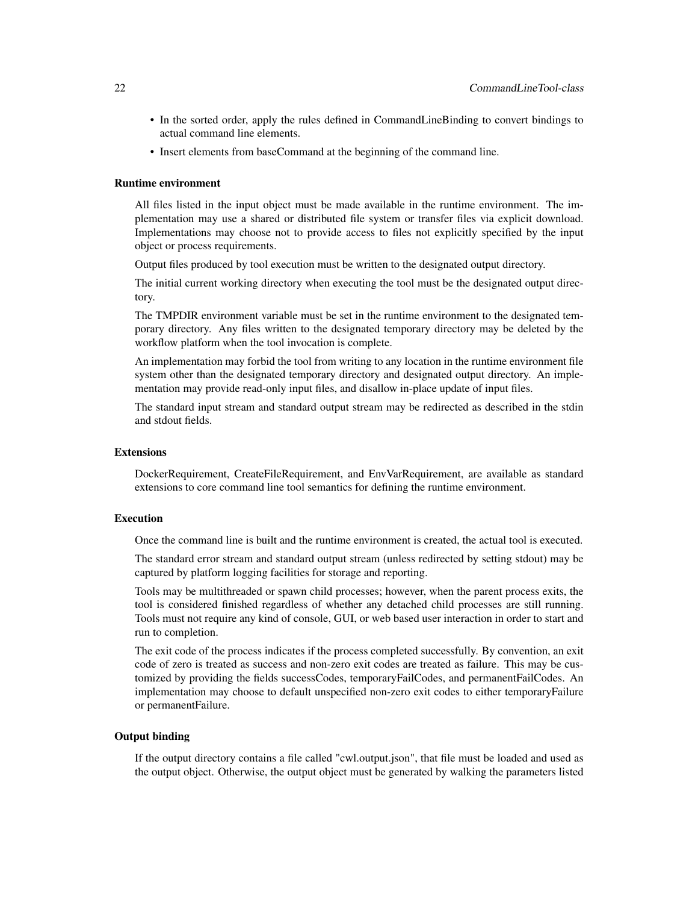- In the sorted order, apply the rules defined in CommandLineBinding to convert bindings to actual command line elements.
- Insert elements from baseCommand at the beginning of the command line.

### Runtime environment

All files listed in the input object must be made available in the runtime environment. The implementation may use a shared or distributed file system or transfer files via explicit download. Implementations may choose not to provide access to files not explicitly specified by the input object or process requirements.

Output files produced by tool execution must be written to the designated output directory.

The initial current working directory when executing the tool must be the designated output directory.

The TMPDIR environment variable must be set in the runtime environment to the designated temporary directory. Any files written to the designated temporary directory may be deleted by the workflow platform when the tool invocation is complete.

An implementation may forbid the tool from writing to any location in the runtime environment file system other than the designated temporary directory and designated output directory. An implementation may provide read-only input files, and disallow in-place update of input files.

The standard input stream and standard output stream may be redirected as described in the stdin and stdout fields.

### Extensions

DockerRequirement, CreateFileRequirement, and EnvVarRequirement, are available as standard extensions to core command line tool semantics for defining the runtime environment.

### Execution

Once the command line is built and the runtime environment is created, the actual tool is executed.

The standard error stream and standard output stream (unless redirected by setting stdout) may be captured by platform logging facilities for storage and reporting.

Tools may be multithreaded or spawn child processes; however, when the parent process exits, the tool is considered finished regardless of whether any detached child processes are still running. Tools must not require any kind of console, GUI, or web based user interaction in order to start and run to completion.

The exit code of the process indicates if the process completed successfully. By convention, an exit code of zero is treated as success and non-zero exit codes are treated as failure. This may be customized by providing the fields successCodes, temporaryFailCodes, and permanentFailCodes. An implementation may choose to default unspecified non-zero exit codes to either temporaryFailure or permanentFailure.

### Output binding

If the output directory contains a file called "cwl.output.json", that file must be loaded and used as the output object. Otherwise, the output object must be generated by walking the parameters listed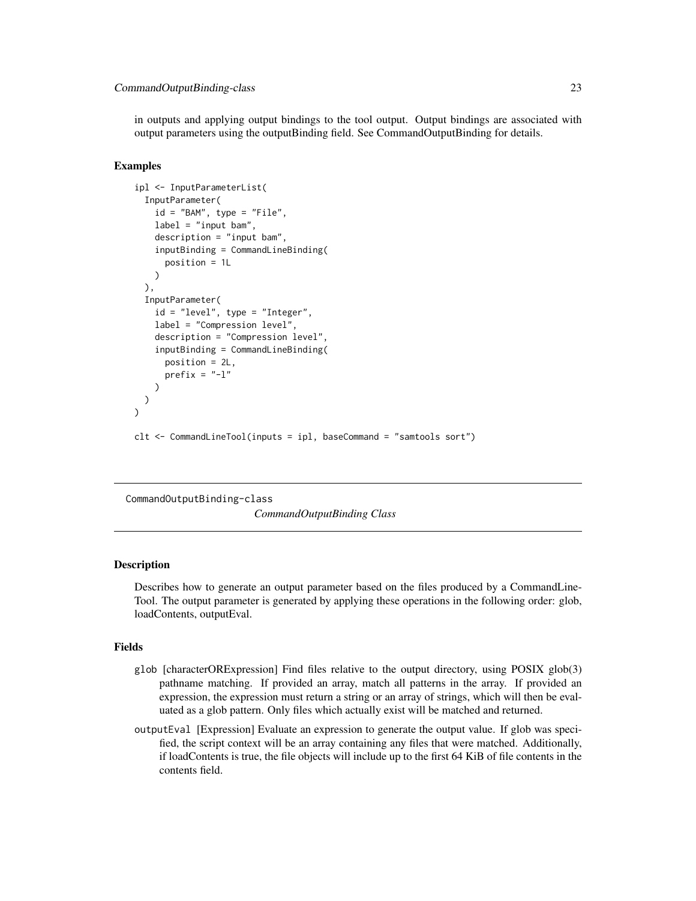in outputs and applying output bindings to the tool output. Output bindings are associated with output parameters using the outputBinding field. See CommandOutputBinding for details.

## Examples

```
ipl <- InputParameterList(
  InputParameter(
    id = "BAM", type = "File",
    label = "input bam",
    description = "input bam",
    inputBinding = CommandLineBinding(
      position = 1L
    )
  ),
  InputParameter(
    id = "level", type = "Integer",
    label = "Compression level",
    description = "Compression level",
    inputBinding = CommandLineBinding(
      position = 2L,
      prefix = "-l"
    )
  )
)

clt <- CommandLineTool(inputs = ipl, baseCommand = "samtools sort")
```

---

CommandOutputBinding-class *CommandOutputBinding Class*

---

## Description

Describes how to generate an output parameter based on the files produced by a CommandLineTool. The output parameter is generated by applying these operations in the following order: glob, loadContents, outputEval.

## Fields

`glob` [characterORExpression] Find files relative to the output directory, using POSIX glob(3) pathname matching. If provided an array, match all patterns in the array. If provided an expression, the expression must return a string or an array of strings, which will then be evaluated as a glob pattern. Only files which actually exist will be matched and returned.

`outputEval` [Expression] Evaluate an expression to generate the output value. If glob was specified, the script context will be an array containing any files that were matched. Additionally, if loadContents is true, the file objects will include up to the first 64 KiB of file contents in the contents field.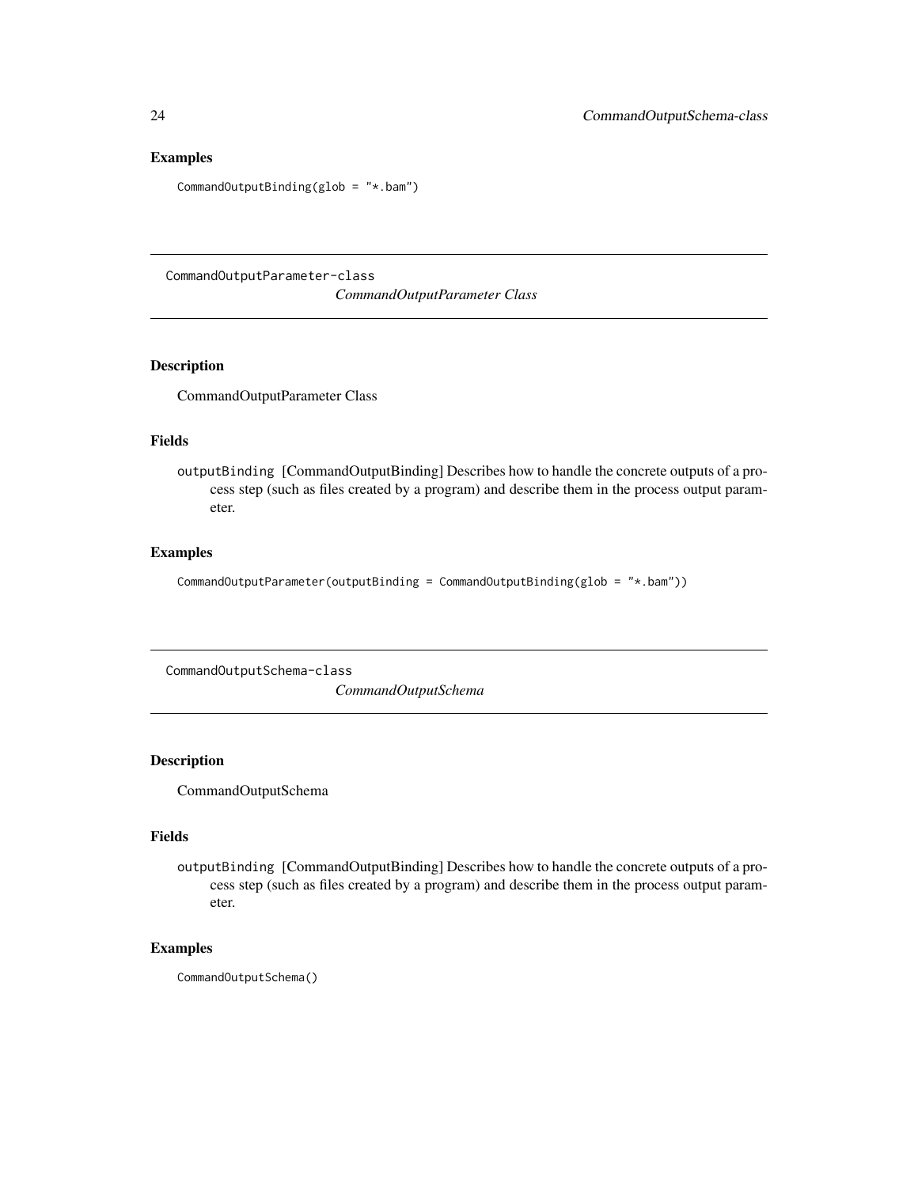## Examples

```
CommandOutputBinding(glob = "*.bam")
```

---

## CommandOutputParameter-class

*CommandOutputParameter Class*

---

### Description

CommandOutputParameter Class

### Fields

`outputBinding` [CommandOutputBinding] Describes how to handle the concrete outputs of a process step (such as files created by a program) and describe them in the process output parameter.

### Examples

```
CommandOutputParameter(outputBinding = CommandOutputBinding(glob = "*.bam"))
```

---

## CommandOutputSchema-class

*CommandOutputSchema*

---

### Description

CommandOutputSchema

### Fields

`outputBinding` [CommandOutputBinding] Describes how to handle the concrete outputs of a process step (such as files created by a program) and describe them in the process output parameter.

### Examples

```
CommandOutputSchema()
```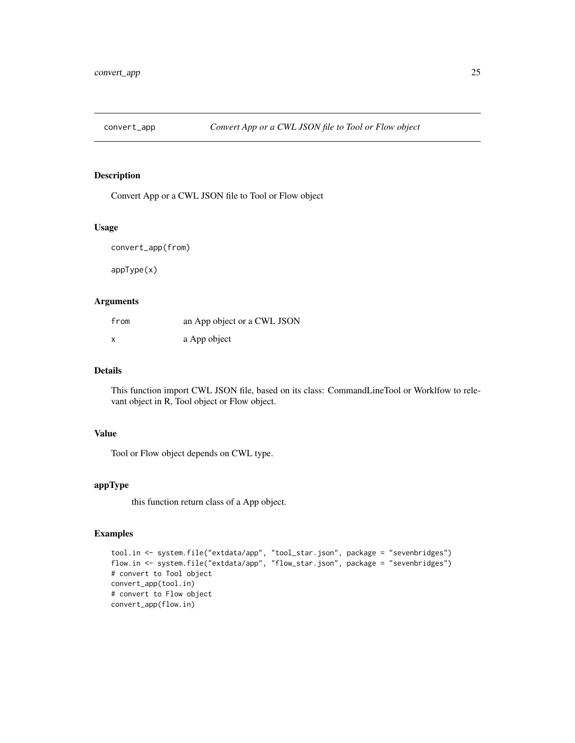# convert_app — *Convert App or a CWL JSON file to Tool or Flow object*

## Description

Convert App or a CWL JSON file to Tool or Flow object

## Usage

```
convert_app(from)

appType(x)
```

## Arguments

| | |
|---|---|
| from | an App object or a CWL JSON |
| x | a App object |

## Details

This function import CWL JSON file, based on its class: CommandLineTool or Worklfow to relevant object in R, Tool object or Flow object.

## Value

Tool or Flow object depends on CWL type.

## appType

this function return class of a App object.

## Examples

```
tool.in <- system.file("extdata/app", "tool_star.json", package = "sevenbridges")
flow.in <- system.file("extdata/app", "flow_star.json", package = "sevenbridges")
# convert to Tool object
convert_app(tool.in)
# convert to Flow object
convert_app(flow.in)
```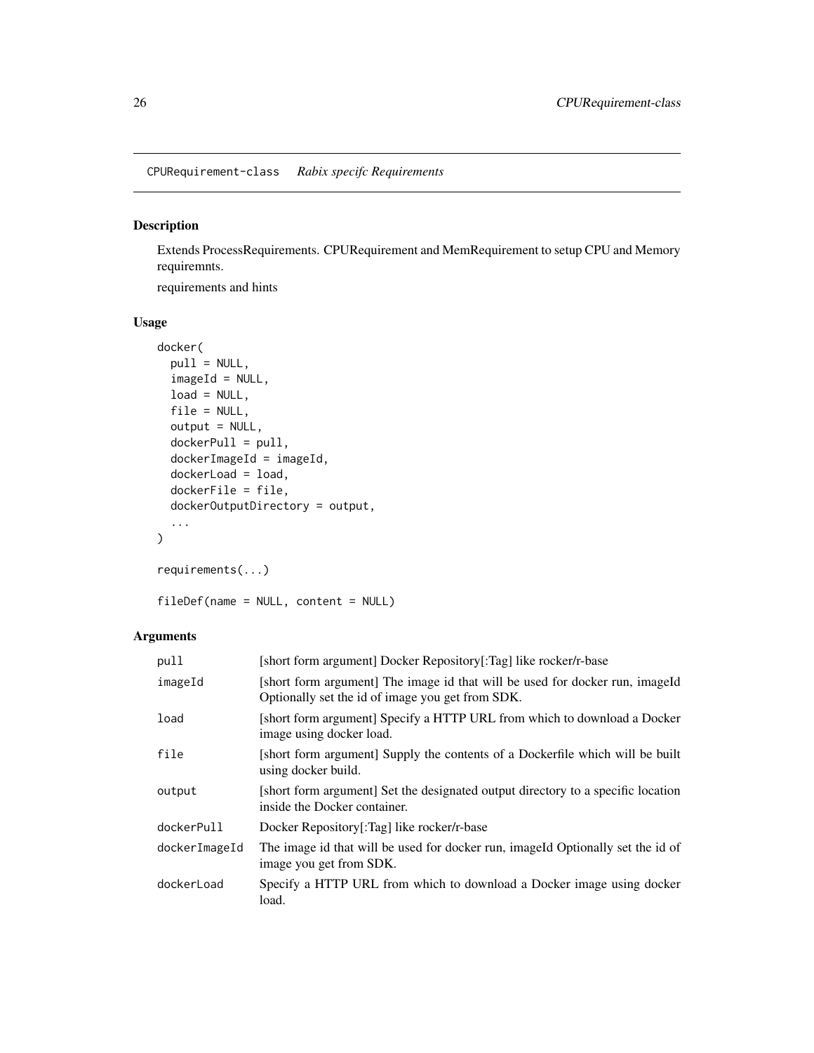CPURequirement-class    *Rabix specifc Requirements*

## Description

Extends ProcessRequirements. CPURequirement and MemRequirement to setup CPU and Memory requiremnts.

requirements and hints

## Usage

```
docker(
  pull = NULL,
  imageId = NULL,
  load = NULL,
  file = NULL,
  output = NULL,
  dockerPull = pull,
  dockerImageId = imageId,
  dockerLoad = load,
  dockerFile = file,
  dockerOutputDirectory = output,
  ...
)

requirements(...)

fileDef(name = NULL, content = NULL)
```

## Arguments

| | |
|---|---|
| pull | [short form argument] Docker Repository[:Tag] like rocker/r-base |
| imageId | [short form argument] The image id that will be used for docker run, imageId Optionally set the id of image you get from SDK. |
| load | [short form argument] Specify a HTTP URL from which to download a Docker image using docker load. |
| file | [short form argument] Supply the contents of a Dockerfile which will be built using docker build. |
| output | [short form argument] Set the designated output directory to a specific location inside the Docker container. |
| dockerPull | Docker Repository[:Tag] like rocker/r-base |
| dockerImageId | The image id that will be used for docker run, imageId Optionally set the id of image you get from SDK. |
| dockerLoad | Specify a HTTP URL from which to download a Docker image using docker load. |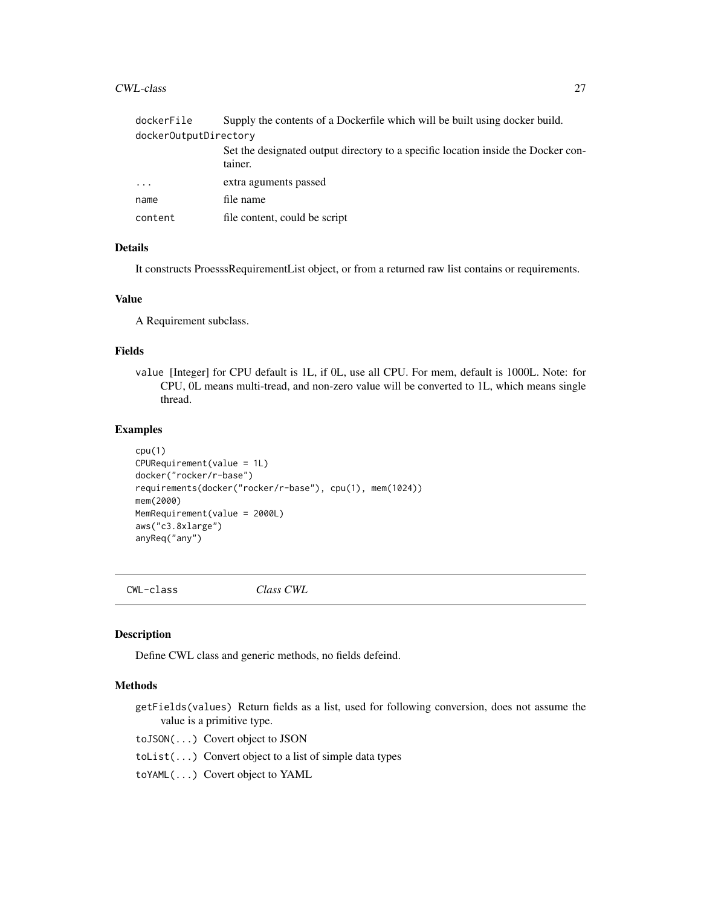| | |
|---|---|
| `dockerFile` | Supply the contents of a Dockerfile which will be built using docker build. |
| `dockerOutputDirectory` | Set the designated output directory to a specific location inside the Docker container. |
| `...` | extra aguments passed |
| `name` | file name |
| `content` | file content, could be script |

### Details

It constructs ProesssRequirementList object, or from a returned raw list contains or requirements.

### Value

A Requirement subclass.

### Fields

`value` [Integer] for CPU default is 1L, if 0L, use all CPU. For mem, default is 1000L. Note: for CPU, 0L means multi-tread, and non-zero value will be converted to 1L, which means single thread.

### Examples

```
cpu(1)
CPURequirement(value = 1L)
docker("rocker/r-base")
requirements(docker("rocker/r-base"), cpu(1), mem(1024))
mem(2000)
MemRequirement(value = 2000L)
aws("c3.8xlarge")
anyReq("any")
```

---

## CWL-class *Class CWL*

---

### Description

Define CWL class and generic methods, no fields defeind.

### Methods

`getFields(values)` Return fields as a list, used for following conversion, does not assume the value is a primitive type.

`toJSON(...)` Covert object to JSON

`toList(...)` Convert object to a list of simple data types

`toYAML(...)` Covert object to YAML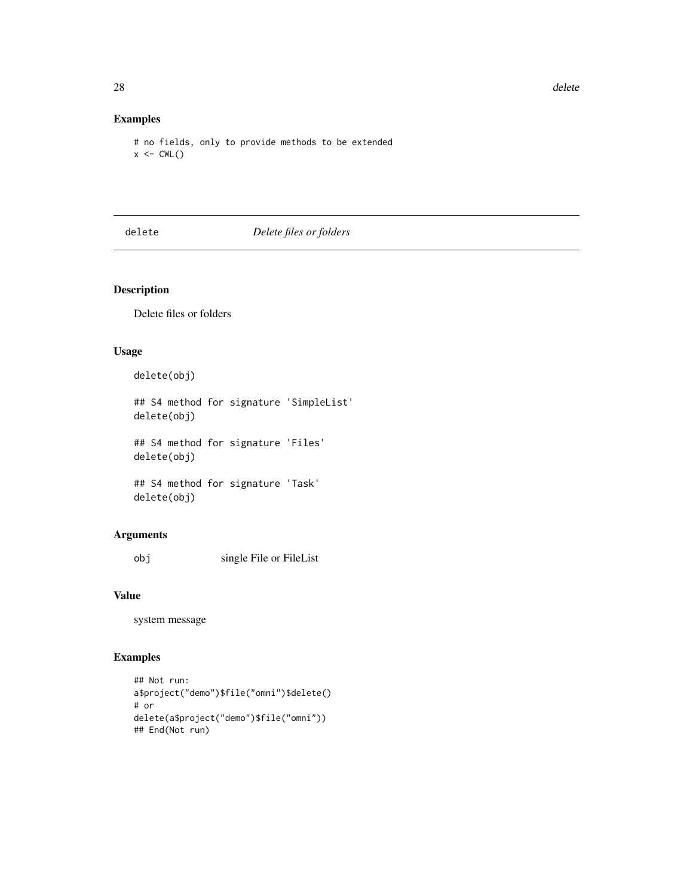## Examples

```
# no fields, only to provide methods to be extended
x <- CWL()
```

---

`delete` *Delete files or folders*

---

## Description

Delete files or folders

## Usage

```
delete(obj)

## S4 method for signature 'SimpleList'
delete(obj)

## S4 method for signature 'Files'
delete(obj)

## S4 method for signature 'Task'
delete(obj)
```

## Arguments

| | |
|---|---|
| `obj` | single File or FileList |

## Value

system message

## Examples

```
## Not run:
a$project("demo")$file("omni")$delete()
# or
delete(a$project("demo")$file("omni"))
## End(Not run)
```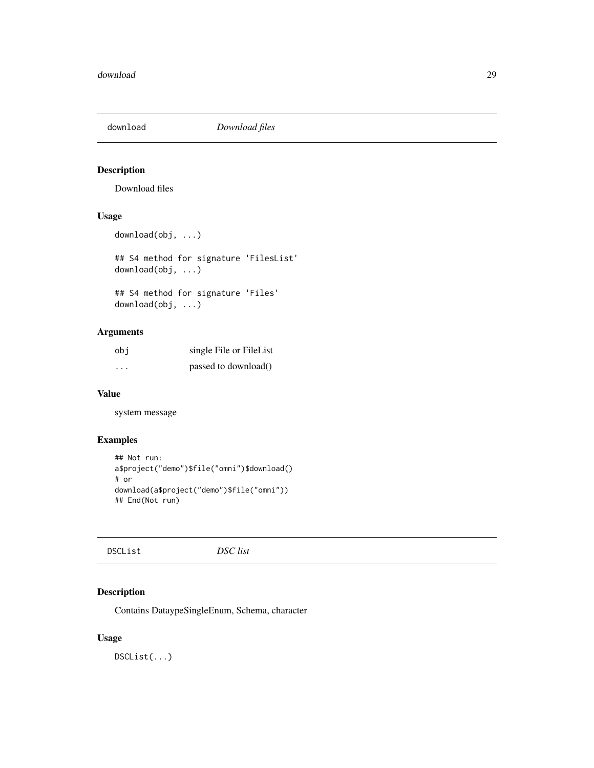## download *Download files*

### Description

Download files

### Usage

```
download(obj, ...)

## S4 method for signature 'FilesList'
download(obj, ...)

## S4 method for signature 'Files'
download(obj, ...)
```

### Arguments

| | |
|---|---|
| obj | single File or FileList |
| ... | passed to download() |

### Value

system message

### Examples

```
## Not run:
a$project("demo")$file("omni")$download()
# or
download(a$project("demo")$file("omni"))
## End(Not run)
```

## DSCList *DSC list*

### Description

Contains DataypeSingleEnum, Schema, character

### Usage

```
DSCList(...)
```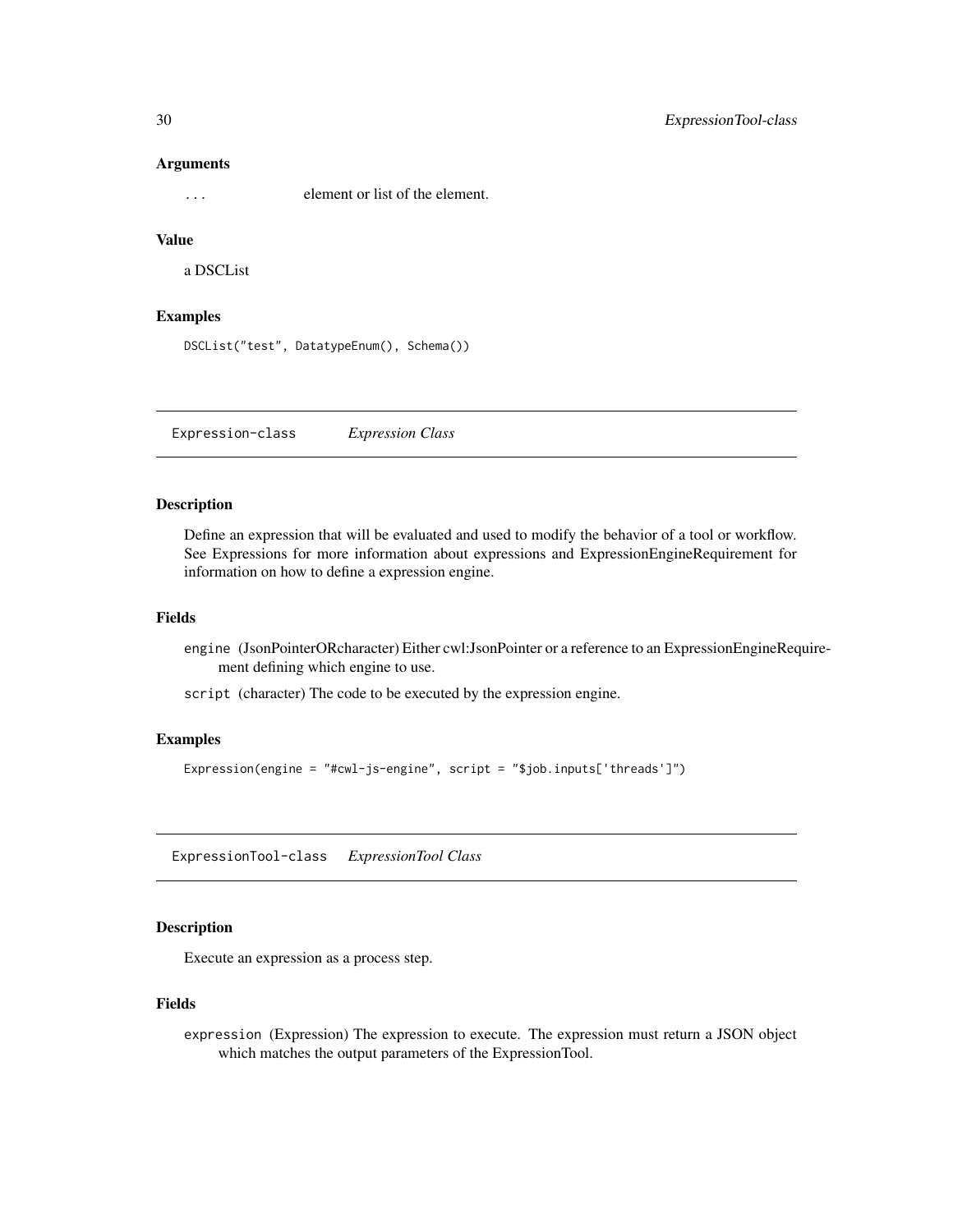### Arguments

`...` element or list of the element.

### Value

a DSCList

### Examples

```
DSCList("test", DatatypeEnum(), Schema())
```

## Expression-class *Expression Class*

### Description

Define an expression that will be evaluated and used to modify the behavior of a tool or workflow. See Expressions for more information about expressions and ExpressionEngineRequirement for information on how to define a expression engine.

### Fields

`engine` (JsonPointerORcharacter) Either cwl:JsonPointer or a reference to an ExpressionEngineRequirement defining which engine to use.

`script` (character) The code to be executed by the expression engine.

### Examples

```
Expression(engine = "#cwl-js-engine", script = "$job.inputs['threads']")
```

## ExpressionTool-class *ExpressionTool Class*

### Description

Execute an expression as a process step.

### Fields

`expression` (Expression) The expression to execute. The expression must return a JSON object which matches the output parameters of the ExpressionTool.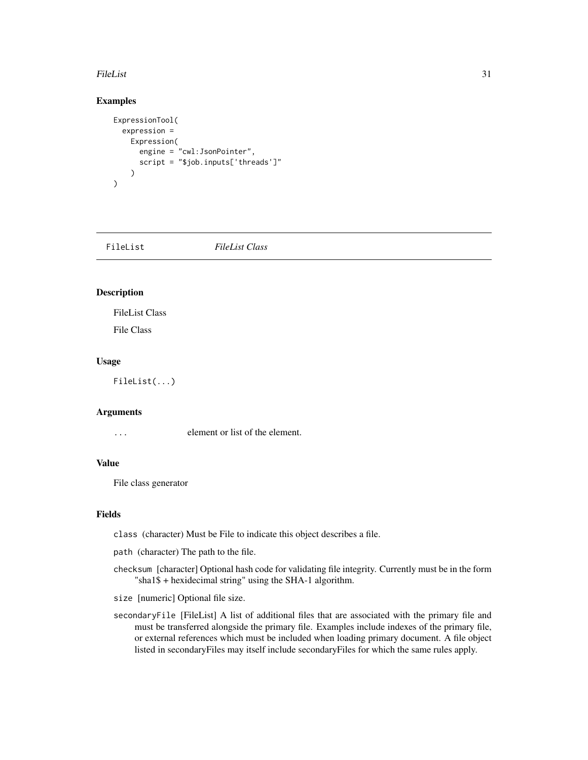### Examples

```
ExpressionTool(
  expression =
    Expression(
      engine = "cwl:JsonPointer",
      script = "$job.inputs['threads']"
    )
)
```

---

## FileList *FileList Class*

---

### Description

FileList Class

File Class

### Usage

```
FileList(...)
```

### Arguments

`...` element or list of the element.

### Value

File class generator

### Fields

`class` (character) Must be File to indicate this object describes a file.

`path` (character) The path to the file.

`checksum` [character] Optional hash code for validating file integrity. Currently must be in the form "sha1$ + hexidecimal string" using the SHA-1 algorithm.

`size` [numeric] Optional file size.

`secondaryFile` [FileList] A list of additional files that are associated with the primary file and must be transferred alongside the primary file. Examples include indexes of the primary file, or external references which must be included when loading primary document. A file object listed in secondaryFiles may itself include secondaryFiles for which the same rules apply.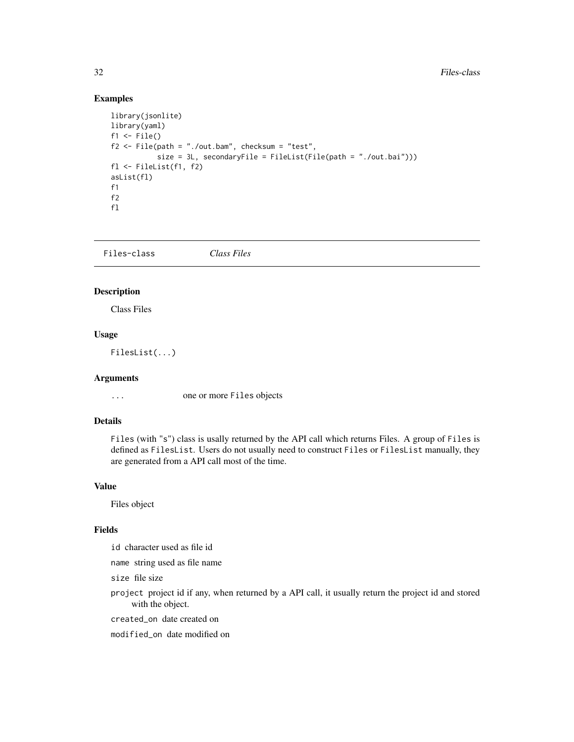## Examples

```
library(jsonlite)
library(yaml)
f1 <- File()
f2 <- File(path = "./out.bam", checksum = "test",
           size = 3L, secondaryFile = FileList(File(path = "./out.bai")))
fl <- FileList(f1, f2)
asList(fl)
f1
f2
fl
```

---

# Files-class *Class Files*

## Description

Class Files

## Usage

```
FilesList(...)
```

## Arguments

`...` one or more `Files` objects

## Details

`Files` (with "s") class is usally returned by the API call which returns Files. A group of `Files` is defined as `FilesList`. Users do not usually need to construct `Files` or `FilesList` manually, they are generated from a API call most of the time.

## Value

Files object

## Fields

`id` character used as file id

`name` string used as file name

`size` file size

`project` project id if any, when returned by a API call, it usually return the project id and stored with the object.

`created_on` date created on

`modified_on` date modified on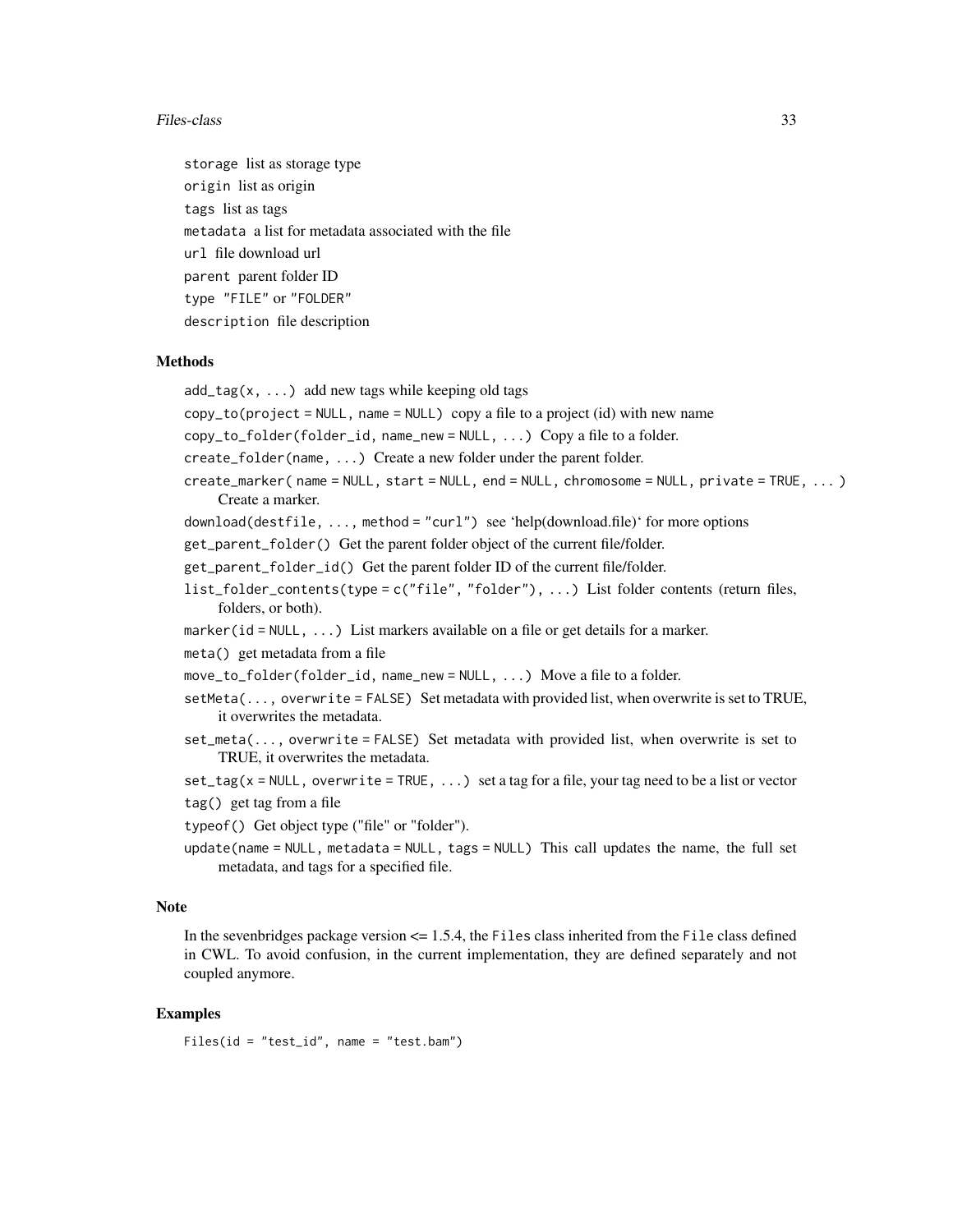`storage` list as storage type

`origin` list as origin

`tags` list as tags

`metadata` a list for metadata associated with the file

`url` file download url

`parent` parent folder ID

`type` "FILE" or "FOLDER"

`description` file description

## Methods

`add_tag(x, ...)` add new tags while keeping old tags

`copy_to(project = NULL, name = NULL)` copy a file to a project (id) with new name

`copy_to_folder(folder_id, name_new = NULL, ...)` Copy a file to a folder.

`create_folder(name, ...)` Create a new folder under the parent folder.

`create_marker( name = NULL, start = NULL, end = NULL, chromosome = NULL, private = TRUE, ... )` Create a marker.

`download(destfile, ..., method = "curl")` see 'help(download.file)' for more options

`get_parent_folder()` Get the parent folder object of the current file/folder.

`get_parent_folder_id()` Get the parent folder ID of the current file/folder.

`list_folder_contents(type = c("file", "folder"), ...)` List folder contents (return files, folders, or both).

`marker(id = NULL, ...)` List markers available on a file or get details for a marker.

`meta()` get metadata from a file

`move_to_folder(folder_id, name_new = NULL, ...)` Move a file to a folder.

`setMeta(..., overwrite = FALSE)` Set metadata with provided list, when overwrite is set to TRUE, it overwrites the metadata.

`set_meta(..., overwrite = FALSE)` Set metadata with provided list, when overwrite is set to TRUE, it overwrites the metadata.

`set_tag(x = NULL, overwrite = TRUE, ...)` set a tag for a file, your tag need to be a list or vector

`tag()` get tag from a file

`typeof()` Get object type ("file" or "folder").

`update(name = NULL, metadata = NULL, tags = NULL)` This call updates the name, the full set metadata, and tags for a specified file.

## Note

In the sevenbridges package version <= 1.5.4, the `Files` class inherited from the `File` class defined in CWL. To avoid confusion, in the current implementation, they are defined separately and not coupled anymore.

## Examples

```
Files(id = "test_id", name = "test.bam")
```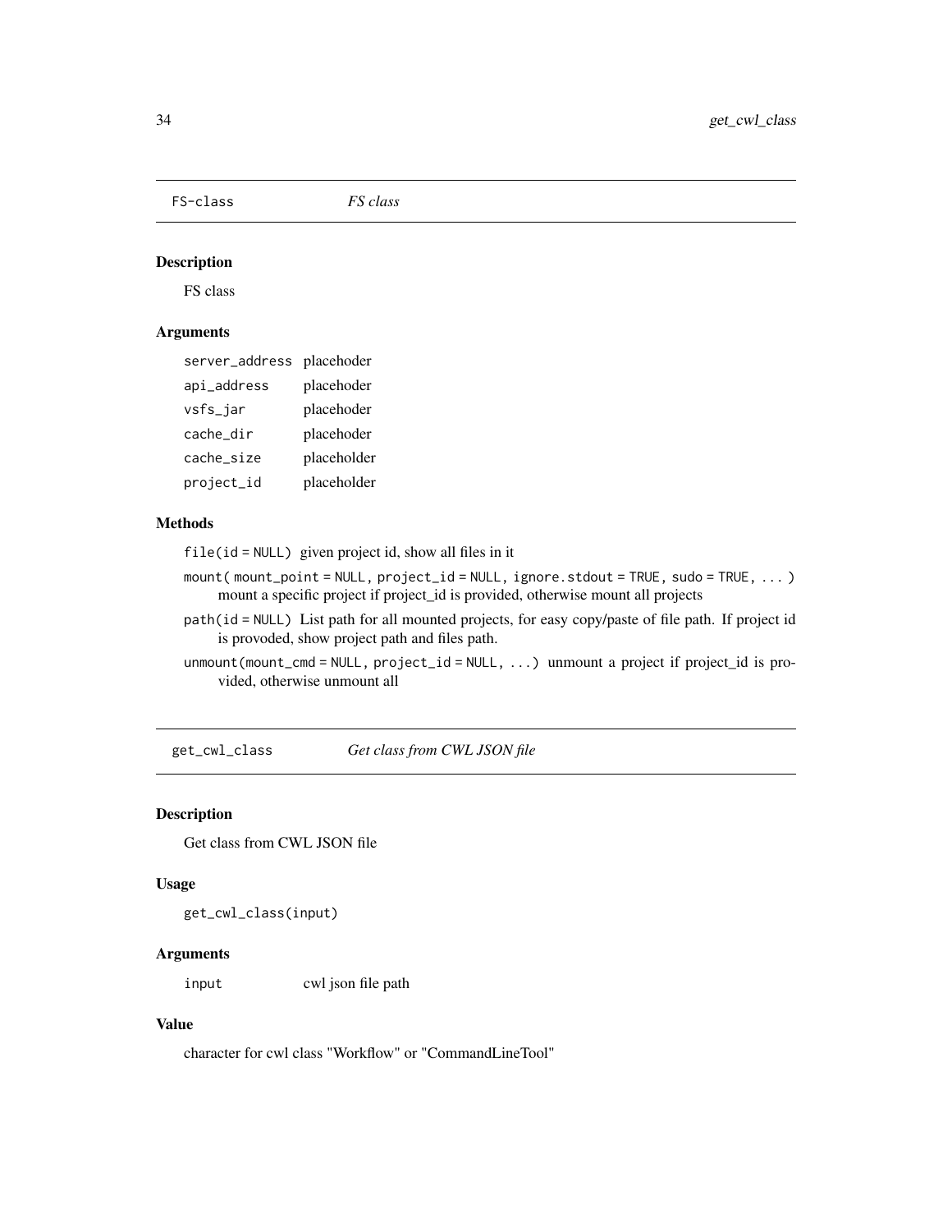## FS-class *FS class*

### Description

FS class

### Arguments

| | |
|---|---|
| `server_address` | placehoder |
| `api_address` | placehoder |
| `vsfs_jar` | placehoder |
| `cache_dir` | placehoder |
| `cache_size` | placeholder |
| `project_id` | placeholder |

### Methods

`file(id = NULL)` given project id, show all files in it

`mount( mount_point = NULL, project_id = NULL, ignore.stdout = TRUE, sudo = TRUE, ... )` mount a specific project if project_id is provided, otherwise mount all projects

`path(id = NULL)` List path for all mounted projects, for easy copy/paste of file path. If project id is provoded, show project path and files path.

`unmount(mount_cmd = NULL, project_id = NULL, ...)` unmount a project if project_id is provided, otherwise unmount all

## get_cwl_class *Get class from CWL JSON file*

### Description

Get class from CWL JSON file

### Usage

```
get_cwl_class(input)
```

### Arguments

| | |
|---|---|
| `input` | cwl json file path |

### Value

character for cwl class "Workflow" or "CommandLineTool"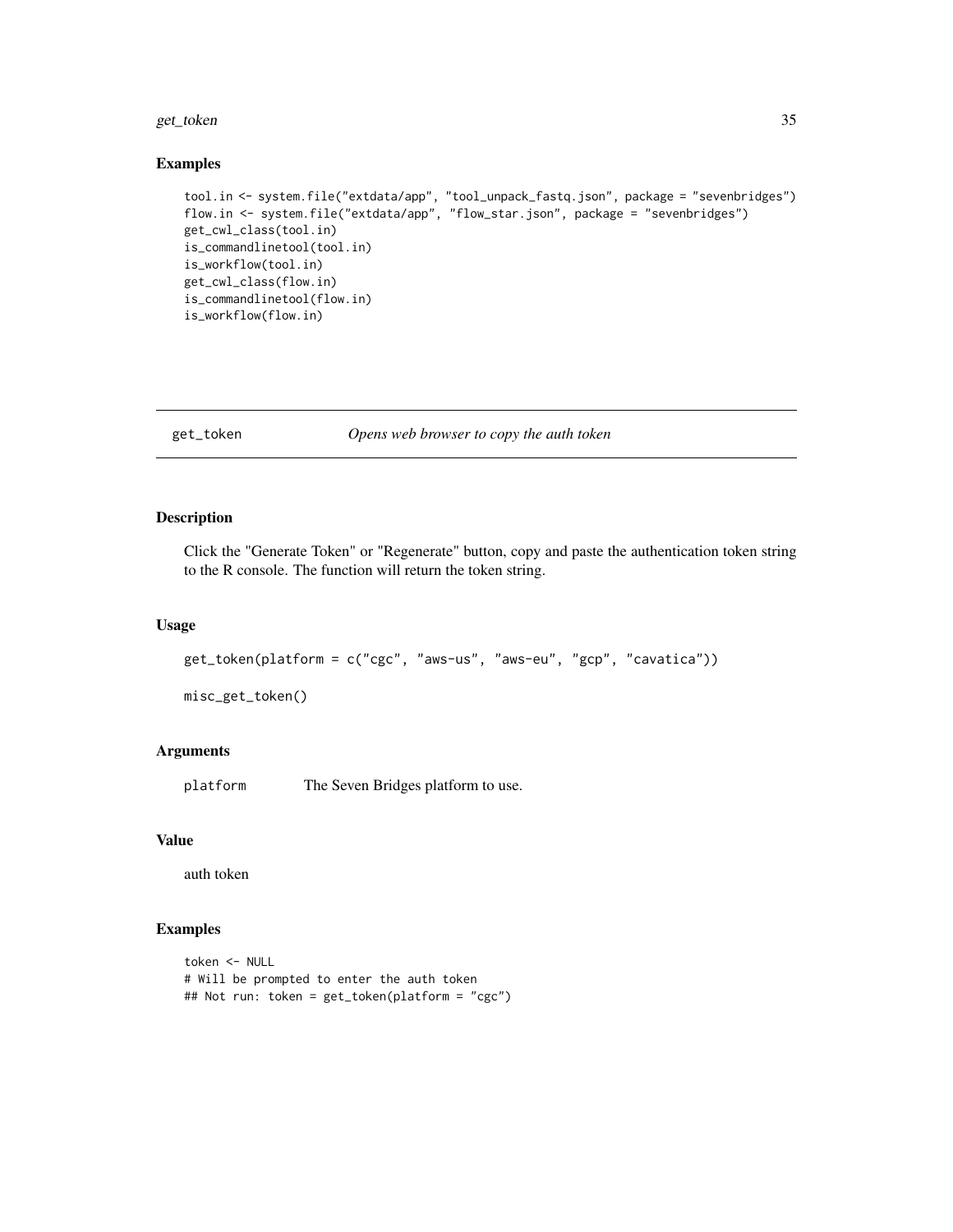### Examples

```
tool.in <- system.file("extdata/app", "tool_unpack_fastq.json", package = "sevenbridges")
flow.in <- system.file("extdata/app", "flow_star.json", package = "sevenbridges")
get_cwl_class(tool.in)
is_commandlinetool(tool.in)
is_workflow(tool.in)
get_cwl_class(flow.in)
is_commandlinetool(flow.in)
is_workflow(flow.in)
```

---

## get_token *Opens web browser to copy the auth token*

---

### Description

Click the "Generate Token" or "Regenerate" button, copy and paste the authentication token string to the R console. The function will return the token string.

### Usage

```
get_token(platform = c("cgc", "aws-us", "aws-eu", "gcp", "cavatica"))

misc_get_token()
```

### Arguments

| | |
|---|---|
| platform | The Seven Bridges platform to use. |

### Value

auth token

### Examples

```
token <- NULL
# Will be prompted to enter the auth token
## Not run: token = get_token(platform = "cgc")
```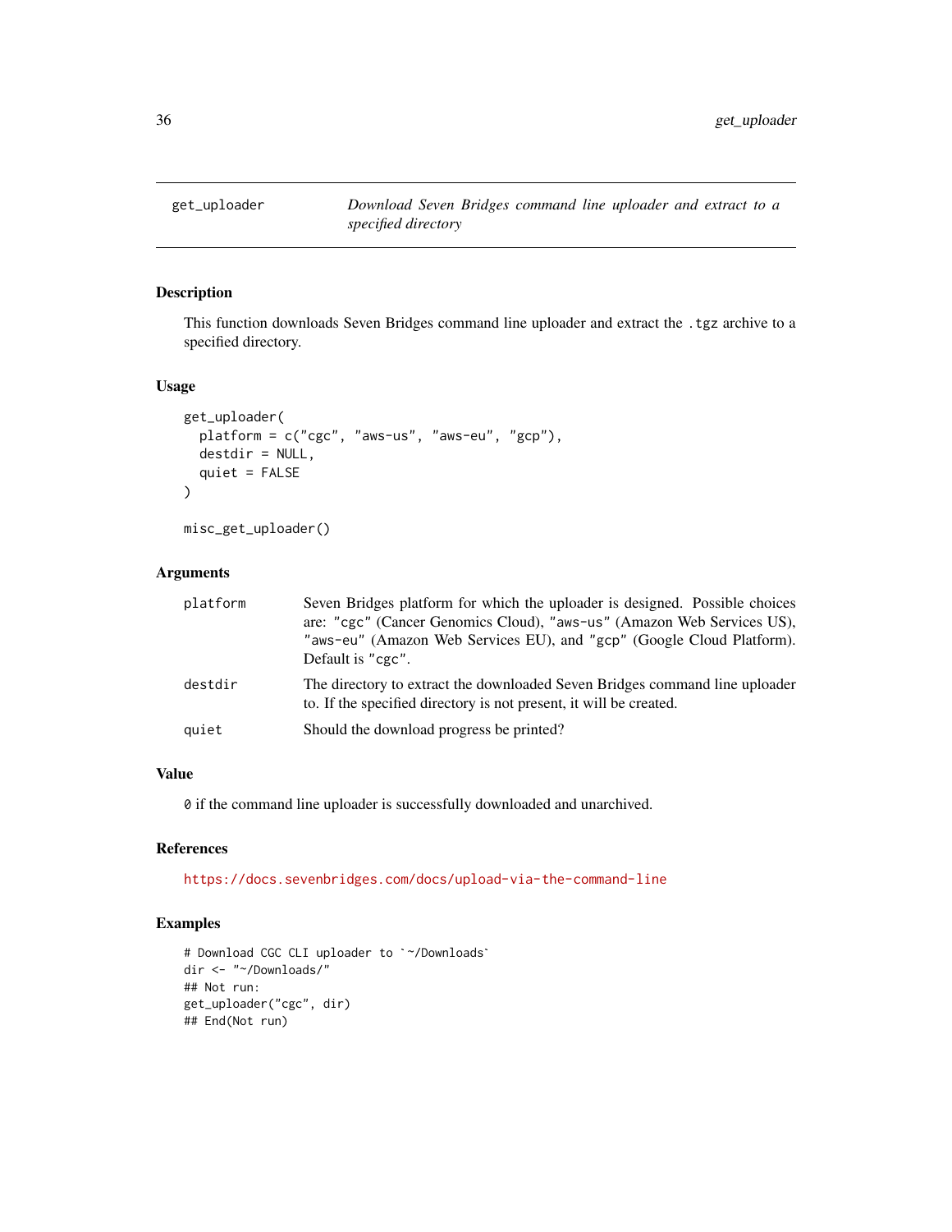# get_uploader

*Download Seven Bridges command line uploader and extract to a specified directory*

## Description

This function downloads Seven Bridges command line uploader and extract the `.tgz` archive to a specified directory.

## Usage

```
get_uploader(
  platform = c("cgc", "aws-us", "aws-eu", "gcp"),
  destdir = NULL,
  quiet = FALSE
)

misc_get_uploader()
```

## Arguments

| | |
|---|---|
| `platform` | Seven Bridges platform for which the uploader is designed. Possible choices are: `"cgc"` (Cancer Genomics Cloud), `"aws-us"` (Amazon Web Services US), `"aws-eu"` (Amazon Web Services EU), and `"gcp"` (Google Cloud Platform). Default is `"cgc"`. |
| `destdir` | The directory to extract the downloaded Seven Bridges command line uploader to. If the specified directory is not present, it will be created. |
| `quiet` | Should the download progress be printed? |

## Value

`0` if the command line uploader is successfully downloaded and unarchived.

## References

https://docs.sevenbridges.com/docs/upload-via-the-command-line

## Examples

```
# Download CGC CLI uploader to `~/Downloads`
dir <- "~/Downloads/"
## Not run:
get_uploader("cgc", dir)
## End(Not run)
```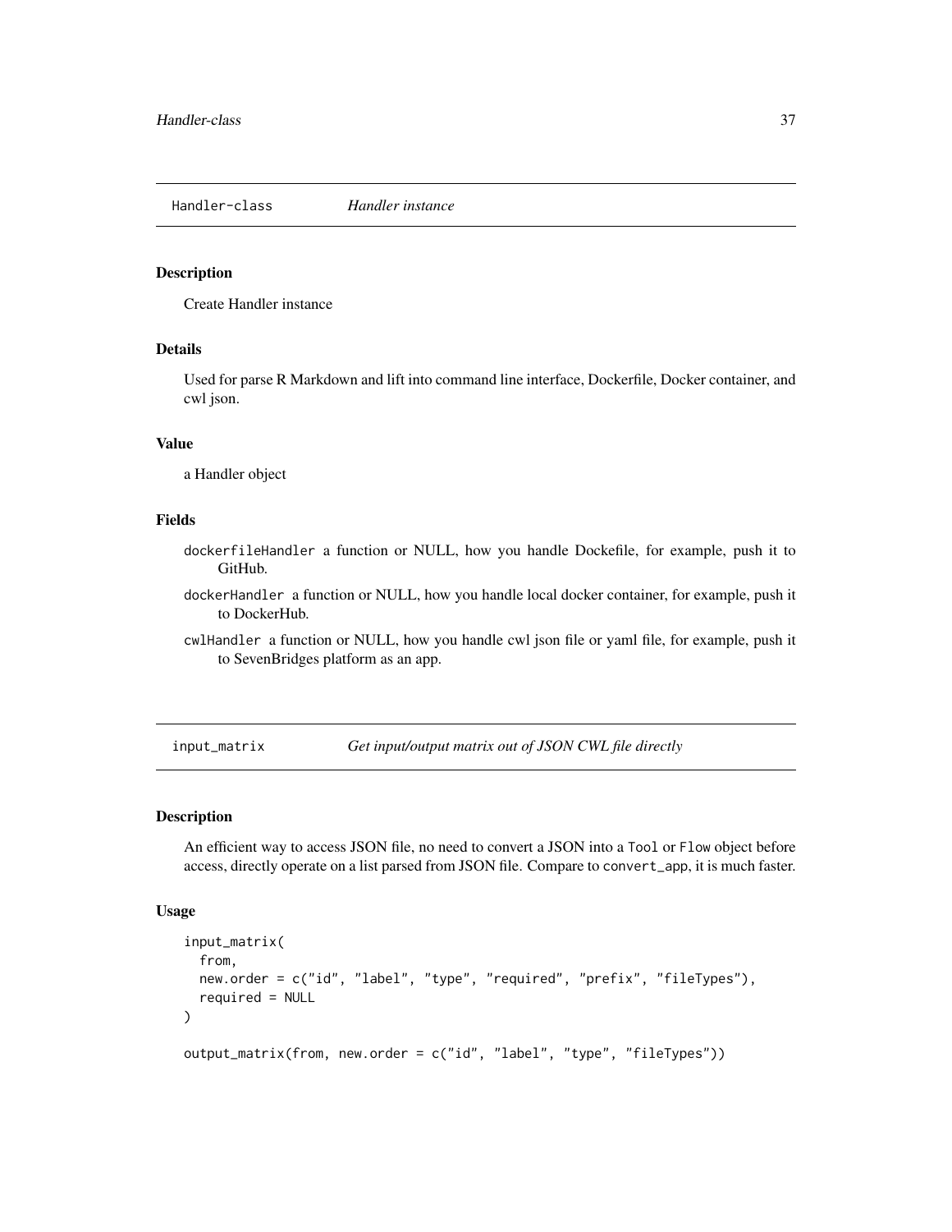## Handler-class *Handler instance*

### Description

Create Handler instance

### Details

Used for parse R Markdown and lift into command line interface, Dockerfile, Docker container, and cwl json.

### Value

a Handler object

### Fields

- `dockerfileHandler` a function or NULL, how you handle Dockefile, for example, push it to GitHub.
- `dockerHandler` a function or NULL, how you handle local docker container, for example, push it to DockerHub.
- `cwlHandler` a function or NULL, how you handle cwl json file or yaml file, for example, push it to SevenBridges platform as an app.

## input_matrix *Get input/output matrix out of JSON CWL file directly*

### Description

An efficient way to access JSON file, no need to convert a JSON into a `Tool` or `Flow` object before access, directly operate on a list parsed from JSON file. Compare to `convert_app`, it is much faster.

### Usage

```
input_matrix(
  from,
  new.order = c("id", "label", "type", "required", "prefix", "fileTypes"),
  required = NULL
)

output_matrix(from, new.order = c("id", "label", "type", "fileTypes"))
```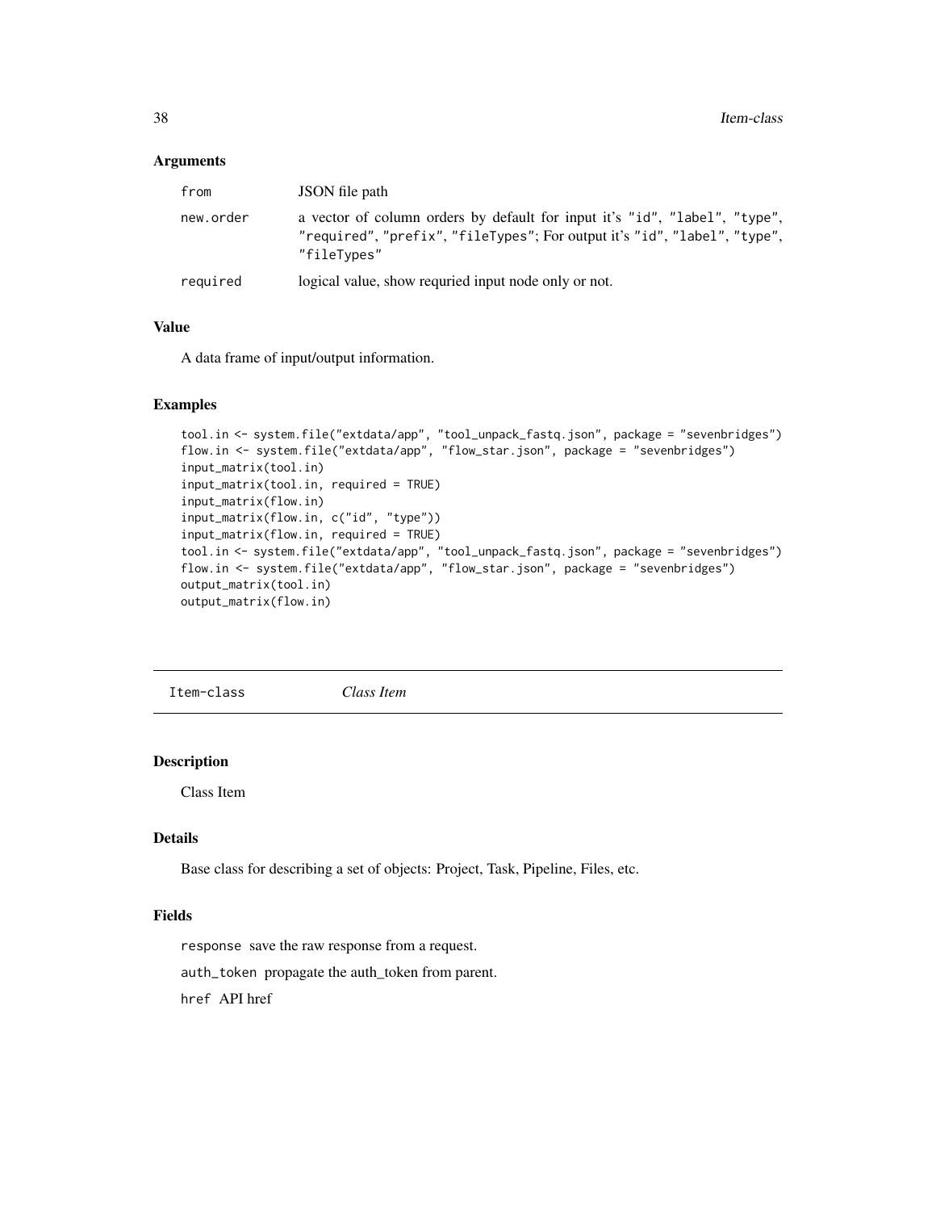### Arguments

| | |
|---|---|
| from | JSON file path |
| new.order | a vector of column orders by default for input it's "id", "label", "type", "required", "prefix", "fileTypes"; For output it's "id", "label", "type", "fileTypes" |
| required | logical value, show requried input node only or not. |

### Value

A data frame of input/output information.

### Examples

```
tool.in <- system.file("extdata/app", "tool_unpack_fastq.json", package = "sevenbridges")
flow.in <- system.file("extdata/app", "flow_star.json", package = "sevenbridges")
input_matrix(tool.in)
input_matrix(tool.in, required = TRUE)
input_matrix(flow.in)
input_matrix(flow.in, c("id", "type"))
input_matrix(flow.in, required = TRUE)
tool.in <- system.file("extdata/app", "tool_unpack_fastq.json", package = "sevenbridges")
flow.in <- system.file("extdata/app", "flow_star.json", package = "sevenbridges")
output_matrix(tool.in)
output_matrix(flow.in)
```

---

## Item-class *Class Item*

### Description

Class Item

### Details

Base class for describing a set of objects: Project, Task, Pipeline, Files, etc.

### Fields

response save the raw response from a request.

auth_token propagate the auth_token from parent.

href API href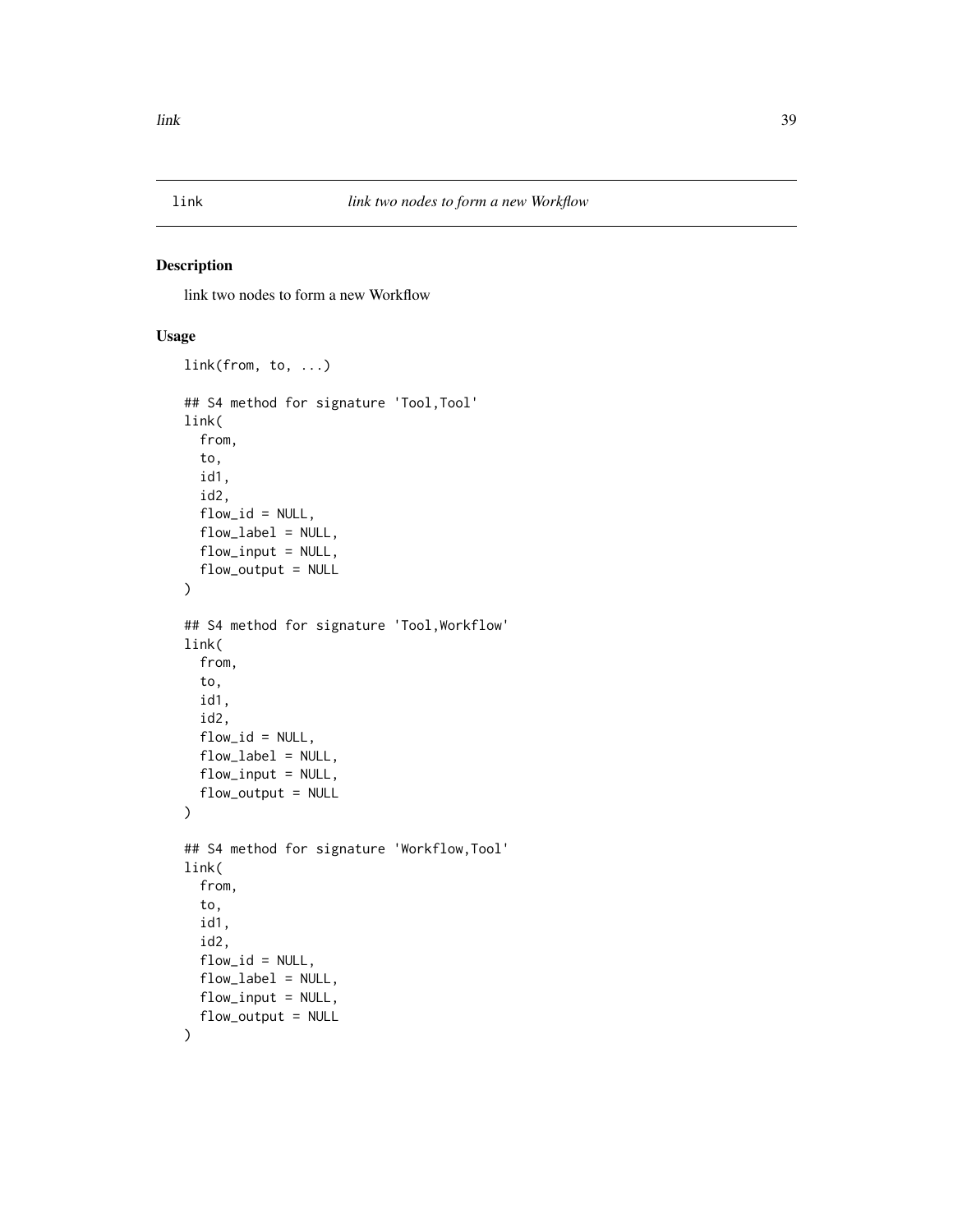# link — *link two nodes to form a new Workflow*

## Description

link two nodes to form a new Workflow

## Usage

```
link(from, to, ...)

## S4 method for signature 'Tool,Tool'
link(
  from,
  to,
  id1,
  id2,
  flow_id = NULL,
  flow_label = NULL,
  flow_input = NULL,
  flow_output = NULL
)

## S4 method for signature 'Tool,Workflow'
link(
  from,
  to,
  id1,
  id2,
  flow_id = NULL,
  flow_label = NULL,
  flow_input = NULL,
  flow_output = NULL
)

## S4 method for signature 'Workflow,Tool'
link(
  from,
  to,
  id1,
  id2,
  flow_id = NULL,
  flow_label = NULL,
  flow_input = NULL,
  flow_output = NULL
)
```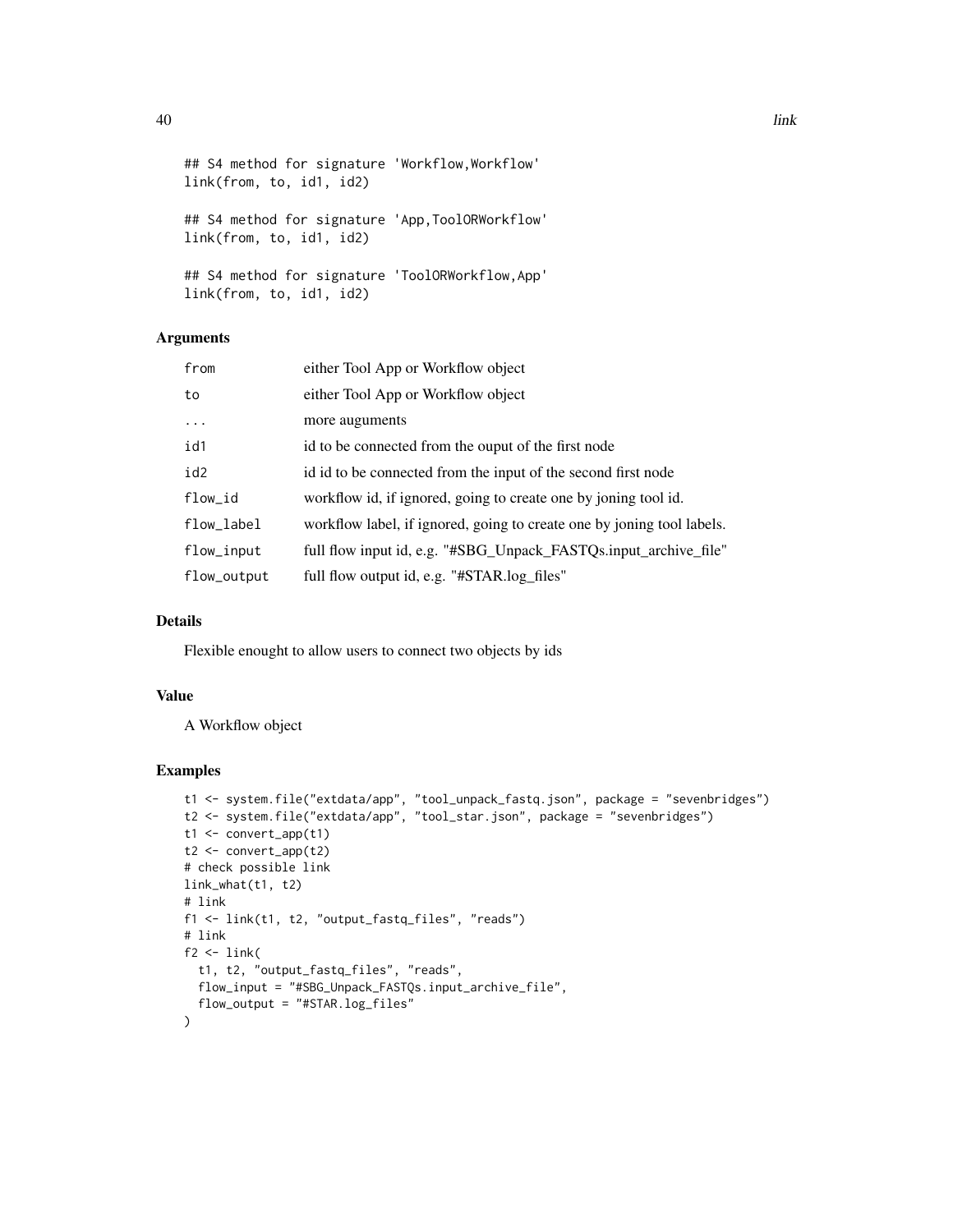```
## S4 method for signature 'Workflow,Workflow'
link(from, to, id1, id2)

## S4 method for signature 'App,ToolORWorkflow'
link(from, to, id1, id2)

## S4 method for signature 'ToolORWorkflow,App'
link(from, to, id1, id2)
```

### Arguments

| | |
|---|---|
| from | either Tool App or Workflow object |
| to | either Tool App or Workflow object |
| ... | more auguments |
| id1 | id to be connected from the ouput of the first node |
| id2 | id id to be connected from the input of the second first node |
| flow_id | workflow id, if ignored, going to create one by joning tool id. |
| flow_label | workflow label, if ignored, going to create one by joning tool labels. |
| flow_input | full flow input id, e.g. "#SBG_Unpack_FASTQs.input_archive_file" |
| flow_output | full flow output id, e.g. "#STAR.log_files" |

### Details

Flexible enought to allow users to connect two objects by ids

### Value

A Workflow object

### Examples

```
t1 <- system.file("extdata/app", "tool_unpack_fastq.json", package = "sevenbridges")
t2 <- system.file("extdata/app", "tool_star.json", package = "sevenbridges")
t1 <- convert_app(t1)
t2 <- convert_app(t2)
# check possible link
link_what(t1, t2)
# link
f1 <- link(t1, t2, "output_fastq_files", "reads")
# link
f2 <- link(
  t1, t2, "output_fastq_files", "reads",
  flow_input = "#SBG_Unpack_FASTQs.input_archive_file",
  flow_output = "#STAR.log_files"
)
```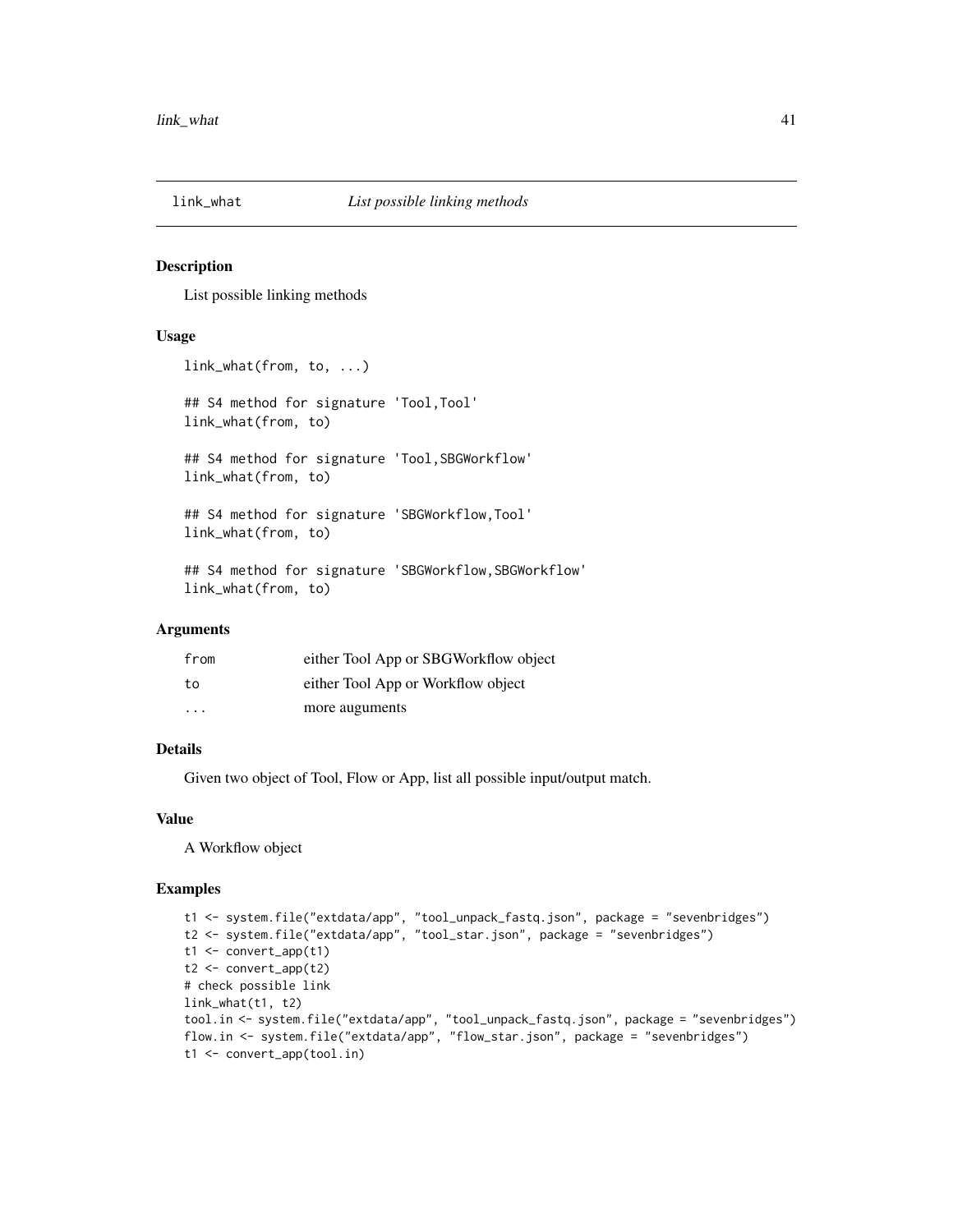# link_what — *List possible linking methods*

## Description

List possible linking methods

## Usage

```
link_what(from, to, ...)

## S4 method for signature 'Tool,Tool'
link_what(from, to)

## S4 method for signature 'Tool,SBGWorkflow'
link_what(from, to)

## S4 method for signature 'SBGWorkflow,Tool'
link_what(from, to)

## S4 method for signature 'SBGWorkflow,SBGWorkflow'
link_what(from, to)
```

## Arguments

| | |
|---|---|
| from | either Tool App or SBGWorkflow object |
| to | either Tool App or Workflow object |
| ... | more auguments |

## Details

Given two object of Tool, Flow or App, list all possible input/output match.

## Value

A Workflow object

## Examples

```
t1 <- system.file("extdata/app", "tool_unpack_fastq.json", package = "sevenbridges")
t2 <- system.file("extdata/app", "tool_star.json", package = "sevenbridges")
t1 <- convert_app(t1)
t2 <- convert_app(t2)
# check possible link
link_what(t1, t2)
tool.in <- system.file("extdata/app", "tool_unpack_fastq.json", package = "sevenbridges")
flow.in <- system.file("extdata/app", "flow_star.json", package = "sevenbridges")
t1 <- convert_app(tool.in)
```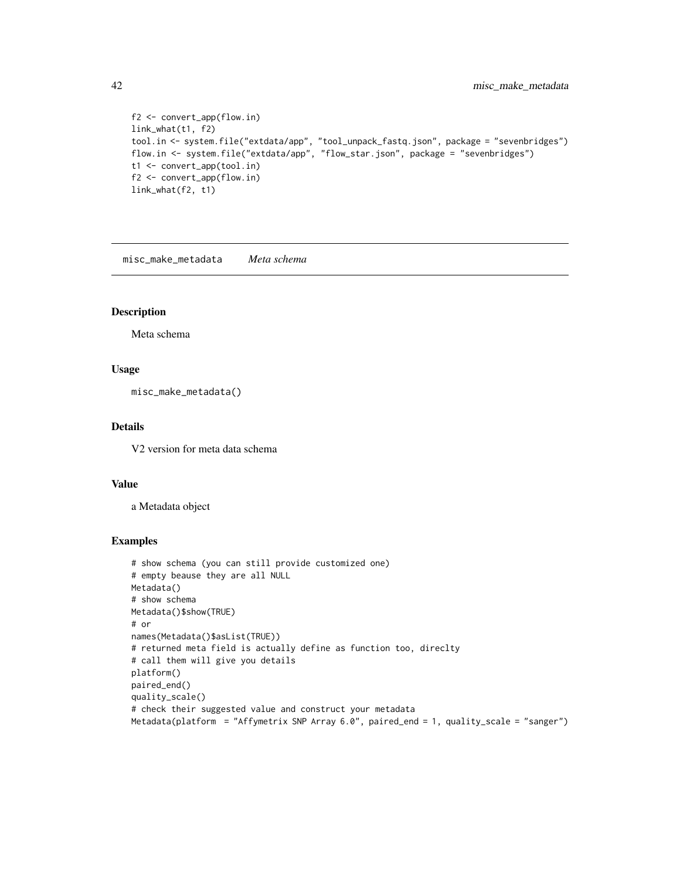```
f2 <- convert_app(flow.in)
link_what(t1, f2)
tool.in <- system.file("extdata/app", "tool_unpack_fastq.json", package = "sevenbridges")
flow.in <- system.file("extdata/app", "flow_star.json", package = "sevenbridges")
t1 <- convert_app(tool.in)
f2 <- convert_app(flow.in)
link_what(f2, t1)
```

## misc_make_metadata *Meta schema*

### Description

Meta schema

### Usage

```
misc_make_metadata()
```

### Details

V2 version for meta data schema

### Value

a Metadata object

### Examples

```
# show schema (you can still provide customized one)
# empty beause they are all NULL
Metadata()
# show schema
Metadata()$show(TRUE)
# or
names(Metadata()$asList(TRUE))
# returned meta field is actually define as function too, direclty
# call them will give you details
platform()
paired_end()
quality_scale()
# check their suggested value and construct your metadata
Metadata(platform  = "Affymetrix SNP Array 6.0", paired_end = 1, quality_scale = "sanger")
```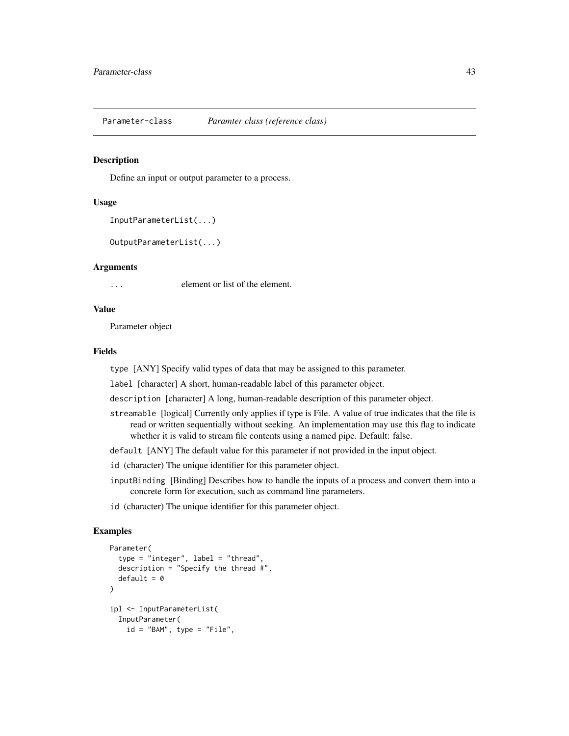Parameter-class    *Paramter class (reference class)*

## Description

Define an input or output parameter to a process.

## Usage

```
InputParameterList(...)

OutputParameterList(...)
```

## Arguments

`...`    element or list of the element.

## Value

Parameter object

## Fields

`type` [ANY] Specify valid types of data that may be assigned to this parameter.

`label` [character] A short, human-readable label of this parameter object.

`description` [character] A long, human-readable description of this parameter object.

`streamable` [logical] Currently only applies if type is File. A value of true indicates that the file is read or written sequentially without seeking. An implementation may use this flag to indicate whether it is valid to stream file contents using a named pipe. Default: false.

`default` [ANY] The default value for this parameter if not provided in the input object.

`id` (character) The unique identifier for this parameter object.

`inputBinding` [Binding] Describes how to handle the inputs of a process and convert them into a concrete form for execution, such as command line parameters.

`id` (character) The unique identifier for this parameter object.

## Examples

```
Parameter(
  type = "integer", label = "thread",
  description = "Specify the thread #",
  default = 0
)

ipl <- InputParameterList(
  InputParameter(
    id = "BAM", type = "File",
```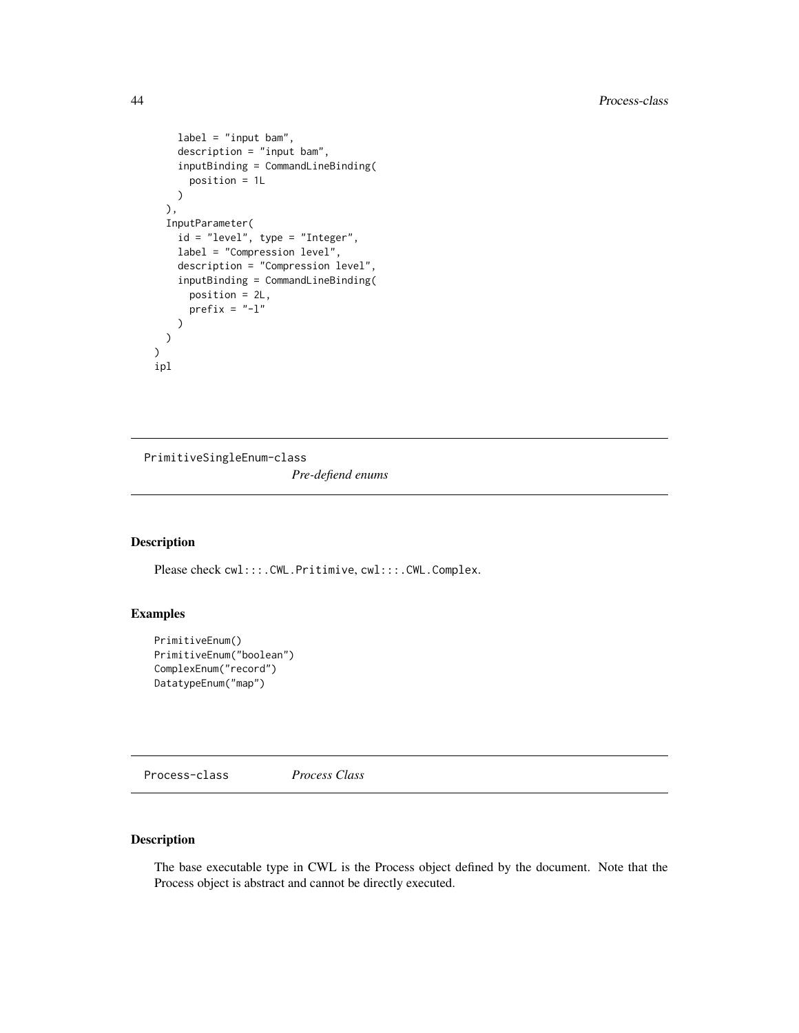```
    label = "input bam",
    description = "input bam",
    inputBinding = CommandLineBinding(
      position = 1L
    )
  ),
  InputParameter(
    id = "level", type = "Integer",
    label = "Compression level",
    description = "Compression level",
    inputBinding = CommandLineBinding(
      position = 2L,
      prefix = "-l"
    )
  )
)
ipl
```

## PrimitiveSingleEnum-class *Pre-defiend enums*

### Description

Please check `cwl:::.CWL.Pritimive`, `cwl:::.CWL.Complex`.

### Examples

```
PrimitiveEnum()
PrimitiveEnum("boolean")
ComplexEnum("record")
DatatypeEnum("map")
```

## Process-class *Process Class*

### Description

The base executable type in CWL is the Process object defined by the document. Note that the Process object is abstract and cannot be directly executed.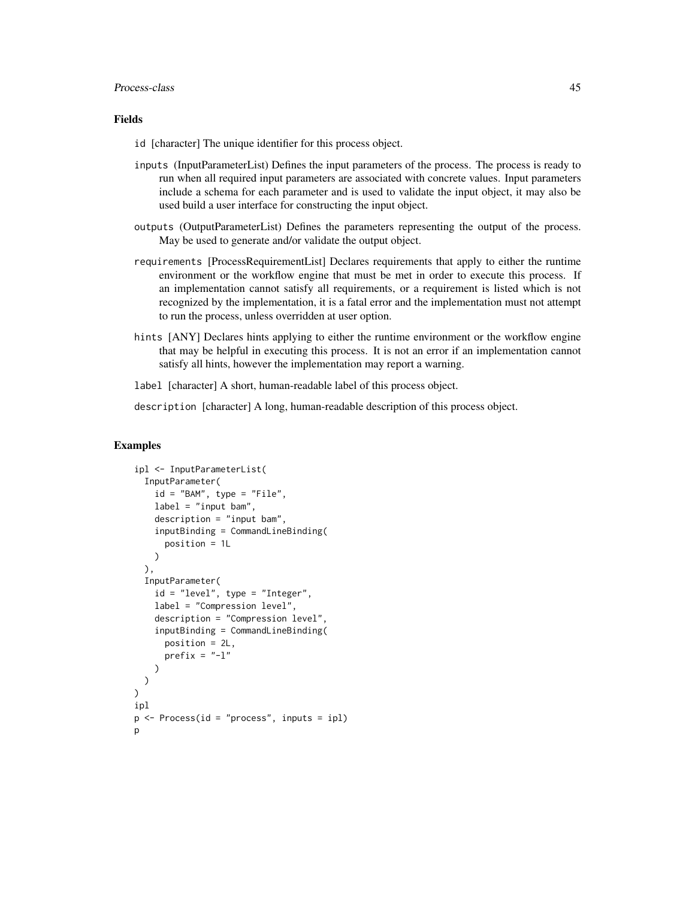## Fields

`id` [character] The unique identifier for this process object.

`inputs` (InputParameterList) Defines the input parameters of the process. The process is ready to run when all required input parameters are associated with concrete values. Input parameters include a schema for each parameter and is used to validate the input object, it may also be used build a user interface for constructing the input object.

`outputs` (OutputParameterList) Defines the parameters representing the output of the process. May be used to generate and/or validate the output object.

`requirements` [ProcessRequirementList] Declares requirements that apply to either the runtime environment or the workflow engine that must be met in order to execute this process. If an implementation cannot satisfy all requirements, or a requirement is listed which is not recognized by the implementation, it is a fatal error and the implementation must not attempt to run the process, unless overridden at user option.

`hints` [ANY] Declares hints applying to either the runtime environment or the workflow engine that may be helpful in executing this process. It is not an error if an implementation cannot satisfy all hints, however the implementation may report a warning.

`label` [character] A short, human-readable label of this process object.

`description` [character] A long, human-readable description of this process object.

## Examples

```
ipl <- InputParameterList(
  InputParameter(
    id = "BAM", type = "File",
    label = "input bam",
    description = "input bam",
    inputBinding = CommandLineBinding(
      position = 1L
    )
  ),
  InputParameter(
    id = "level", type = "Integer",
    label = "Compression level",
    description = "Compression level",
    inputBinding = CommandLineBinding(
      position = 2L,
      prefix = "-l"
    )
  )
)
ipl
p <- Process(id = "process", inputs = ipl)
p
```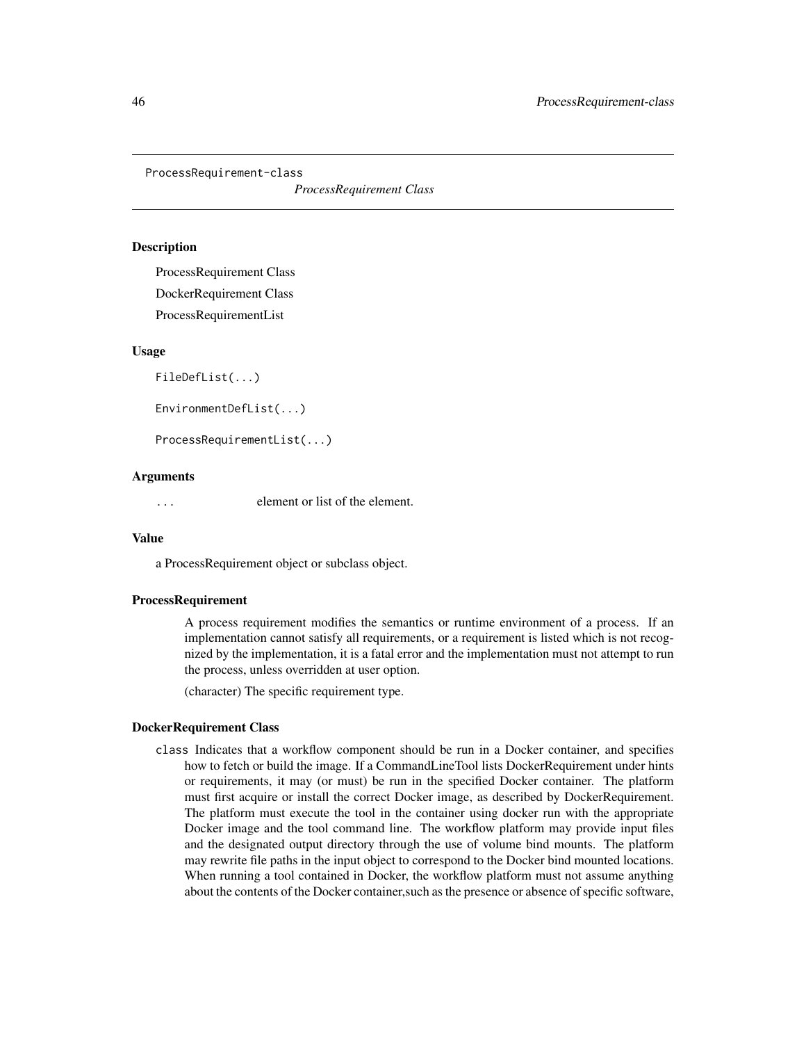ProcessRequirement-class

*ProcessRequirement Class*

## Description

ProcessRequirement Class

DockerRequirement Class

ProcessRequirementList

## Usage

```
FileDefList(...)

EnvironmentDefList(...)

ProcessRequirementList(...)
```

## Arguments

`...` element or list of the element.

## Value

a ProcessRequirement object or subclass object.

## ProcessRequirement

A process requirement modifies the semantics or runtime environment of a process. If an implementation cannot satisfy all requirements, or a requirement is listed which is not recognized by the implementation, it is a fatal error and the implementation must not attempt to run the process, unless overridden at user option.

(character) The specific requirement type.

## DockerRequirement Class

`class` Indicates that a workflow component should be run in a Docker container, and specifies how to fetch or build the image. If a CommandLineTool lists DockerRequirement under hints or requirements, it may (or must) be run in the specified Docker container. The platform must first acquire or install the correct Docker image, as described by DockerRequirement. The platform must execute the tool in the container using docker run with the appropriate Docker image and the tool command line. The workflow platform may provide input files and the designated output directory through the use of volume bind mounts. The platform may rewrite file paths in the input object to correspond to the Docker bind mounted locations. When running a tool contained in Docker, the workflow platform must not assume anything about the contents of the Docker container,such as the presence or absence of specific software,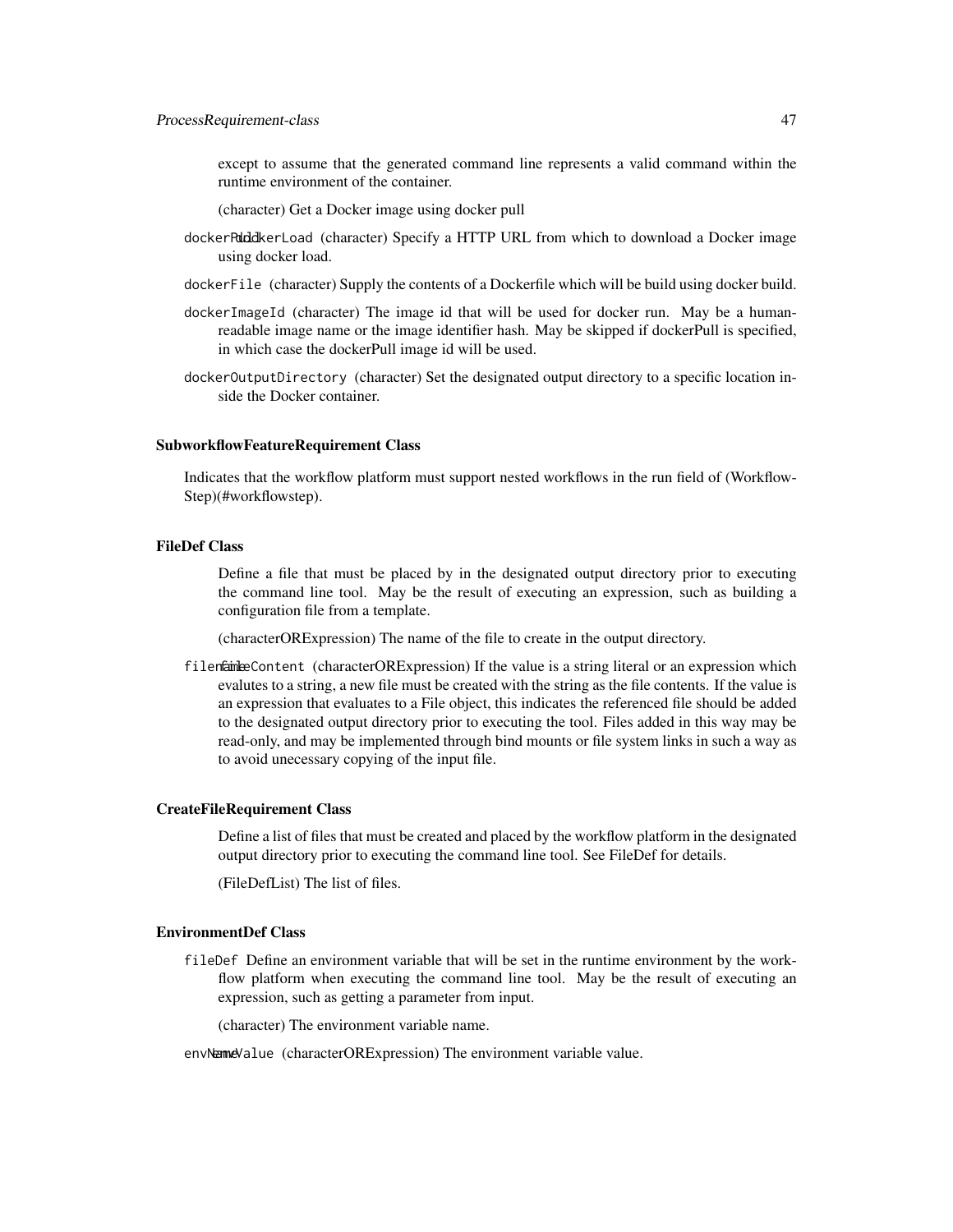except to assume that the generated command line represents a valid command within the runtime environment of the container.

(character) Get a Docker image using docker pull

dockerPulldockerLoad (character) Specify a HTTP URL from which to download a Docker image using docker load.

dockerFile (character) Supply the contents of a Dockerfile which will be build using docker build.

dockerImageId (character) The image id that will be used for docker run. May be a human-readable image name or the image identifier hash. May be skipped if dockerPull is specified, in which case the dockerPull image id will be used.

dockerOutputDirectory (character) Set the designated output directory to a specific location inside the Docker container.

### SubworkflowFeatureRequirement Class

Indicates that the workflow platform must support nested workflows in the run field of (WorkflowStep)(#workflowstep).

### FileDef Class

Define a file that must be placed by in the designated output directory prior to executing the command line tool. May be the result of executing an expression, such as building a configuration file from a template.

(characterORExpression) The name of the file to create in the output directory.

filenamefileContent (characterORExpression) If the value is a string literal or an expression which evalutes to a string, a new file must be created with the string as the file contents. If the value is an expression that evaluates to a File object, this indicates the referenced file should be added to the designated output directory prior to executing the tool. Files added in this way may be read-only, and may be implemented through bind mounts or file system links in such a way as to avoid unecessary copying of the input file.

### CreateFileRequirement Class

Define a list of files that must be created and placed by the workflow platform in the designated output directory prior to executing the command line tool. See FileDef for details.

(FileDefList) The list of files.

### EnvironmentDef Class

fileDef Define an environment variable that will be set in the runtime environment by the workflow platform when executing the command line tool. May be the result of executing an expression, such as getting a parameter from input.

(character) The environment variable name.

envNameValue (characterORExpression) The environment variable value.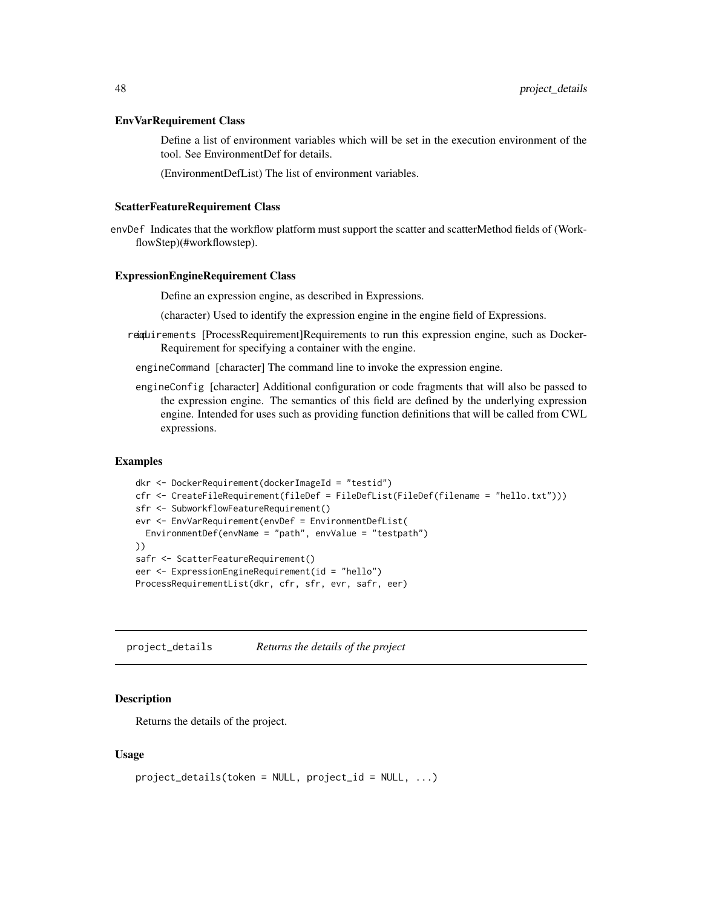### EnvVarRequirement Class

Define a list of environment variables which will be set in the execution environment of the tool. See EnvironmentDef for details.

(EnvironmentDefList) The list of environment variables.

### ScatterFeatureRequirement Class

envDef Indicates that the workflow platform must support the scatter and scatterMethod fields of (WorkflowStep)(#workflowstep).

### ExpressionEngineRequirement Class

Define an expression engine, as described in Expressions.

(character) Used to identify the expression engine in the engine field of Expressions.

- id requirements [ProcessRequirement]Requirements to run this expression engine, such as DockerRequirement for specifying a container with the engine.
- engineCommand [character] The command line to invoke the expression engine.
- engineConfig [character] Additional configuration or code fragments that will also be passed to the expression engine. The semantics of this field are defined by the underlying expression engine. Intended for uses such as providing function definitions that will be called from CWL expressions.

### Examples

```
dkr <- DockerRequirement(dockerImageId = "testid")
cfr <- CreateFileRequirement(fileDef = FileDefList(FileDef(filename = "hello.txt")))
sfr <- SubworkflowFeatureRequirement()
evr <- EnvVarRequirement(envDef = EnvironmentDefList(
  EnvironmentDef(envName = "path", envValue = "testpath")
))
safr <- ScatterFeatureRequirement()
eer <- ExpressionEngineRequirement(id = "hello")
ProcessRequirementList(dkr, cfr, sfr, evr, safr, eer)
```

---

## project_details — *Returns the details of the project*

### Description

Returns the details of the project.

### Usage

```
project_details(token = NULL, project_id = NULL, ...)
```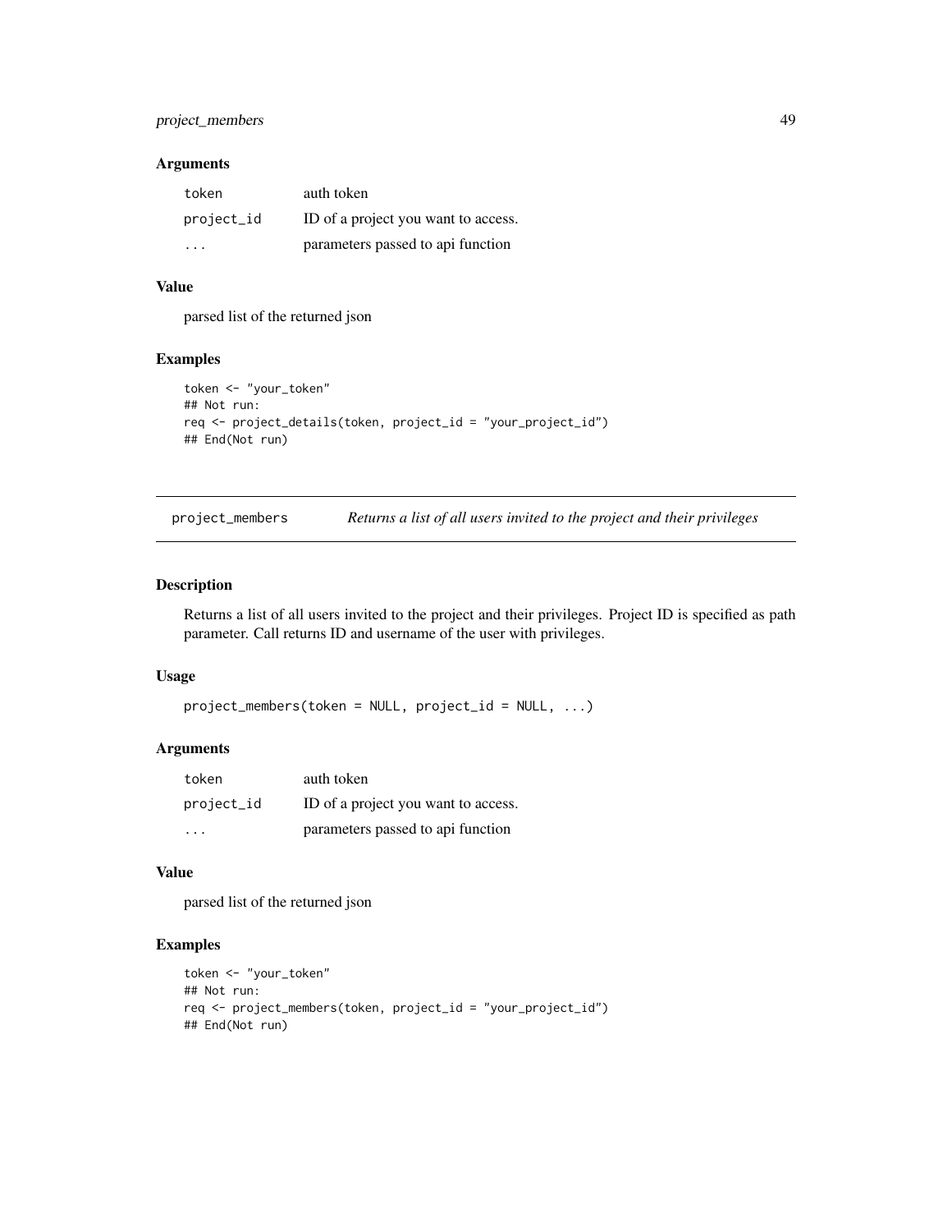### Arguments

| | |
|---|---|
| token | auth token |
| project_id | ID of a project you want to access. |
| ... | parameters passed to api function |

### Value

parsed list of the returned json

### Examples

```
token <- "your_token"
## Not run:
req <- project_details(token, project_id = "your_project_id")
## End(Not run)
```

---

## project_members — *Returns a list of all users invited to the project and their privileges*

### Description

Returns a list of all users invited to the project and their privileges. Project ID is specified as path parameter. Call returns ID and username of the user with privileges.

### Usage

```
project_members(token = NULL, project_id = NULL, ...)
```

### Arguments

| | |
|---|---|
| token | auth token |
| project_id | ID of a project you want to access. |
| ... | parameters passed to api function |

### Value

parsed list of the returned json

### Examples

```
token <- "your_token"
## Not run:
req <- project_members(token, project_id = "your_project_id")
## End(Not run)
```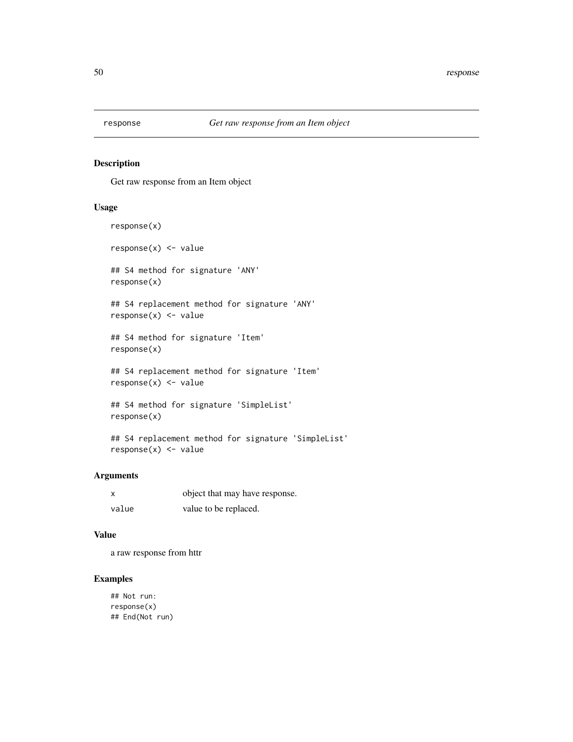# response

*Get raw response from an Item object*

## Description

Get raw response from an Item object

## Usage

```
response(x)

response(x) <- value

## S4 method for signature 'ANY'
response(x)

## S4 replacement method for signature 'ANY'
response(x) <- value

## S4 method for signature 'Item'
response(x)

## S4 replacement method for signature 'Item'
response(x) <- value

## S4 method for signature 'SimpleList'
response(x)

## S4 replacement method for signature 'SimpleList'
response(x) <- value
```

## Arguments

| | |
|---|---|
| x | object that may have response. |
| value | value to be replaced. |

## Value

a raw response from httr

## Examples

```
## Not run:
response(x)
## End(Not run)
```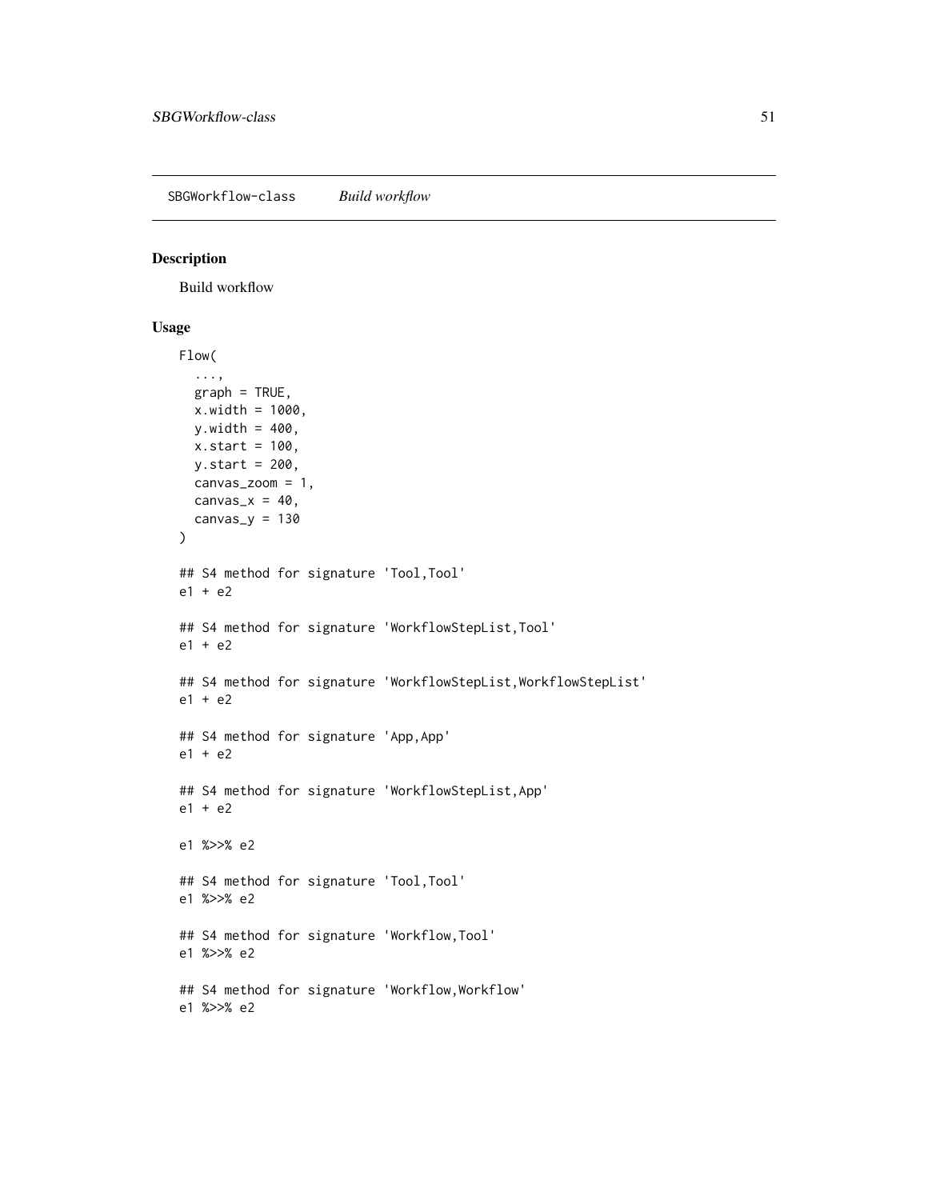SBGWorkflow-class *Build workflow*

## Description

Build workflow

## Usage

```
Flow(
  ...,
  graph = TRUE,
  x.width = 1000,
  y.width = 400,
  x.start = 100,
  y.start = 200,
  canvas_zoom = 1,
  canvas_x = 40,
  canvas_y = 130
)

## S4 method for signature 'Tool,Tool'
e1 + e2

## S4 method for signature 'WorkflowStepList,Tool'
e1 + e2

## S4 method for signature 'WorkflowStepList,WorkflowStepList'
e1 + e2

## S4 method for signature 'App,App'
e1 + e2

## S4 method for signature 'WorkflowStepList,App'
e1 + e2

e1 %>>% e2

## S4 method for signature 'Tool,Tool'
e1 %>>% e2

## S4 method for signature 'Workflow,Tool'
e1 %>>% e2

## S4 method for signature 'Workflow,Workflow'
e1 %>>% e2
```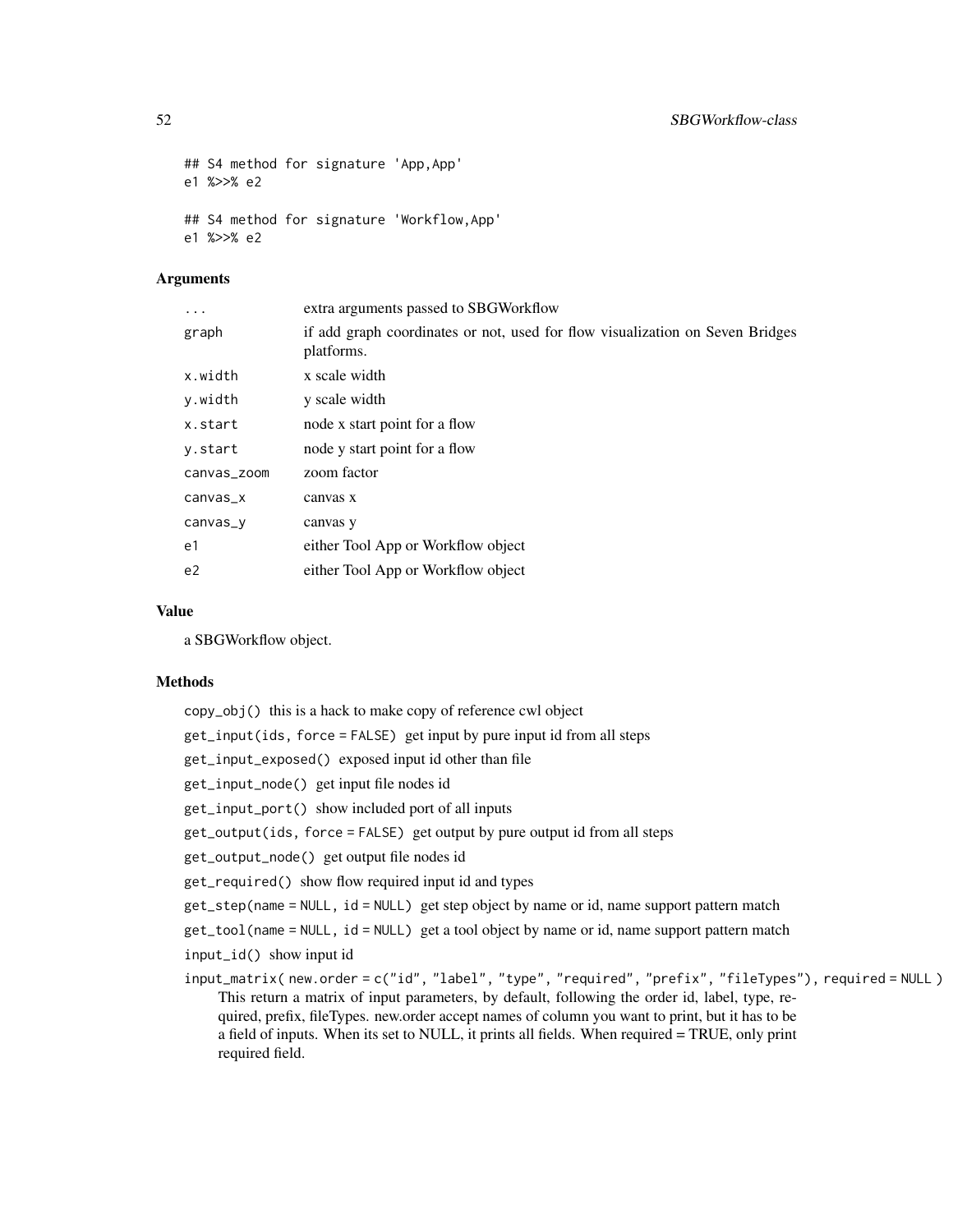```
## S4 method for signature 'App,App'
e1 %>>% e2

## S4 method for signature 'Workflow,App'
e1 %>>% e2
```

## Arguments

| | |
|---|---|
| ... | extra arguments passed to SBGWorkflow |
| graph | if add graph coordinates or not, used for flow visualization on Seven Bridges platforms. |
| x.width | x scale width |
| y.width | y scale width |
| x.start | node x start point for a flow |
| y.start | node y start point for a flow |
| canvas_zoom | zoom factor |
| canvas_x | canvas x |
| canvas_y | canvas y |
| e1 | either Tool App or Workflow object |
| e2 | either Tool App or Workflow object |

## Value

a SBGWorkflow object.

## Methods

`copy_obj()` this is a hack to make copy of reference cwl object

`get_input(ids, force = FALSE)` get input by pure input id from all steps

`get_input_exposed()` exposed input id other than file

`get_input_node()` get input file nodes id

`get_input_port()` show included port of all inputs

`get_output(ids, force = FALSE)` get output by pure output id from all steps

`get_output_node()` get output file nodes id

`get_required()` show flow required input id and types

`get_step(name = NULL, id = NULL)` get step object by name or id, name support pattern match

`get_tool(name = NULL, id = NULL)` get a tool object by name or id, name support pattern match

`input_id()` show input id

`input_matrix( new.order = c("id", "label", "type", "required", "prefix", "fileTypes"), required = NULL )` This return a matrix of input parameters, by default, following the order id, label, type, required, prefix, fileTypes. new.order accept names of column you want to print, but it has to be a field of inputs. When its set to NULL, it prints all fields. When required = TRUE, only print required field.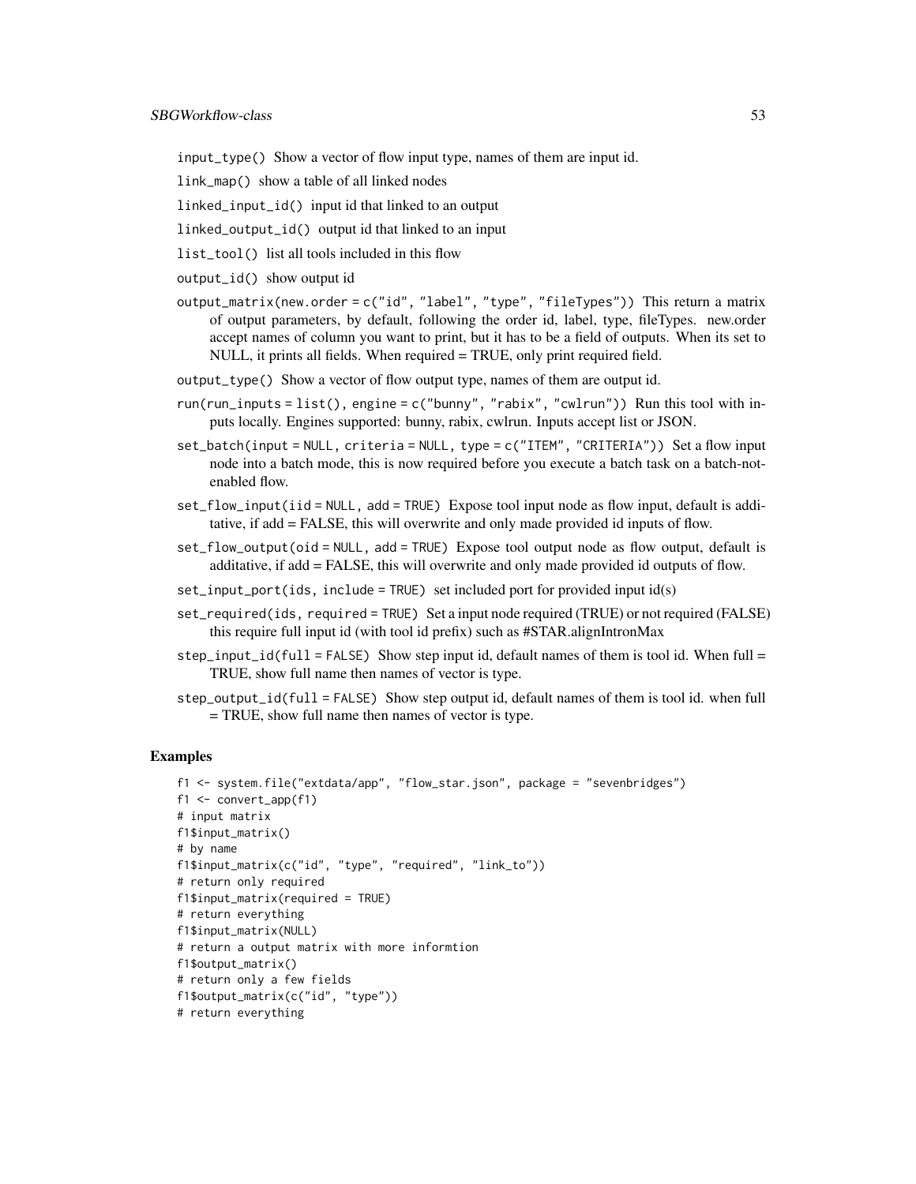`input_type()` Show a vector of flow input type, names of them are input id.

`link_map()` show a table of all linked nodes

`linked_input_id()` input id that linked to an output

`linked_output_id()` output id that linked to an input

`list_tool()` list all tools included in this flow

`output_id()` show output id

`output_matrix(new.order = c("id", "label", "type", "fileTypes"))` This return a matrix of output parameters, by default, following the order id, label, type, fileTypes. new.order accept names of column you want to print, but it has to be a field of outputs. When its set to NULL, it prints all fields. When required = TRUE, only print required field.

`output_type()` Show a vector of flow output type, names of them are output id.

`run(run_inputs = list(), engine = c("bunny", "rabix", "cwlrun"))` Run this tool with inputs locally. Engines supported: bunny, rabix, cwlrun. Inputs accept list or JSON.

`set_batch(input = NULL, criteria = NULL, type = c("ITEM", "CRITERIA"))` Set a flow input node into a batch mode, this is now required before you execute a batch task on a batch-not-enabled flow.

`set_flow_input(iid = NULL, add = TRUE)` Expose tool input node as flow input, default is additative, if add = FALSE, this will overwrite and only made provided id inputs of flow.

`set_flow_output(oid = NULL, add = TRUE)` Expose tool output node as flow output, default is additative, if add = FALSE, this will overwrite and only made provided id outputs of flow.

`set_input_port(ids, include = TRUE)` set included port for provided input id(s)

`set_required(ids, required = TRUE)` Set a input node required (TRUE) or not required (FALSE) this require full input id (with tool id prefix) such as #STAR.alignIntronMax

`step_input_id(full = FALSE)` Show step input id, default names of them is tool id. When full = TRUE, show full name then names of vector is type.

`step_output_id(full = FALSE)` Show step output id, default names of them is tool id. when full = TRUE, show full name then names of vector is type.

## Examples

```
f1 <- system.file("extdata/app", "flow_star.json", package = "sevenbridges")
f1 <- convert_app(f1)
# input matrix
f1$input_matrix()
# by name
f1$input_matrix(c("id", "type", "required", "link_to"))
# return only required
f1$input_matrix(required = TRUE)
# return everything
f1$input_matrix(NULL)
# return a output matrix with more informtion
f1$output_matrix()
# return only a few fields
f1$output_matrix(c("id", "type"))
# return everything
```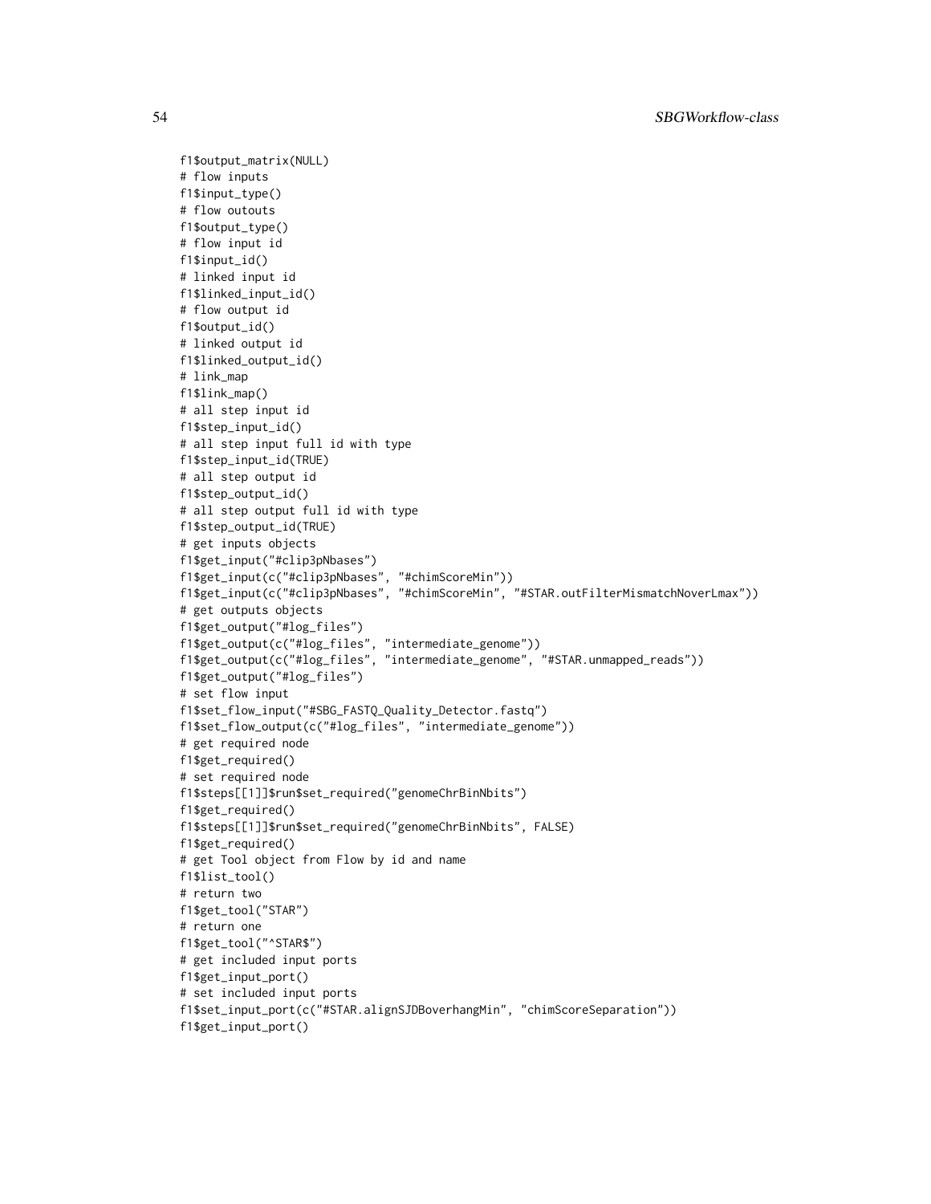```
f1$output_matrix(NULL)
# flow inputs
f1$input_type()
# flow outouts
f1$output_type()
# flow input id
f1$input_id()
# linked input id
f1$linked_input_id()
# flow output id
f1$output_id()
# linked output id
f1$linked_output_id()
# link_map
f1$link_map()
# all step input id
f1$step_input_id()
# all step input full id with type
f1$step_input_id(TRUE)
# all step output id
f1$step_output_id()
# all step output full id with type
f1$step_output_id(TRUE)
# get inputs objects
f1$get_input("#clip3pNbases")
f1$get_input(c("#clip3pNbases", "#chimScoreMin"))
f1$get_input(c("#clip3pNbases", "#chimScoreMin", "#STAR.outFilterMismatchNoverLmax"))
# get outputs objects
f1$get_output("#log_files")
f1$get_output(c("#log_files", "intermediate_genome"))
f1$get_output(c("#log_files", "intermediate_genome", "#STAR.unmapped_reads"))
f1$get_output("#log_files")
# set flow input
f1$set_flow_input("#SBG_FASTQ_Quality_Detector.fastq")
f1$set_flow_output(c("#log_files", "intermediate_genome"))
# get required node
f1$get_required()
# set required node
f1$steps[[1]]$run$set_required("genomeChrBinNbits")
f1$get_required()
f1$steps[[1]]$run$set_required("genomeChrBinNbits", FALSE)
f1$get_required()
# get Tool object from Flow by id and name
f1$list_tool()
# return two
f1$get_tool("STAR")
# return one
f1$get_tool("^STAR$")
# get included input ports
f1$get_input_port()
# set included input ports
f1$set_input_port(c("#STAR.alignSJDBoverhangMin", "chimScoreSeparation"))
f1$get_input_port()
```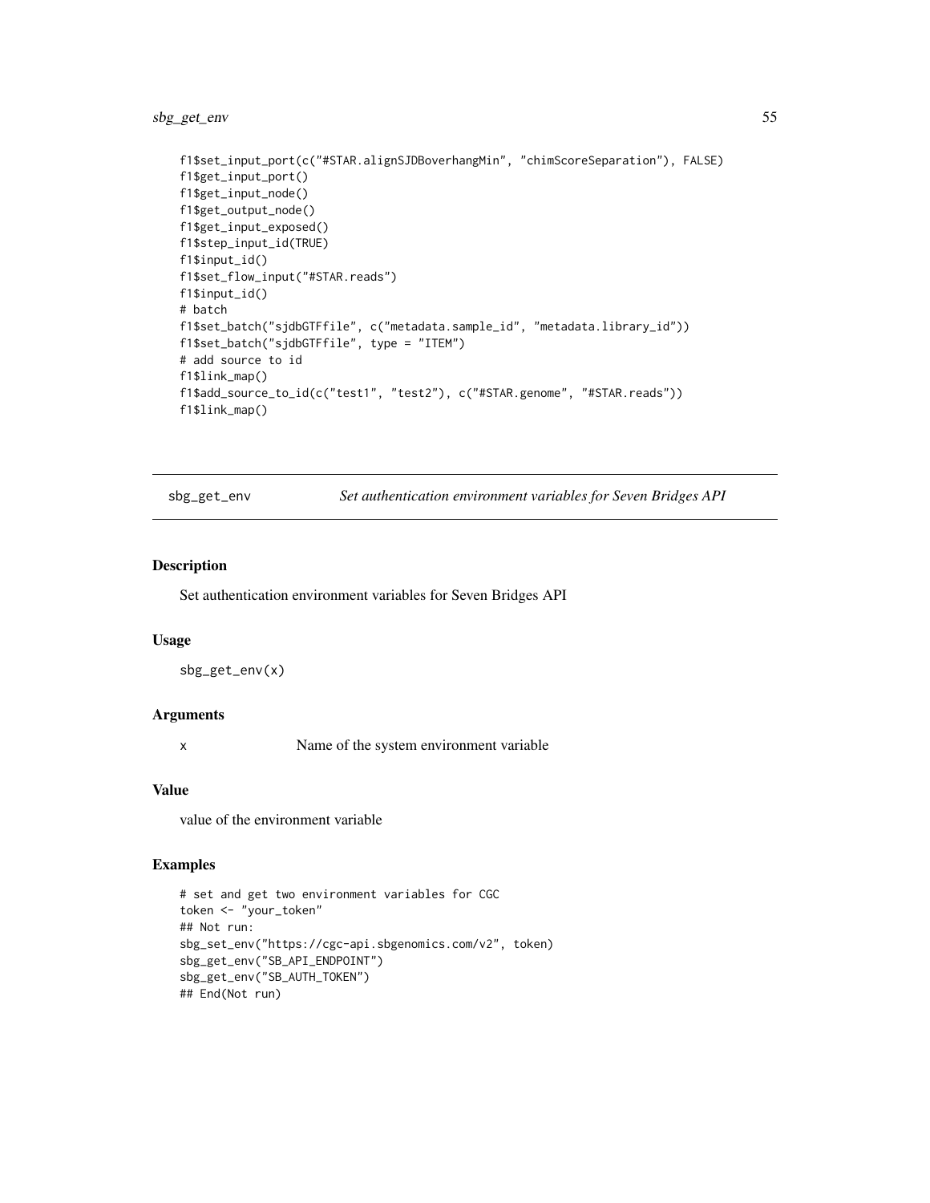```
f1$set_input_port(c("#STAR.alignSJDBoverhangMin", "chimScoreSeparation"), FALSE)
f1$get_input_port()
f1$get_input_node()
f1$get_output_node()
f1$get_input_exposed()
f1$step_input_id(TRUE)
f1$input_id()
f1$set_flow_input("#STAR.reads")
f1$input_id()
# batch
f1$set_batch("sjdbGTFfile", c("metadata.sample_id", "metadata.library_id"))
f1$set_batch("sjdbGTFfile", type = "ITEM")
# add source to id
f1$link_map()
f1$add_source_to_id(c("test1", "test2"), c("#STAR.genome", "#STAR.reads"))
f1$link_map()
```

## sbg_get_env — *Set authentication environment variables for Seven Bridges API*

### Description

Set authentication environment variables for Seven Bridges API

### Usage

```
sbg_get_env(x)
```

### Arguments

| | |
|---|---|
| x | Name of the system environment variable |

### Value

value of the environment variable

### Examples

```
# set and get two environment variables for CGC
token <- "your_token"
## Not run:
sbg_set_env("https://cgc-api.sbgenomics.com/v2", token)
sbg_get_env("SB_API_ENDPOINT")
sbg_get_env("SB_AUTH_TOKEN")
## End(Not run)
```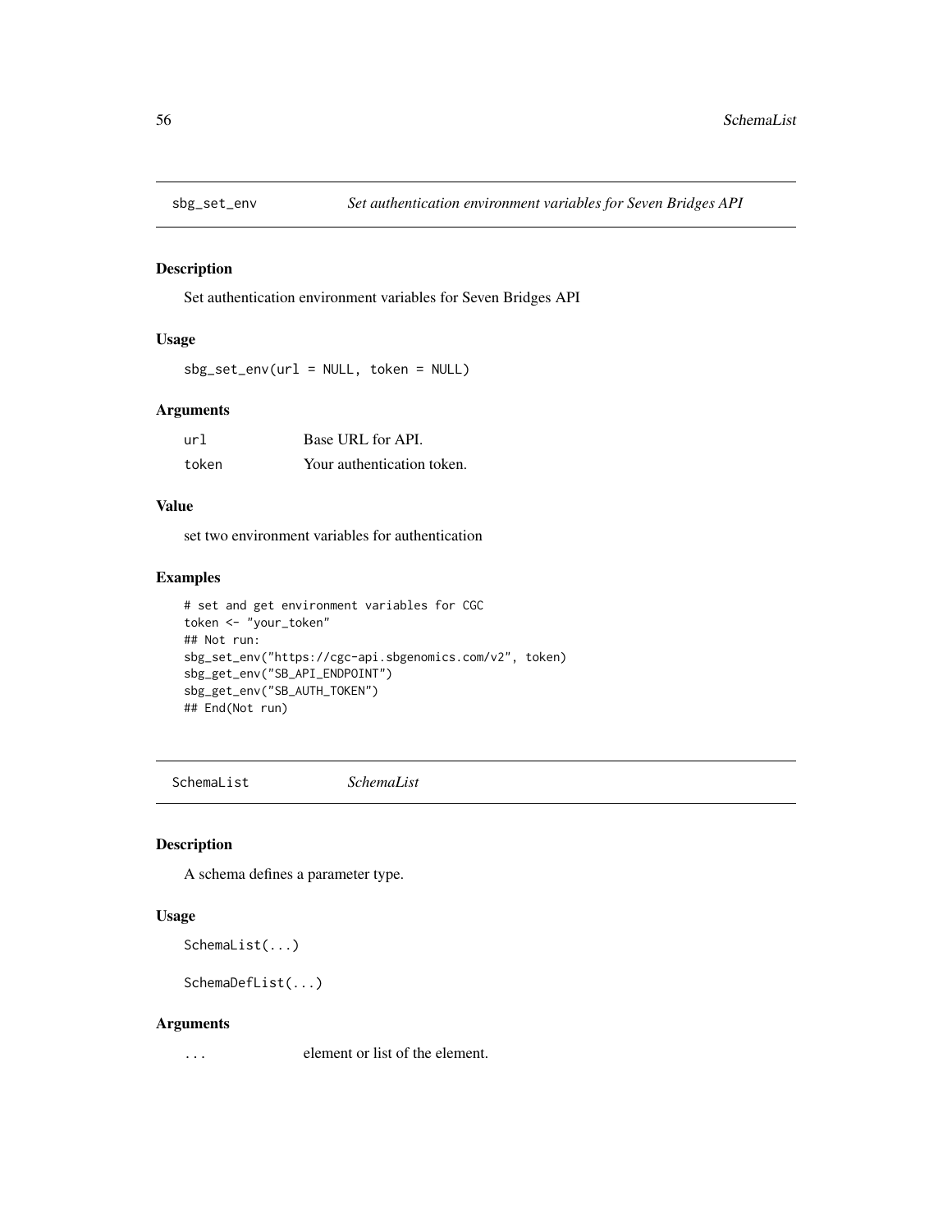## sbg_set_env    *Set authentication environment variables for Seven Bridges API*

### Description

Set authentication environment variables for Seven Bridges API

### Usage

```
sbg_set_env(url = NULL, token = NULL)
```

### Arguments

| | |
|---|---|
| url | Base URL for API. |
| token | Your authentication token. |

### Value

set two environment variables for authentication

### Examples

```
# set and get environment variables for CGC
token <- "your_token"
## Not run:
sbg_set_env("https://cgc-api.sbgenomics.com/v2", token)
sbg_get_env("SB_API_ENDPOINT")
sbg_get_env("SB_AUTH_TOKEN")
## End(Not run)
```

## SchemaList    *SchemaList*

### Description

A schema defines a parameter type.

### Usage

```
SchemaList(...)

SchemaDefList(...)
```

### Arguments

| | |
|---|---|
| ... | element or list of the element. |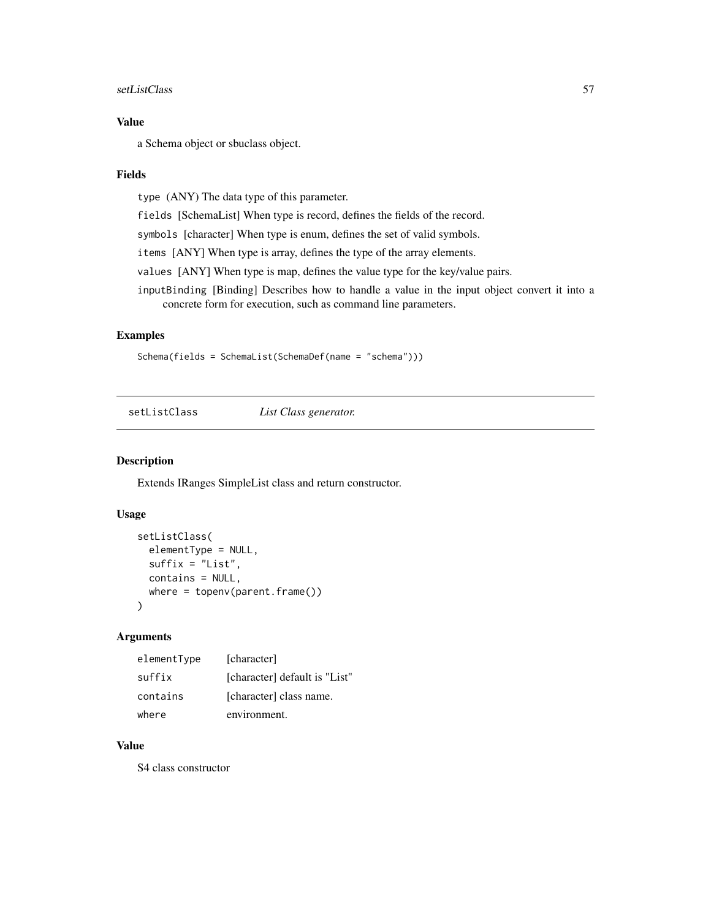### Value

a Schema object or sbuclass object.

### Fields

`type` (ANY) The data type of this parameter.

`fields` [SchemaList] When type is record, defines the fields of the record.

`symbols` [character] When type is enum, defines the set of valid symbols.

`items` [ANY] When type is array, defines the type of the array elements.

`values` [ANY] When type is map, defines the value type for the key/value pairs.

`inputBinding` [Binding] Describes how to handle a value in the input object convert it into a concrete form for execution, such as command line parameters.

### Examples

```
Schema(fields = SchemaList(SchemaDef(name = "schema")))
```

---

## setListClass — *List Class generator.*

---

### Description

Extends IRanges SimpleList class and return constructor.

### Usage

```
setListClass(
  elementType = NULL,
  suffix = "List",
  contains = NULL,
  where = topenv(parent.frame())
)
```

### Arguments

| | |
|---|---|
| `elementType` | [character] |
| `suffix` | [character] default is "List" |
| `contains` | [character] class name. |
| `where` | environment. |

### Value

S4 class constructor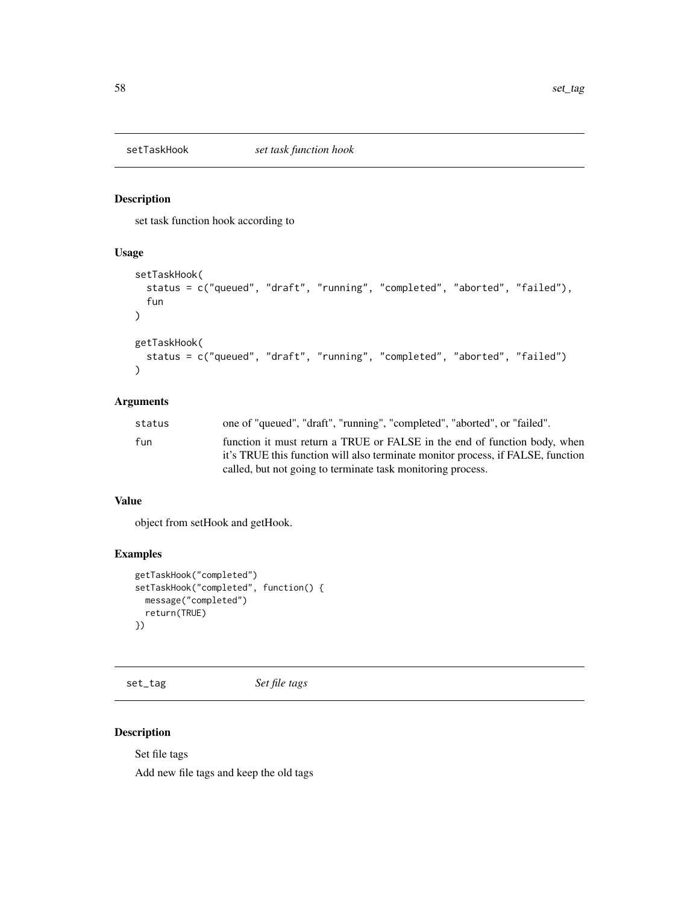## setTaskHook *set task function hook*

### Description

set task function hook according to

### Usage

```
setTaskHook(
  status = c("queued", "draft", "running", "completed", "aborted", "failed"),
  fun
)

getTaskHook(
  status = c("queued", "draft", "running", "completed", "aborted", "failed")
)
```

### Arguments

| | |
|---|---|
| status | one of "queued", "draft", "running", "completed", "aborted", or "failed". |
| fun | function it must return a TRUE or FALSE in the end of function body, when it's TRUE this function will also terminate monitor process, if FALSE, function called, but not going to terminate task monitoring process. |

### Value

object from setHook and getHook.

### Examples

```
getTaskHook("completed")
setTaskHook("completed", function() {
  message("completed")
  return(TRUE)
})
```

## set_tag *Set file tags*

### Description

Set file tags

Add new file tags and keep the old tags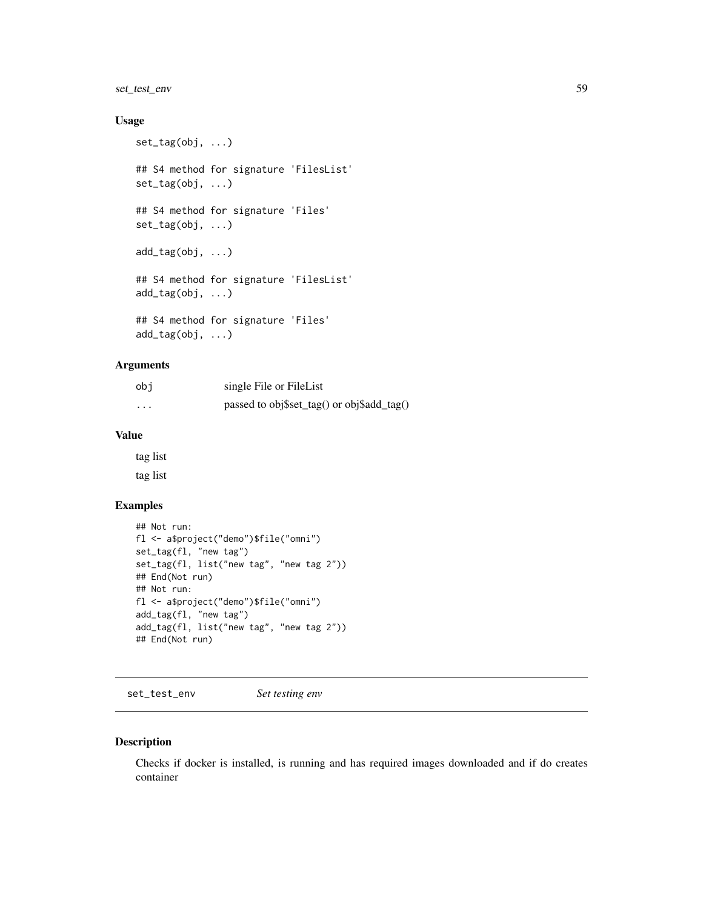### Usage

```
set_tag(obj, ...)

## S4 method for signature 'FilesList'
set_tag(obj, ...)

## S4 method for signature 'Files'
set_tag(obj, ...)

add_tag(obj, ...)

## S4 method for signature 'FilesList'
add_tag(obj, ...)

## S4 method for signature 'Files'
add_tag(obj, ...)
```

### Arguments

| | |
|---|---|
| `obj` | single File or FileList |
| `...` | passed to obj$set_tag() or obj$add_tag() |

### Value

tag list

tag list

### Examples

```
## Not run:
fl <- a$project("demo")$file("omni")
set_tag(fl, "new tag")
set_tag(fl, list("new tag", "new tag 2"))
## End(Not run)
## Not run:
fl <- a$project("demo")$file("omni")
add_tag(fl, "new tag")
add_tag(fl, list("new tag", "new tag 2"))
## End(Not run)
```

---

## set_test_env *Set testing env*

### Description

Checks if docker is installed, is running and has required images downloaded and if do creates container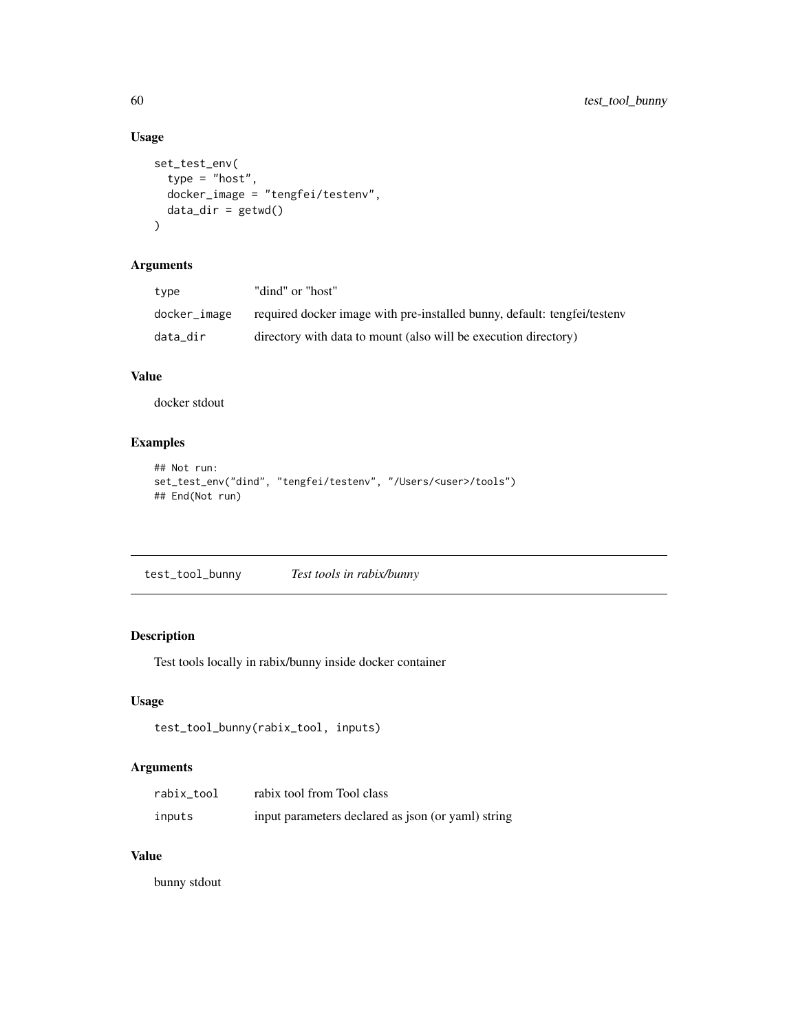### Usage

```
set_test_env(
  type = "host",
  docker_image = "tengfei/testenv",
  data_dir = getwd()
)
```

### Arguments

| | |
|---|---|
| type | "dind" or "host" |
| docker_image | required docker image with pre-installed bunny, default: tengfei/testenv |
| data_dir | directory with data to mount (also will be execution directory) |

### Value

docker stdout

### Examples

```
## Not run:
set_test_env("dind", "tengfei/testenv", "/Users/<user>/tools")
## End(Not run)
```

---

## test_tool_bunny *Test tools in rabix/bunny*

---

### Description

Test tools locally in rabix/bunny inside docker container

### Usage

```
test_tool_bunny(rabix_tool, inputs)
```

### Arguments

| | |
|---|---|
| rabix_tool | rabix tool from Tool class |
| inputs | input parameters declared as json (or yaml) string |

### Value

bunny stdout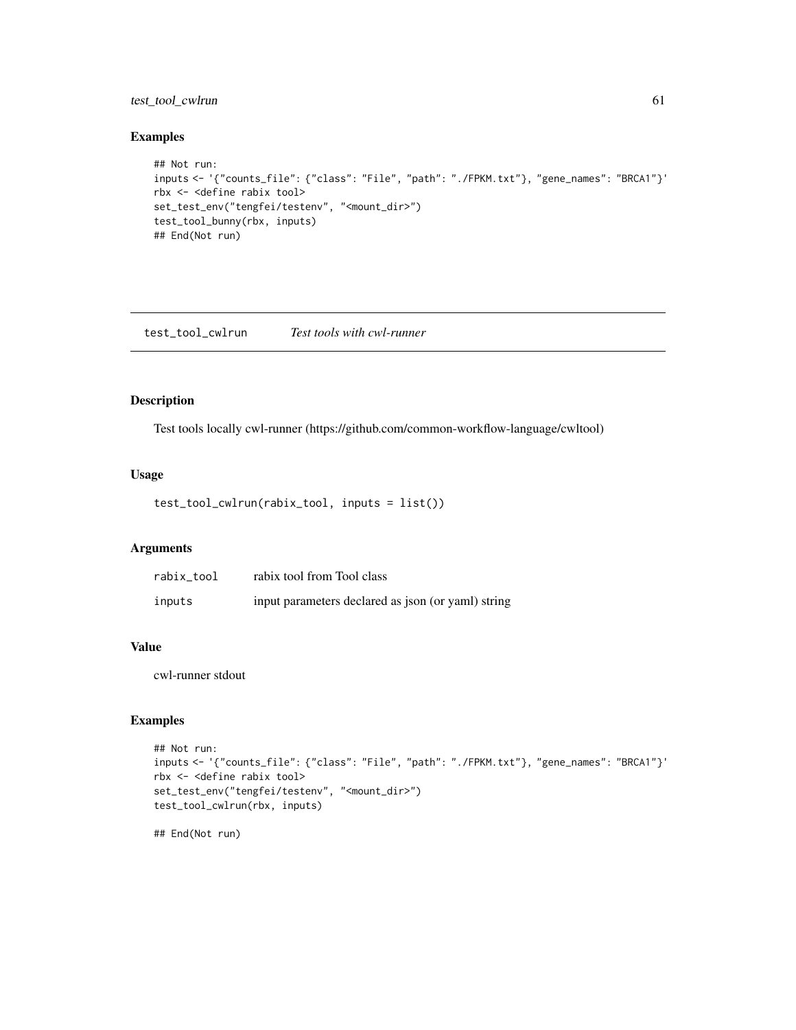## Examples

```
## Not run:
inputs <- '{"counts_file": {"class": "File", "path": "./FPKM.txt"}, "gene_names": "BRCA1"}'
rbx <- <define rabix tool>
set_test_env("tengfei/testenv", "<mount_dir>")
test_tool_bunny(rbx, inputs)
## End(Not run)
```

---

# test_tool_cwlrun *Test tools with cwl-runner*

---

## Description

Test tools locally cwl-runner (https://github.com/common-workflow-language/cwltool)

## Usage

```
test_tool_cwlrun(rabix_tool, inputs = list())
```

## Arguments

| | |
|---|---|
| `rabix_tool` | rabix tool from Tool class |
| `inputs` | input parameters declared as json (or yaml) string |

## Value

cwl-runner stdout

## Examples

```
## Not run:
inputs <- '{"counts_file": {"class": "File", "path": "./FPKM.txt"}, "gene_names": "BRCA1"}'
rbx <- <define rabix tool>
set_test_env("tengfei/testenv", "<mount_dir>")
test_tool_cwlrun(rbx, inputs)

## End(Not run)
```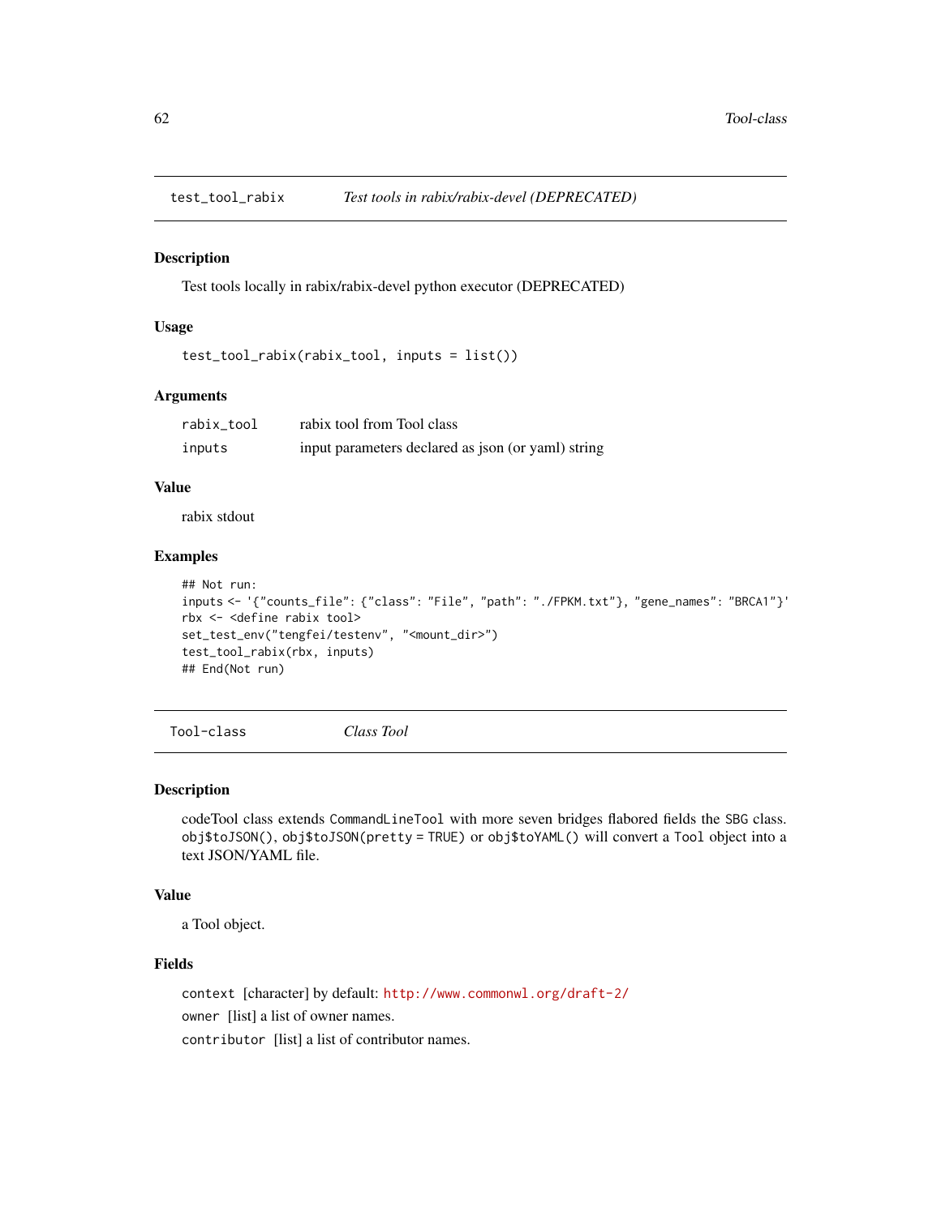## test_tool_rabix — *Test tools in rabix/rabix-devel (DEPRECATED)*

### Description

Test tools locally in rabix/rabix-devel python executor (DEPRECATED)

### Usage

```
test_tool_rabix(rabix_tool, inputs = list())
```

### Arguments

| | |
|---|---|
| rabix_tool | rabix tool from Tool class |
| inputs | input parameters declared as json (or yaml) string |

### Value

rabix stdout

### Examples

```
## Not run:
inputs <- '{"counts_file": {"class": "File", "path": "./FPKM.txt"}, "gene_names": "BRCA1"}'
rbx <- <define rabix tool>
set_test_env("tengfei/testenv", "<mount_dir>")
test_tool_rabix(rbx, inputs)
## End(Not run)
```

## Tool-class — *Class Tool*

### Description

codeTool class extends `CommandLineTool` with more seven bridges flabored fields the `SBG` class. `obj$toJSON()`, `obj$toJSON(pretty = TRUE)` or `obj$toYAML()` will convert a `Tool` object into a text JSON/YAML file.

### Value

a Tool object.

### Fields

`context` [character] by default: http://www.commonwl.org/draft-2/

`owner` [list] a list of owner names.

`contributor` [list] a list of contributor names.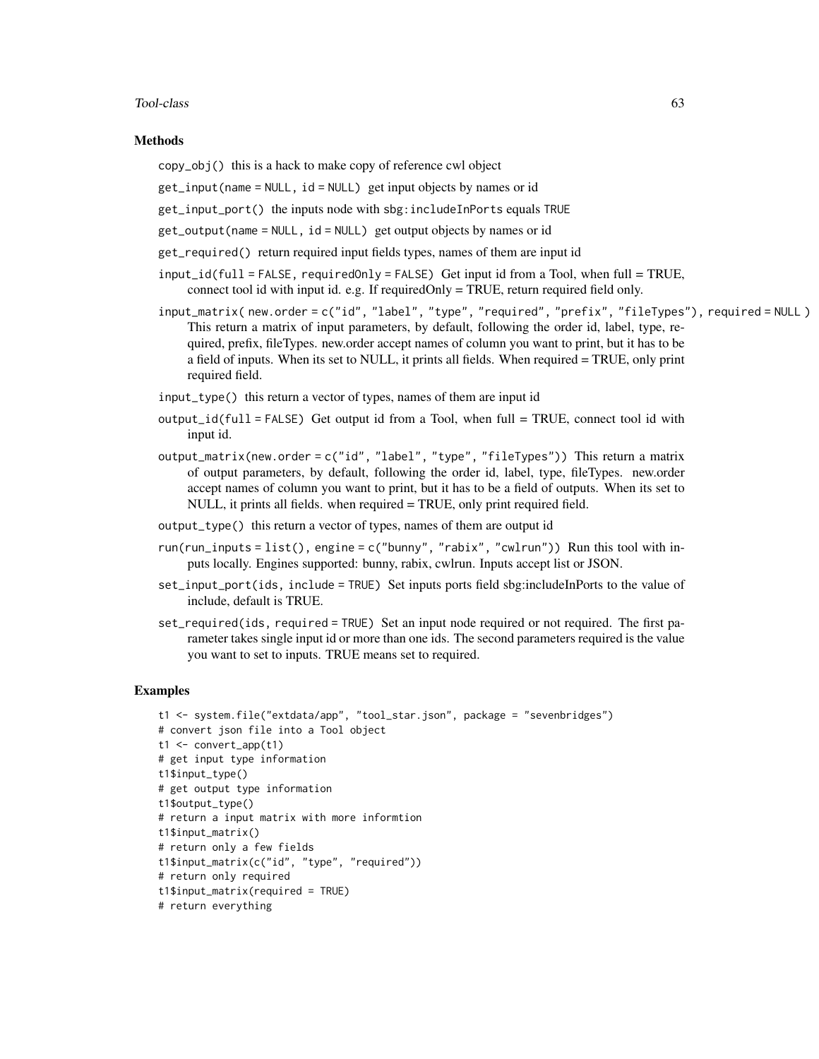## Methods

`copy_obj()` this is a hack to make copy of reference cwl object

`get_input(name = NULL, id = NULL)` get input objects by names or id

`get_input_port()` the inputs node with `sbg:includeInPorts` equals `TRUE`

`get_output(name = NULL, id = NULL)` get output objects by names or id

`get_required()` return required input fields types, names of them are input id

`input_id(full = FALSE, requiredOnly = FALSE)` Get input id from a Tool, when full = TRUE, connect tool id with input id. e.g. If requiredOnly = TRUE, return required field only.

`input_matrix( new.order = c("id", "label", "type", "required", "prefix", "fileTypes"), required = NULL )` This return a matrix of input parameters, by default, following the order id, label, type, required, prefix, fileTypes. new.order accept names of column you want to print, but it has to be a field of inputs. When its set to NULL, it prints all fields. When required = TRUE, only print required field.

`input_type()` this return a vector of types, names of them are input id

`output_id(full = FALSE)` Get output id from a Tool, when full = TRUE, connect tool id with input id.

`output_matrix(new.order = c("id", "label", "type", "fileTypes"))` This return a matrix of output parameters, by default, following the order id, label, type, fileTypes. new.order accept names of column you want to print, but it has to be a field of outputs. When its set to NULL, it prints all fields. when required = TRUE, only print required field.

`output_type()` this return a vector of types, names of them are output id

`run(run_inputs = list(), engine = c("bunny", "rabix", "cwlrun"))` Run this tool with inputs locally. Engines supported: bunny, rabix, cwlrun. Inputs accept list or JSON.

`set_input_port(ids, include = TRUE)` Set inputs ports field sbg:includeInPorts to the value of include, default is TRUE.

`set_required(ids, required = TRUE)` Set an input node required or not required. The first parameter takes single input id or more than one ids. The second parameters required is the value you want to set to inputs. TRUE means set to required.

## Examples

```
t1 <- system.file("extdata/app", "tool_star.json", package = "sevenbridges")
# convert json file into a Tool object
t1 <- convert_app(t1)
# get input type information
t1$input_type()
# get output type information
t1$output_type()
# return a input matrix with more informtion
t1$input_matrix()
# return only a few fields
t1$input_matrix(c("id", "type", "required"))
# return only required
t1$input_matrix(required = TRUE)
# return everything
```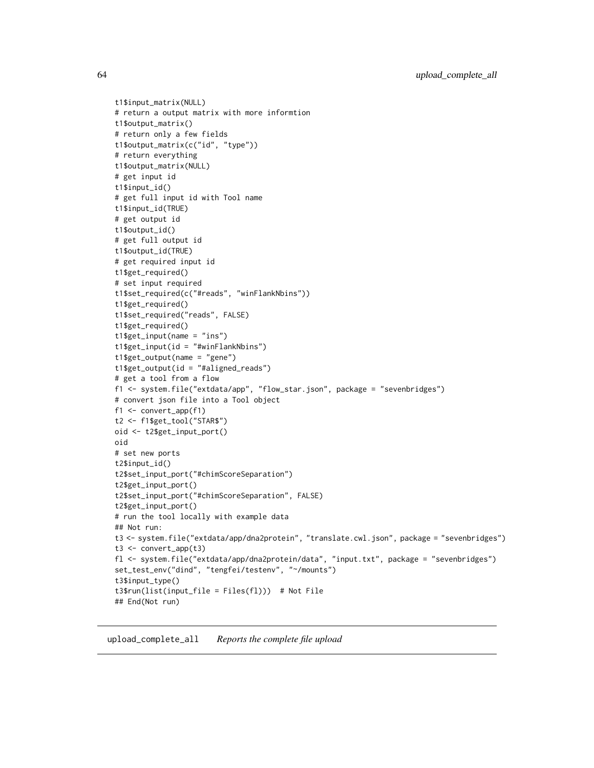```
t1$input_matrix(NULL)
# return a output matrix with more informtion
t1$output_matrix()
# return only a few fields
t1$output_matrix(c("id", "type"))
# return everything
t1$output_matrix(NULL)
# get input id
t1$input_id()
# get full input id with Tool name
t1$input_id(TRUE)
# get output id
t1$output_id()
# get full output id
t1$output_id(TRUE)
# get required input id
t1$get_required()
# set input required
t1$set_required(c("#reads", "winFlankNbins"))
t1$get_required()
t1$set_required("reads", FALSE)
t1$get_required()
t1$get_input(name = "ins")
t1$get_input(id = "#winFlankNbins")
t1$get_output(name = "gene")
t1$get_output(id = "#aligned_reads")
# get a tool from a flow
f1 <- system.file("extdata/app", "flow_star.json", package = "sevenbridges")
# convert json file into a Tool object
f1 <- convert_app(f1)
t2 <- f1$get_tool("STAR$")
oid <- t2$get_input_port()
oid
# set new ports
t2$input_id()
t2$set_input_port("#chimScoreSeparation")
t2$get_input_port()
t2$set_input_port("#chimScoreSeparation", FALSE)
t2$get_input_port()
# run the tool locally with example data
## Not run:
t3 <- system.file("extdata/app/dna2protein", "translate.cwl.json", package = "sevenbridges")
t3 <- convert_app(t3)
fl <- system.file("extdata/app/dna2protein/data", "input.txt", package = "sevenbridges")
set_test_env("dind", "tengfei/testenv", "~/mounts")
t3$input_type()
t3$run(list(input_file = Files(fl)))  # Not File
## End(Not run)
```

---

## upload_complete_all *Reports the complete file upload*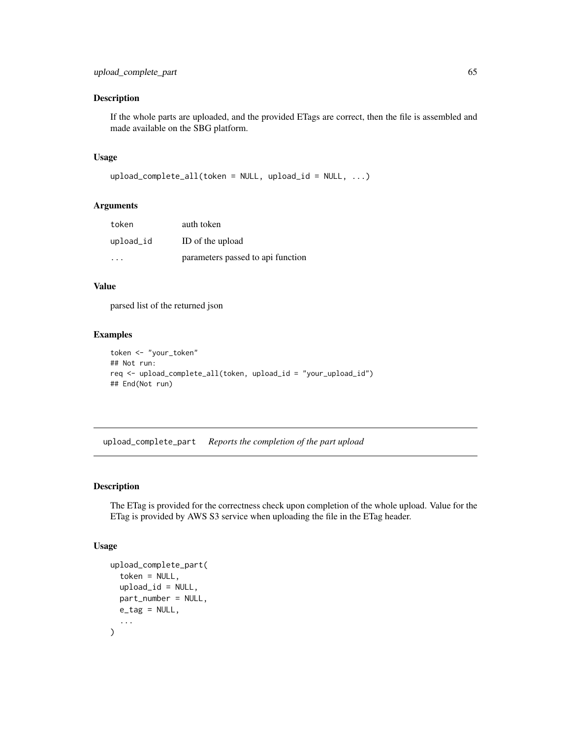## Description

If the whole parts are uploaded, and the provided ETags are correct, then the file is assembled and made available on the SBG platform.

## Usage

```
upload_complete_all(token = NULL, upload_id = NULL, ...)
```

## Arguments

| | |
|---|---|
| token | auth token |
| upload_id | ID of the upload |
| ... | parameters passed to api function |

## Value

parsed list of the returned json

## Examples

```
token <- "your_token"
## Not run:
req <- upload_complete_all(token, upload_id = "your_upload_id")
## End(Not run)
```

---

# upload_complete_part *Reports the completion of the part upload*

## Description

The ETag is provided for the correctness check upon completion of the whole upload. Value for the ETag is provided by AWS S3 service when uploading the file in the ETag header.

## Usage

```
upload_complete_part(
  token = NULL,
  upload_id = NULL,
  part_number = NULL,
  e_tag = NULL,
  ...
)
```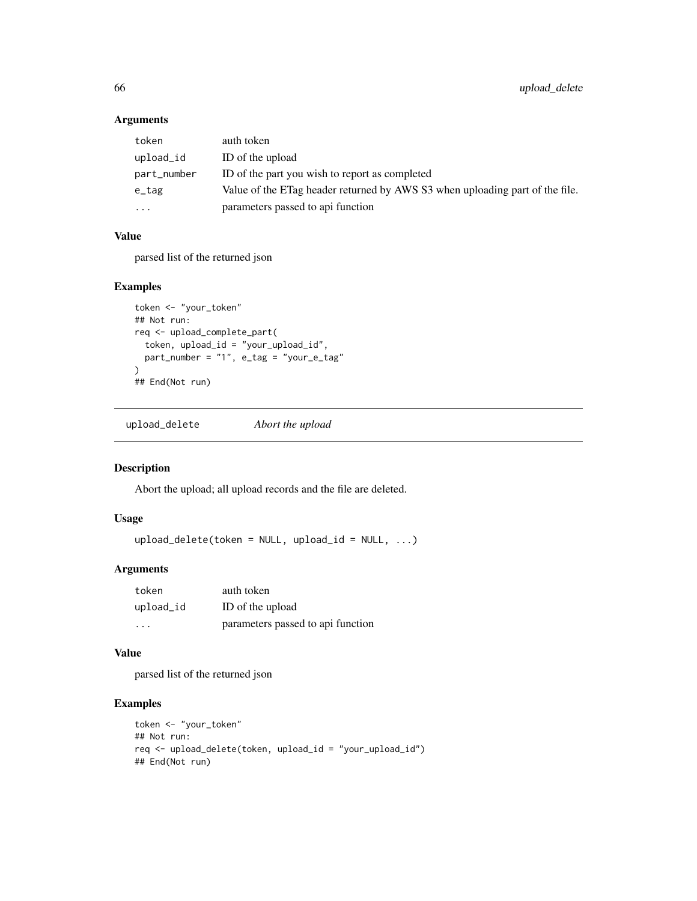### Arguments

| | |
|---|---|
| token | auth token |
| upload_id | ID of the upload |
| part_number | ID of the part you wish to report as completed |
| e_tag | Value of the ETag header returned by AWS S3 when uploading part of the file. |
| ... | parameters passed to api function |

### Value

parsed list of the returned json

### Examples

```
token <- "your_token"
## Not run:
req <- upload_complete_part(
  token, upload_id = "your_upload_id",
  part_number = "1", e_tag = "your_e_tag"
)
## End(Not run)
```

## upload_delete    *Abort the upload*

### Description

Abort the upload; all upload records and the file are deleted.

### Usage

```
upload_delete(token = NULL, upload_id = NULL, ...)
```

### Arguments

| | |
|---|---|
| token | auth token |
| upload_id | ID of the upload |
| ... | parameters passed to api function |

### Value

parsed list of the returned json

### Examples

```
token <- "your_token"
## Not run:
req <- upload_delete(token, upload_id = "your_upload_id")
## End(Not run)
```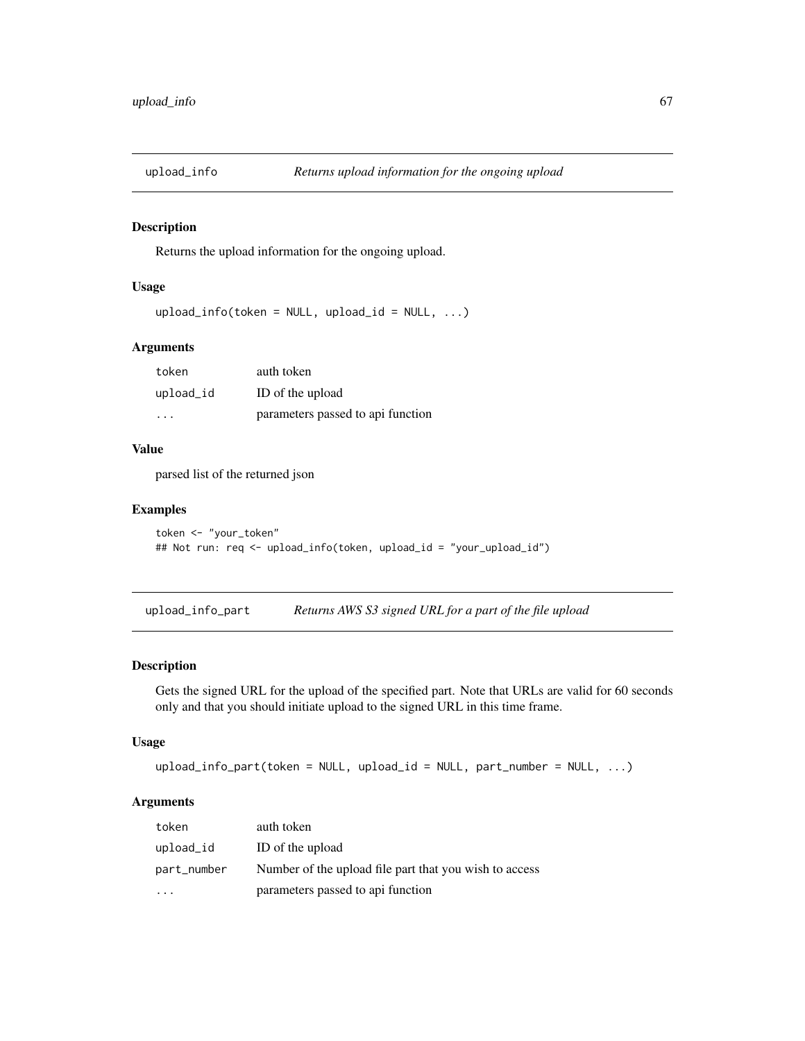## upload_info — *Returns upload information for the ongoing upload*

### Description

Returns the upload information for the ongoing upload.

### Usage

```
upload_info(token = NULL, upload_id = NULL, ...)
```

### Arguments

| | |
|---|---|
| `token` | auth token |
| `upload_id` | ID of the upload |
| `...` | parameters passed to api function |

### Value

parsed list of the returned json

### Examples

```
token <- "your_token"
## Not run: req <- upload_info(token, upload_id = "your_upload_id")
```

## upload_info_part — *Returns AWS S3 signed URL for a part of the file upload*

### Description

Gets the signed URL for the upload of the specified part. Note that URLs are valid for 60 seconds only and that you should initiate upload to the signed URL in this time frame.

### Usage

```
upload_info_part(token = NULL, upload_id = NULL, part_number = NULL, ...)
```

### Arguments

| | |
|---|---|
| `token` | auth token |
| `upload_id` | ID of the upload |
| `part_number` | Number of the upload file part that you wish to access |
| `...` | parameters passed to api function |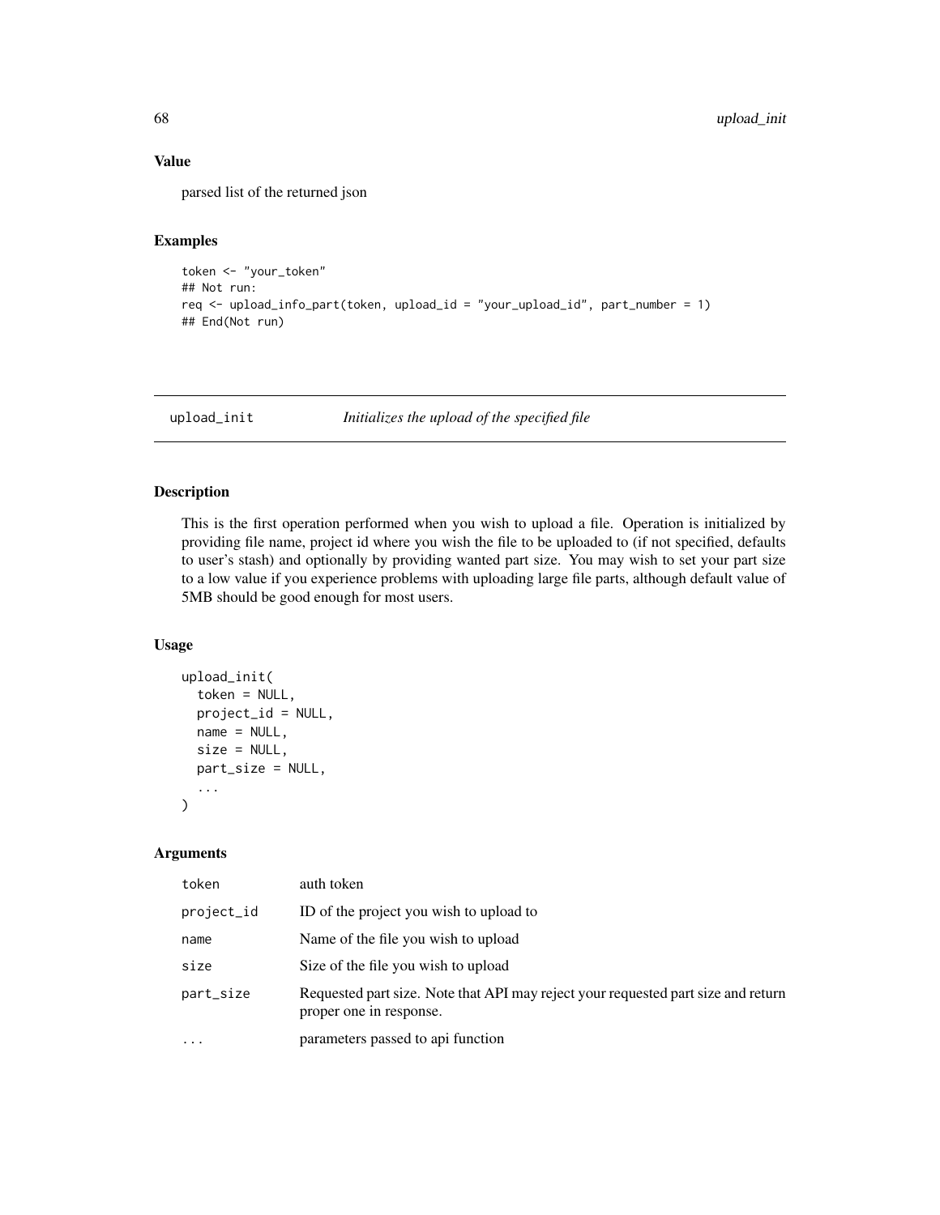### Value

parsed list of the returned json

### Examples

```
token <- "your_token"
## Not run:
req <- upload_info_part(token, upload_id = "your_upload_id", part_number = 1)
## End(Not run)
```

---

## upload_init — *Initializes the upload of the specified file*

---

### Description

This is the first operation performed when you wish to upload a file. Operation is initialized by providing file name, project id where you wish the file to be uploaded to (if not specified, defaults to user's stash) and optionally by providing wanted part size. You may wish to set your part size to a low value if you experience problems with uploading large file parts, although default value of 5MB should be good enough for most users.

### Usage

```
upload_init(
  token = NULL,
  project_id = NULL,
  name = NULL,
  size = NULL,
  part_size = NULL,
  ...
)
```

### Arguments

| | |
|---|---|
| token | auth token |
| project_id | ID of the project you wish to upload to |
| name | Name of the file you wish to upload |
| size | Size of the file you wish to upload |
| part_size | Requested part size. Note that API may reject your requested part size and return proper one in response. |
| ... | parameters passed to api function |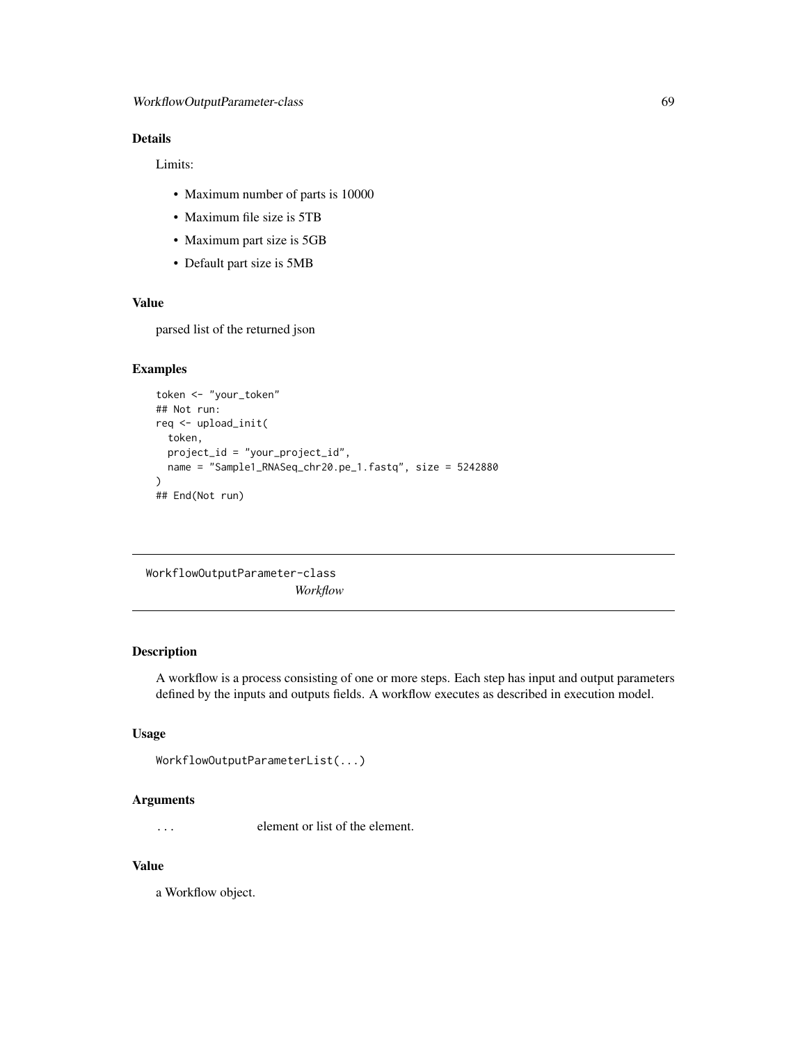## Details

Limits:

- Maximum number of parts is 10000
- Maximum file size is 5TB
- Maximum part size is 5GB
- Default part size is 5MB

## Value

parsed list of the returned json

## Examples

```
token <- "your_token"
## Not run:
req <- upload_init(
  token,
  project_id = "your_project_id",
  name = "Sample1_RNASeq_chr20.pe_1.fastq", size = 5242880
)
## End(Not run)
```

---

# WorkflowOutputParameter-class
*Workflow*

---

## Description

A workflow is a process consisting of one or more steps. Each step has input and output parameters defined by the inputs and outputs fields. A workflow executes as described in execution model.

## Usage

```
WorkflowOutputParameterList(...)
```

## Arguments

| | |
|---|---|
| ... | element or list of the element. |

## Value

a Workflow object.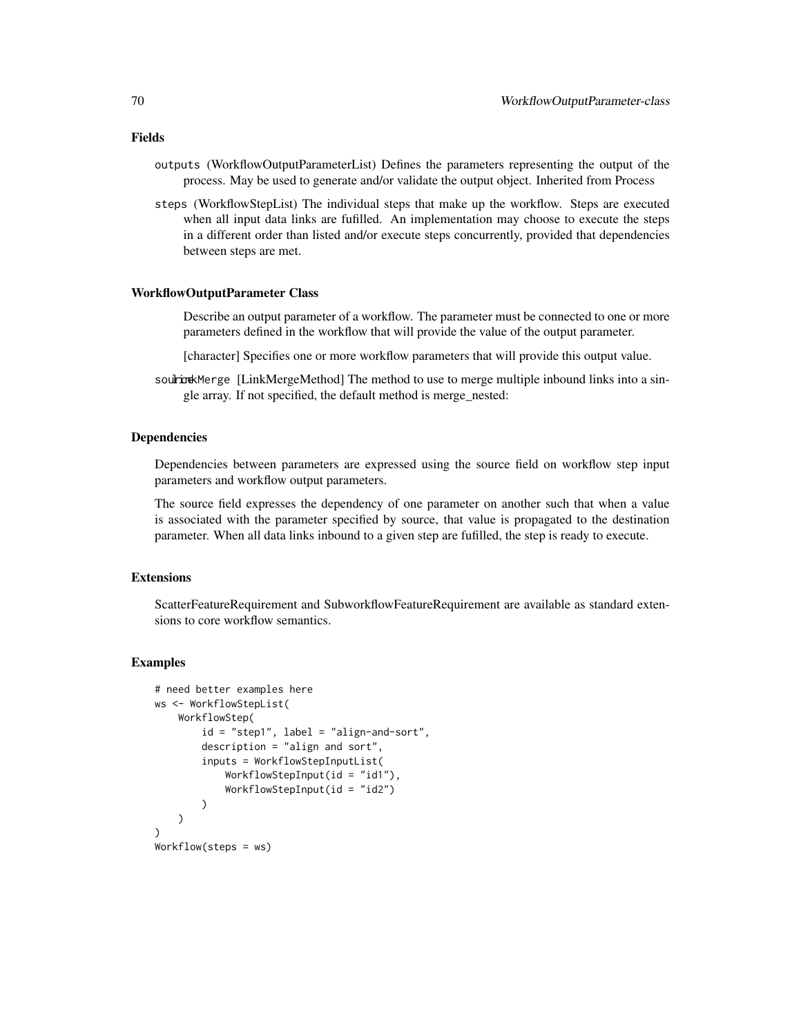### Fields

outputs (WorkflowOutputParameterList) Defines the parameters representing the output of the process. May be used to generate and/or validate the output object. Inherited from Process

steps (WorkflowStepList) The individual steps that make up the workflow. Steps are executed when all input data links are fufilled. An implementation may choose to execute the steps in a different order than listed and/or execute steps concurrently, provided that dependencies between steps are met.

### WorkflowOutputParameter Class

Describe an output parameter of a workflow. The parameter must be connected to one or more parameters defined in the workflow that will provide the value of the output parameter.

source [character] Specifies one or more workflow parameters that will provide this output value.

linkMerge [LinkMergeMethod] The method to use to merge multiple inbound links into a single array. If not specified, the default method is merge_nested:

### Dependencies

Dependencies between parameters are expressed using the source field on workflow step input parameters and workflow output parameters.

The source field expresses the dependency of one parameter on another such that when a value is associated with the parameter specified by source, that value is propagated to the destination parameter. When all data links inbound to a given step are fufilled, the step is ready to execute.

### Extensions

ScatterFeatureRequirement and SubworkflowFeatureRequirement are available as standard extensions to core workflow semantics.

### Examples

```
# need better examples here
ws <- WorkflowStepList(
    WorkflowStep(
        id = "step1", label = "align-and-sort",
        description = "align and sort",
        inputs = WorkflowStepInputList(
            WorkflowStepInput(id = "id1"),
            WorkflowStepInput(id = "id2")
        )
    )
)
Workflow(steps = ws)
```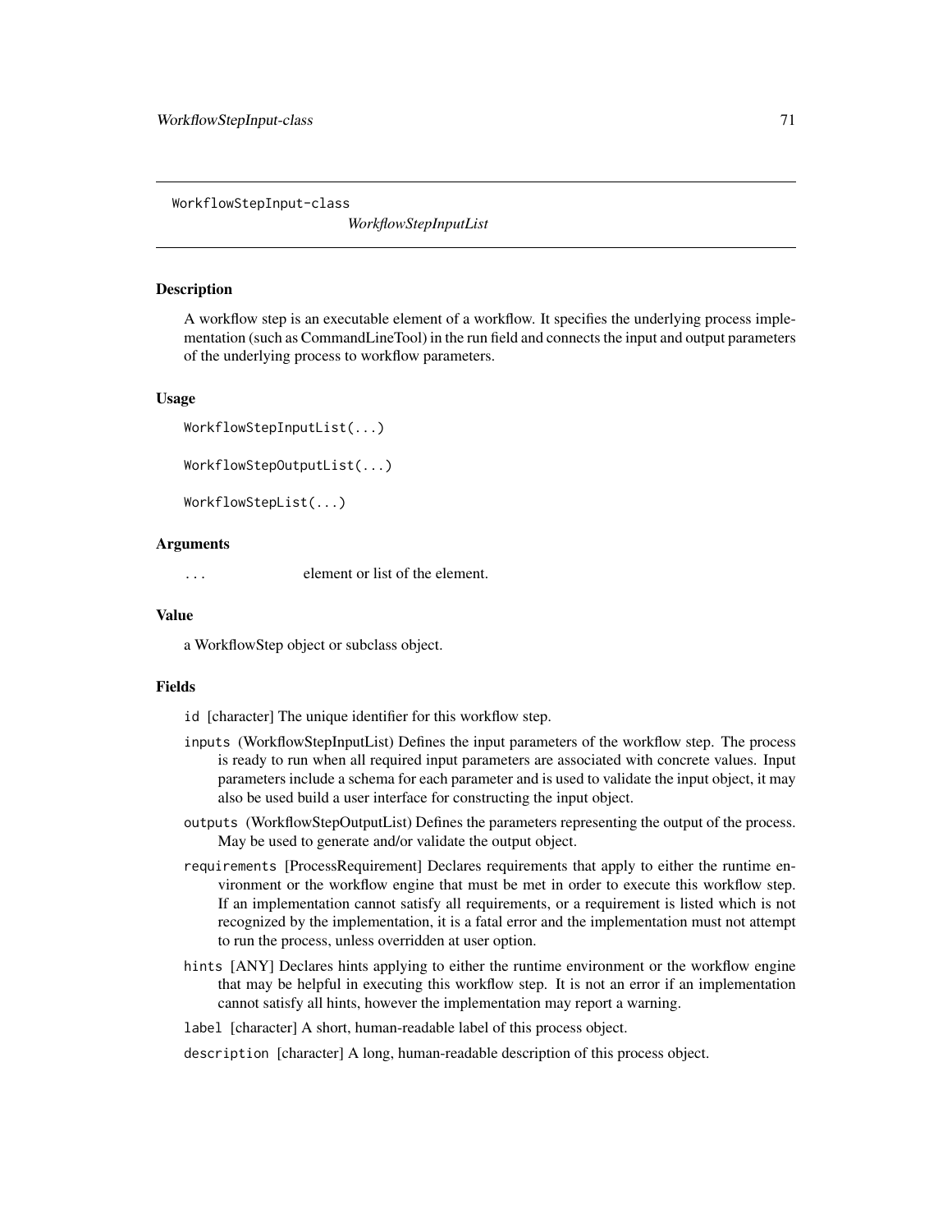WorkflowStepInput-class *WorkflowStepInputList*

## Description

A workflow step is an executable element of a workflow. It specifies the underlying process implementation (such as CommandLineTool) in the run field and connects the input and output parameters of the underlying process to workflow parameters.

## Usage

```
WorkflowStepInputList(...)

WorkflowStepOutputList(...)

WorkflowStepList(...)
```

## Arguments

`...` element or list of the element.

## Value

a WorkflowStep object or subclass object.

## Fields

- `id` [character] The unique identifier for this workflow step.
- `inputs` (WorkflowStepInputList) Defines the input parameters of the workflow step. The process is ready to run when all required input parameters are associated with concrete values. Input parameters include a schema for each parameter and is used to validate the input object, it may also be used build a user interface for constructing the input object.
- `outputs` (WorkflowStepOutputList) Defines the parameters representing the output of the process. May be used to generate and/or validate the output object.
- `requirements` [ProcessRequirement] Declares requirements that apply to either the runtime environment or the workflow engine that must be met in order to execute this workflow step. If an implementation cannot satisfy all requirements, or a requirement is listed which is not recognized by the implementation, it is a fatal error and the implementation must not attempt to run the process, unless overridden at user option.
- `hints` [ANY] Declares hints applying to either the runtime environment or the workflow engine that may be helpful in executing this workflow step. It is not an error if an implementation cannot satisfy all hints, however the implementation may report a warning.
- `label` [character] A short, human-readable label of this process object.
- `description` [character] A long, human-readable description of this process object.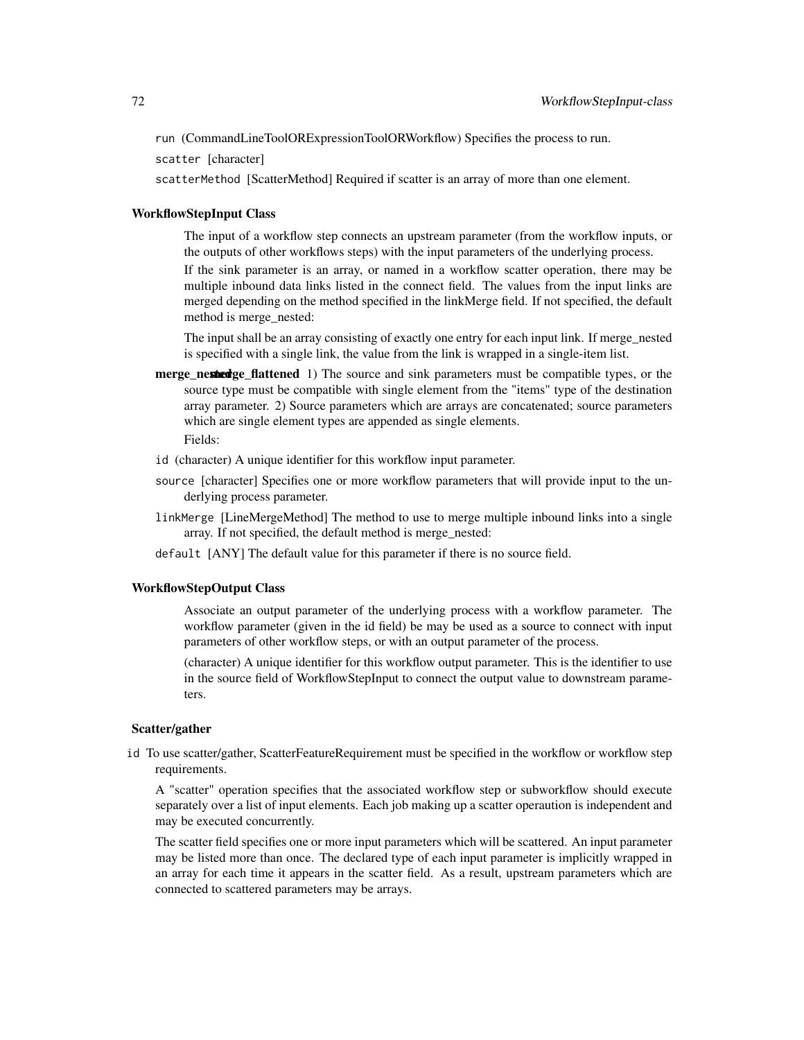run (CommandLineToolORExpressionToolORWorkflow) Specifies the process to run.

scatter [character]

scatterMethod [ScatterMethod] Required if scatter is an array of more than one element.

### WorkflowStepInput Class

The input of a workflow step connects an upstream parameter (from the workflow inputs, or the outputs of other workflows steps) with the input parameters of the underlying process.

If the sink parameter is an array, or named in a workflow scatter operation, there may be multiple inbound data links listed in the connect field. The values from the input links are merged depending on the method specified in the linkMerge field. If not specified, the default method is merge_nested:

The input shall be an array consisting of exactly one entry for each input link. If merge_nested is specified with a single link, the value from the link is wrapped in a single-item list.

**merge_nested** **merge_flattened** 1) The source and sink parameters must be compatible types, or the source type must be compatible with single element from the "items" type of the destination array parameter. 2) Source parameters which are arrays are concatenated; source parameters which are single element types are appended as single elements.

Fields:

id (character) A unique identifier for this workflow input parameter.

source [character] Specifies one or more workflow parameters that will provide input to the underlying process parameter.

linkMerge [LineMergeMethod] The method to use to merge multiple inbound links into a single array. If not specified, the default method is merge_nested:

default [ANY] The default value for this parameter if there is no source field.

### WorkflowStepOutput Class

Associate an output parameter of the underlying process with a workflow parameter. The workflow parameter (given in the id field) be may be used as a source to connect with input parameters of other workflow steps, or with an output parameter of the process.

(character) A unique identifier for this workflow output parameter. This is the identifier to use in the source field of WorkflowStepInput to connect the output value to downstream parameters.

### Scatter/gather

id To use scatter/gather, ScatterFeatureRequirement must be specified in the workflow or workflow step requirements.

A "scatter" operation specifies that the associated workflow step or subworkflow should execute separately over a list of input elements. Each job making up a scatter operaution is independent and may be executed concurrently.

The scatter field specifies one or more input parameters which will be scattered. An input parameter may be listed more than once. The declared type of each input parameter is implicitly wrapped in an array for each time it appears in the scatter field. As a result, upstream parameters which are connected to scattered parameters may be arrays.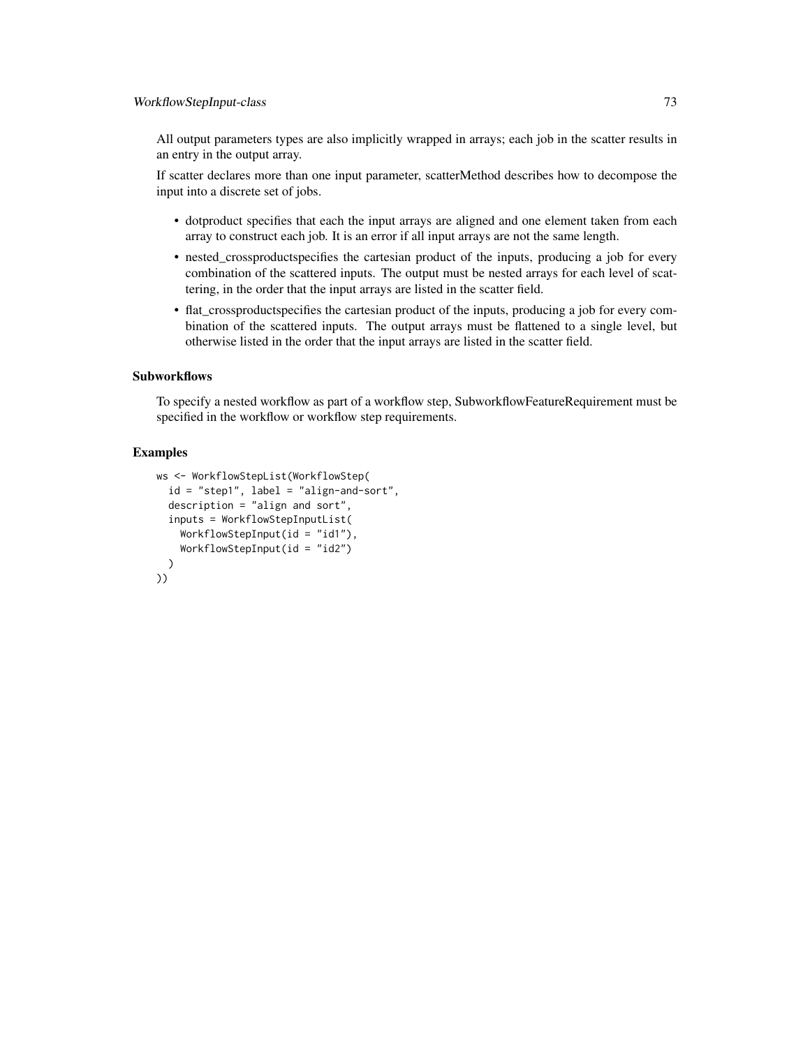All output parameters types are also implicitly wrapped in arrays; each job in the scatter results in an entry in the output array.

If scatter declares more than one input parameter, scatterMethod describes how to decompose the input into a discrete set of jobs.

- dotproduct specifies that each the input arrays are aligned and one element taken from each array to construct each job. It is an error if all input arrays are not the same length.
- nested_crossproductspecifies the cartesian product of the inputs, producing a job for every combination of the scattered inputs. The output must be nested arrays for each level of scattering, in the order that the input arrays are listed in the scatter field.
- flat_crossproductspecifies the cartesian product of the inputs, producing a job for every combination of the scattered inputs. The output arrays must be flattened to a single level, but otherwise listed in the order that the input arrays are listed in the scatter field.

## Subworkflows

To specify a nested workflow as part of a workflow step, SubworkflowFeatureRequirement must be specified in the workflow or workflow step requirements.

## Examples

```
ws <- WorkflowStepList(WorkflowStep(
  id = "step1", label = "align-and-sort",
  description = "align and sort",
  inputs = WorkflowStepInputList(
    WorkflowStepInput(id = "id1"),
    WorkflowStepInput(id = "id2")
  )
))
```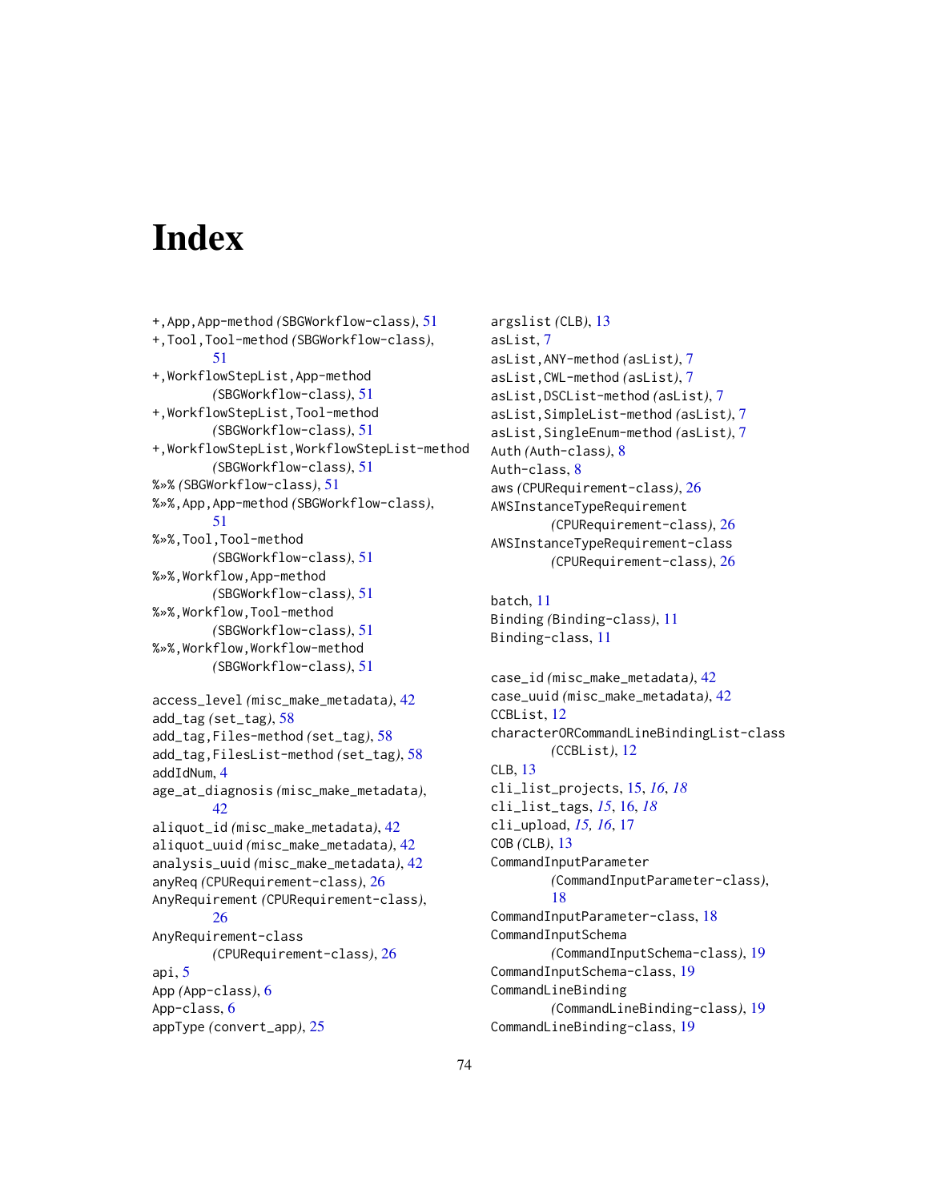# Index

+,App,App-method *(SBGWorkflow-class)*, 51
+,Tool,Tool-method *(SBGWorkflow-class)*, 51
+,WorkflowStepList,App-method *(SBGWorkflow-class)*, 51
+,WorkflowStepList,Tool-method *(SBGWorkflow-class)*, 51
+,WorkflowStepList,WorkflowStepList-method *(SBGWorkflow-class)*, 51
%>>% *(SBGWorkflow-class)*, 51
%>>%,App,App-method *(SBGWorkflow-class)*, 51
%>>%,Tool,Tool-method *(SBGWorkflow-class)*, 51
%>>%,Workflow,App-method *(SBGWorkflow-class)*, 51
%>>%,Workflow,Tool-method *(SBGWorkflow-class)*, 51
%>>%,Workflow,Workflow-method *(SBGWorkflow-class)*, 51

access_level *(misc_make_metadata)*, 42
add_tag *(set_tag)*, 58
add_tag,Files-method *(set_tag)*, 58
add_tag,FilesList-method *(set_tag)*, 58
addIdNum, 4
age_at_diagnosis *(misc_make_metadata)*, 42
aliquot_id *(misc_make_metadata)*, 42
aliquot_uuid *(misc_make_metadata)*, 42
analysis_uuid *(misc_make_metadata)*, 42
anyReq *(CPURequirement-class)*, 26
AnyRequirement *(CPURequirement-class)*, 26
AnyRequirement-class *(CPURequirement-class)*, 26
api, 5
App *(App-class)*, 6
App-class, 6
appType *(convert_app)*, 25
argslist *(CLB)*, 13
asList, 7
asList,ANY-method *(asList)*, 7
asList,CWL-method *(asList)*, 7
asList,DSCList-method *(asList)*, 7
asList,SimpleList-method *(asList)*, 7
asList,SingleEnum-method *(asList)*, 7
Auth *(Auth-class)*, 8
Auth-class, 8
aws *(CPURequirement-class)*, 26
AWSInstanceTypeRequirement *(CPURequirement-class)*, 26
AWSInstanceTypeRequirement-class *(CPURequirement-class)*, 26

batch, 11
Binding *(Binding-class)*, 11
Binding-class, 11

case_id *(misc_make_metadata)*, 42
case_uuid *(misc_make_metadata)*, 42
CCBList, 12
characterORCommandLineBindingList-class *(CCBList)*, 12
CLB, 13
cli_list_projects, 15, *16*, *18*
cli_list_tags, *15*, 16, *18*
cli_upload, *15*, *16*, 17
COB *(CLB)*, 13
CommandInputParameter *(CommandInputParameter-class)*, 18
CommandInputParameter-class, 18
CommandInputSchema *(CommandInputSchema-class)*, 19
CommandInputSchema-class, 19
CommandLineBinding *(CommandLineBinding-class)*, 19
CommandLineBinding-class, 19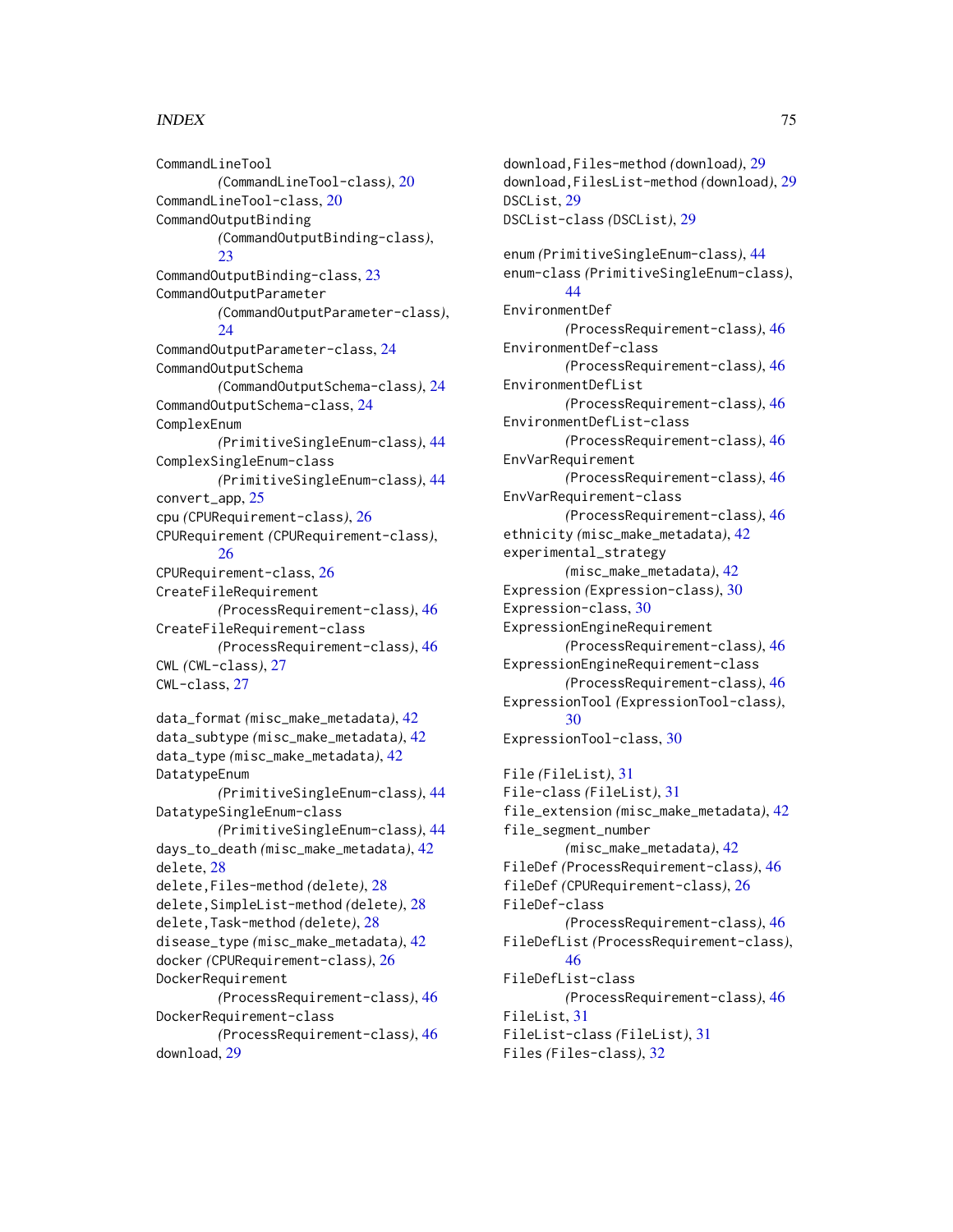CommandLineTool *(CommandLineTool-class)*, 20
CommandLineTool-class, 20
CommandOutputBinding *(CommandOutputBinding-class)*, 23
CommandOutputBinding-class, 23
CommandOutputParameter *(CommandOutputParameter-class)*, 24
CommandOutputParameter-class, 24
CommandOutputSchema *(CommandOutputSchema-class)*, 24
CommandOutputSchema-class, 24
ComplexEnum *(PrimitiveSingleEnum-class)*, 44
ComplexSingleEnum-class *(PrimitiveSingleEnum-class)*, 44
convert_app, 25
cpu *(CPURequirement-class)*, 26
CPURequirement *(CPURequirement-class)*, 26
CPURequirement-class, 26
CreateFileRequirement *(ProcessRequirement-class)*, 46
CreateFileRequirement-class *(ProcessRequirement-class)*, 46
CWL *(CWL-class)*, 27
CWL-class, 27

data_format *(misc_make_metadata)*, 42
data_subtype *(misc_make_metadata)*, 42
data_type *(misc_make_metadata)*, 42
DatatypeEnum *(PrimitiveSingleEnum-class)*, 44
DatatypeSingleEnum-class *(PrimitiveSingleEnum-class)*, 44
days_to_death *(misc_make_metadata)*, 42
delete, 28
delete,Files-method *(delete)*, 28
delete,SimpleList-method *(delete)*, 28
delete,Task-method *(delete)*, 28
disease_type *(misc_make_metadata)*, 42
docker *(CPURequirement-class)*, 26
DockerRequirement *(ProcessRequirement-class)*, 46
DockerRequirement-class *(ProcessRequirement-class)*, 46
download, 29
download,Files-method *(download)*, 29
download,FilesList-method *(download)*, 29
DSCList, 29
DSCList-class *(DSCList)*, 29

enum *(PrimitiveSingleEnum-class)*, 44
enum-class *(PrimitiveSingleEnum-class)*, 44
EnvironmentDef *(ProcessRequirement-class)*, 46
EnvironmentDef-class *(ProcessRequirement-class)*, 46
EnvironmentDefList *(ProcessRequirement-class)*, 46
EnvironmentDefList-class *(ProcessRequirement-class)*, 46
EnvVarRequirement *(ProcessRequirement-class)*, 46
EnvVarRequirement-class *(ProcessRequirement-class)*, 46
ethnicity *(misc_make_metadata)*, 42
experimental_strategy *(misc_make_metadata)*, 42
Expression *(Expression-class)*, 30
Expression-class, 30
ExpressionEngineRequirement *(ProcessRequirement-class)*, 46
ExpressionEngineRequirement-class *(ProcessRequirement-class)*, 46
ExpressionTool *(ExpressionTool-class)*, 30
ExpressionTool-class, 30

File *(FileList)*, 31
File-class *(FileList)*, 31
file_extension *(misc_make_metadata)*, 42
file_segment_number *(misc_make_metadata)*, 42
FileDef *(ProcessRequirement-class)*, 46
fileDef *(CPURequirement-class)*, 26
FileDef-class *(ProcessRequirement-class)*, 46
FileDefList *(ProcessRequirement-class)*, 46
FileDefList-class *(ProcessRequirement-class)*, 46
FileList, 31
FileList-class *(FileList)*, 31
Files *(Files-class)*, 32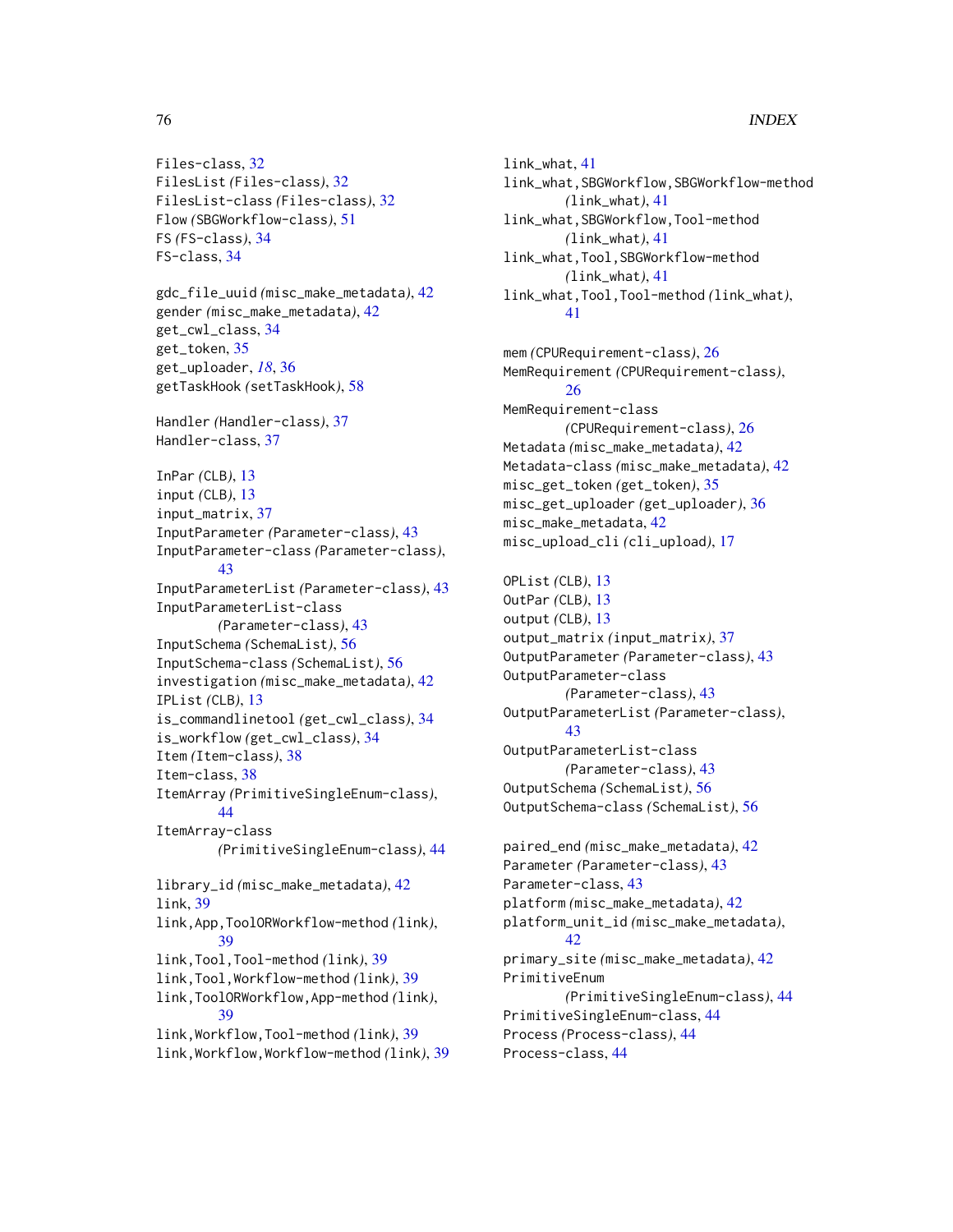Files-class, 32
FilesList *(Files-class)*, 32
FilesList-class *(Files-class)*, 32
Flow *(SBGWorkflow-class)*, 51
FS *(FS-class)*, 34
FS-class, 34

gdc_file_uuid *(misc_make_metadata)*, 42
gender *(misc_make_metadata)*, 42
get_cwl_class, 34
get_token, 35
get_uploader, *18*, 36
getTaskHook *(setTaskHook)*, 58

Handler *(Handler-class)*, 37
Handler-class, 37

InPar *(CLB)*, 13
input *(CLB)*, 13
input_matrix, 37
InputParameter *(Parameter-class)*, 43
InputParameter-class *(Parameter-class)*, 43
InputParameterList *(Parameter-class)*, 43
InputParameterList-class *(Parameter-class)*, 43
InputSchema *(SchemaList)*, 56
InputSchema-class *(SchemaList)*, 56
investigation *(misc_make_metadata)*, 42
IPList *(CLB)*, 13
is_commandlinetool *(get_cwl_class)*, 34
is_workflow *(get_cwl_class)*, 34
Item *(Item-class)*, 38
Item-class, 38
ItemArray *(PrimitiveSingleEnum-class)*, 44
ItemArray-class *(PrimitiveSingleEnum-class)*, 44

library_id *(misc_make_metadata)*, 42
link, 39
link,App,ToolORWorkflow-method *(link)*, 39
link,Tool,Tool-method *(link)*, 39
link,Tool,Workflow-method *(link)*, 39
link,ToolORWorkflow,App-method *(link)*, 39
link,Workflow,Tool-method *(link)*, 39
link,Workflow,Workflow-method *(link)*, 39
link_what, 41
link_what,SBGWorkflow,SBGWorkflow-method *(link_what)*, 41
link_what,SBGWorkflow,Tool-method *(link_what)*, 41
link_what,Tool,SBGWorkflow-method *(link_what)*, 41
link_what,Tool,Tool-method *(link_what)*, 41

mem *(CPURequirement-class)*, 26
MemRequirement *(CPURequirement-class)*, 26
MemRequirement-class *(CPURequirement-class)*, 26
Metadata *(misc_make_metadata)*, 42
Metadata-class *(misc_make_metadata)*, 42
misc_get_token *(get_token)*, 35
misc_get_uploader *(get_uploader)*, 36
misc_make_metadata, 42
misc_upload_cli *(cli_upload)*, 17

OPList *(CLB)*, 13
OutPar *(CLB)*, 13
output *(CLB)*, 13
output_matrix *(input_matrix)*, 37
OutputParameter *(Parameter-class)*, 43
OutputParameter-class *(Parameter-class)*, 43
OutputParameterList *(Parameter-class)*, 43
OutputParameterList-class *(Parameter-class)*, 43
OutputSchema *(SchemaList)*, 56
OutputSchema-class *(SchemaList)*, 56

paired_end *(misc_make_metadata)*, 42
Parameter *(Parameter-class)*, 43
Parameter-class, 43
platform *(misc_make_metadata)*, 42
platform_unit_id *(misc_make_metadata)*, 42
primary_site *(misc_make_metadata)*, 42
PrimitiveEnum *(PrimitiveSingleEnum-class)*, 44
PrimitiveSingleEnum-class, 44
Process *(Process-class)*, 44
Process-class, 44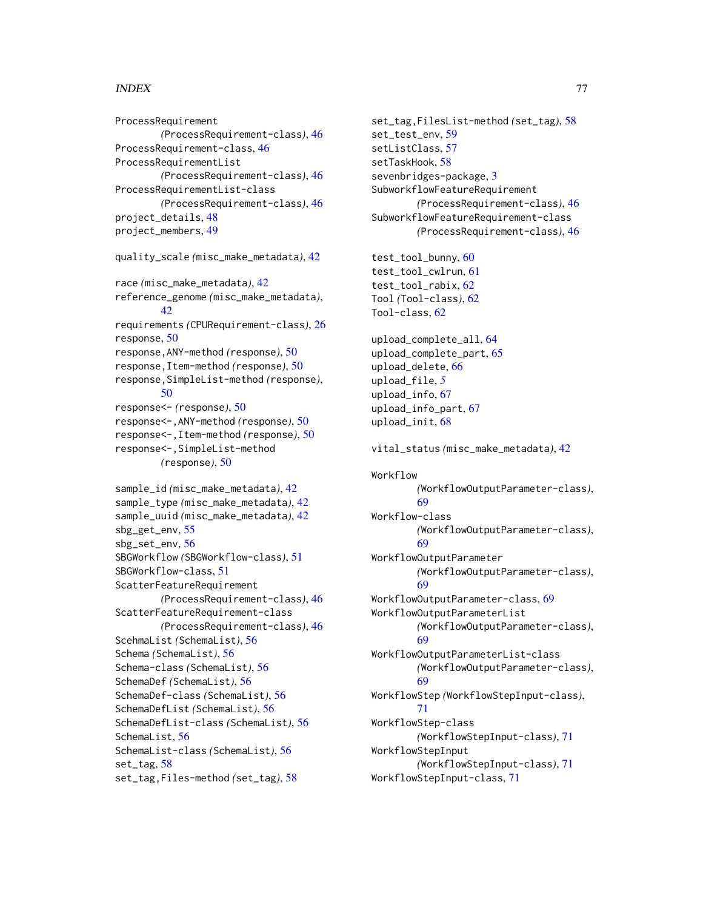ProcessRequirement
    *(ProcessRequirement-class)*, 46
ProcessRequirement-class, 46
ProcessRequirementList
    *(ProcessRequirement-class)*, 46
ProcessRequirementList-class
    *(ProcessRequirement-class)*, 46
project_details, 48
project_members, 49

quality_scale *(misc_make_metadata)*, 42

race *(misc_make_metadata)*, 42
reference_genome *(misc_make_metadata)*, 42
requirements *(CPURequirement-class)*, 26
response, 50
response,ANY-method *(response)*, 50
response,Item-method *(response)*, 50
response,SimpleList-method *(response)*, 50
response<- *(response)*, 50
response<-,ANY-method *(response)*, 50
response<-,Item-method *(response)*, 50
response<-,SimpleList-method *(response)*, 50

sample_id *(misc_make_metadata)*, 42
sample_type *(misc_make_metadata)*, 42
sample_uuid *(misc_make_metadata)*, 42
sbg_get_env, 55
sbg_set_env, 56
SBGWorkflow *(SBGWorkflow-class)*, 51
SBGWorkflow-class, 51
ScatterFeatureRequirement
    *(ProcessRequirement-class)*, 46
ScatterFeatureRequirement-class
    *(ProcessRequirement-class)*, 46
SchemaList *(SchemaList)*, 56
Schema *(SchemaList)*, 56
Schema-class *(SchemaList)*, 56
SchemaDef *(SchemaList)*, 56
SchemaDef-class *(SchemaList)*, 56
SchemaDefList *(SchemaList)*, 56
SchemaDefList-class *(SchemaList)*, 56
SchemaList, 56
SchemaList-class *(SchemaList)*, 56
set_tag, 58
set_tag,Files-method *(set_tag)*, 58
set_tag,FilesList-method *(set_tag)*, 58
set_test_env, 59
setListClass, 57
setTaskHook, 58
sevenbridges-package, 3
SubworkflowFeatureRequirement
    *(ProcessRequirement-class)*, 46
SubworkflowFeatureRequirement-class
    *(ProcessRequirement-class)*, 46

test_tool_bunny, 60
test_tool_cwlrun, 61
test_tool_rabix, 62
Tool *(Tool-class)*, 62
Tool-class, 62

upload_complete_all, 64
upload_complete_part, 65
upload_delete, 66
upload_file, *5*
upload_info, 67
upload_info_part, 67
upload_init, 68

vital_status *(misc_make_metadata)*, 42

Workflow
    *(WorkflowOutputParameter-class)*, 69
Workflow-class
    *(WorkflowOutputParameter-class)*, 69
WorkflowOutputParameter
    *(WorkflowOutputParameter-class)*, 69
WorkflowOutputParameter-class, 69
WorkflowOutputParameterList
    *(WorkflowOutputParameter-class)*, 69
WorkflowOutputParameterList-class
    *(WorkflowOutputParameter-class)*, 69
WorkflowStep *(WorkflowStepInput-class)*, 71
WorkflowStep-class
    *(WorkflowStepInput-class)*, 71
WorkflowStepInput
    *(WorkflowStepInput-class)*, 71
WorkflowStepInput-class, 71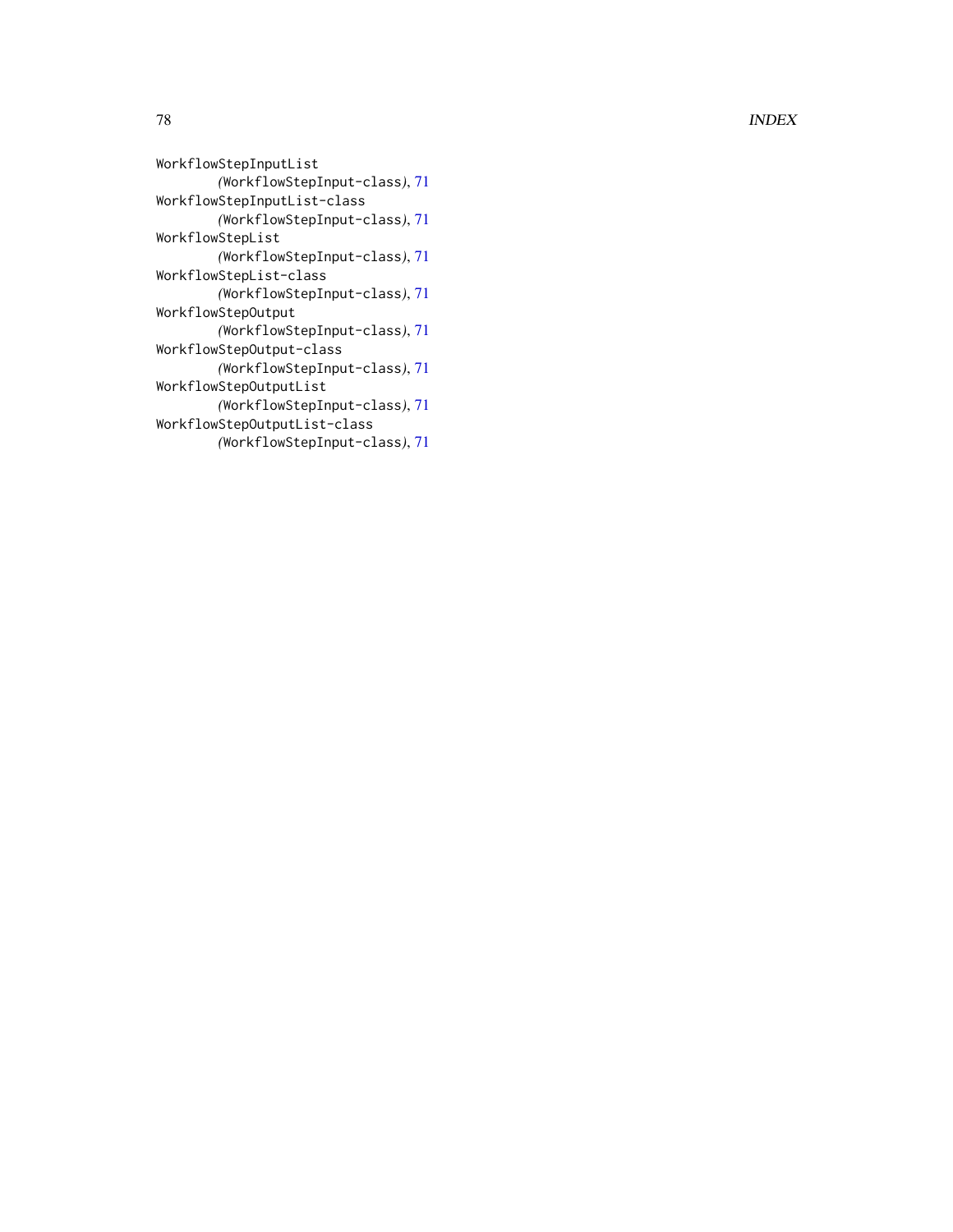WorkflowStepInputList
 (WorkflowStepInput-class), 71
WorkflowStepInputList-class
 (WorkflowStepInput-class), 71
WorkflowStepList
 (WorkflowStepInput-class), 71
WorkflowStepList-class
 (WorkflowStepInput-class), 71
WorkflowStepOutput
 (WorkflowStepInput-class), 71
WorkflowStepOutput-class
 (WorkflowStepInput-class), 71
WorkflowStepOutputList
 (WorkflowStepInput-class), 71
WorkflowStepOutputList-class
 (WorkflowStepInput-class), 71